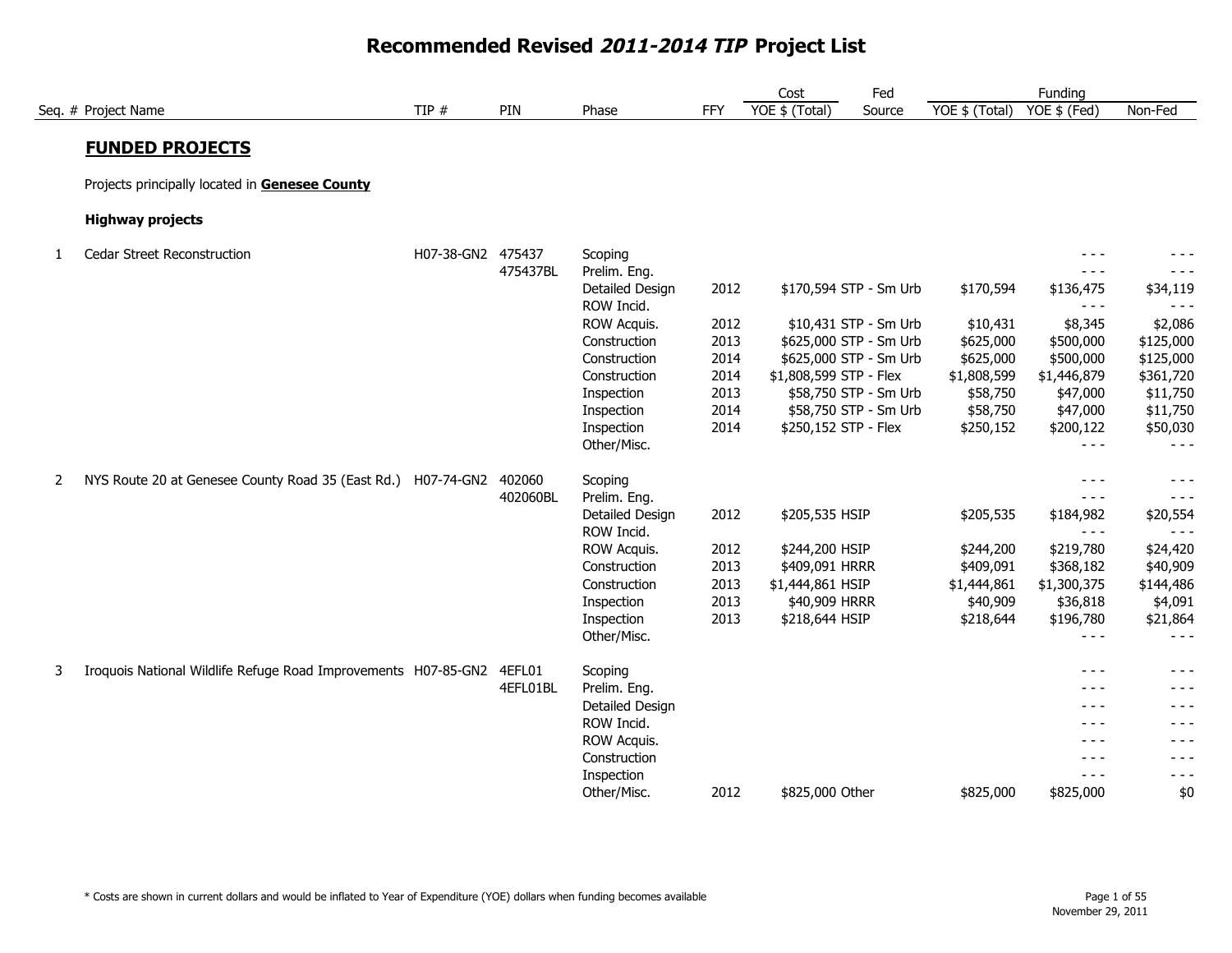# Recommended Revised *2011-2014 TIP* Project List

| Seq. # | Project Name | TIP # | PIN | Phase | FFY | Cost YOE $ (Total) | Fed Source | Funding YOE $ (Total) | Funding YOE $ (Fed) | Non-Fed |
|---|---|---|---|---|---|---|---|---|---|---|

## FUNDED PROJECTS

Projects principally located in **Genesee County**

**Highway projects**

| Seq. # | Project Name | TIP # | PIN | Phase | FFY | Cost YOE $ (Total) | Fed Source | Funding YOE $ (Total) | Funding YOE $ (Fed) | Non-Fed |
|---|---|---|---|---|---|---|---|---|---|---|
| 1 | Cedar Street Reconstruction | H07-38-GN2 | 475437 | Scoping | | | | | - - - | - - - |
| | | | 475437BL | Prelim. Eng. | | | | | - - - | - - - |
| | | | | Detailed Design | 2012 | $170,594 | STP - Sm Urb | $170,594 | $136,475 | $34,119 |
| | | | | ROW Incid. | | | | | - - - | - - - |
| | | | | ROW Acquis. | 2012 | $10,431 | STP - Sm Urb | $10,431 | $8,345 | $2,086 |
| | | | | Construction | 2013 | $625,000 | STP - Sm Urb | $625,000 | $500,000 | $125,000 |
| | | | | Construction | 2014 | $625,000 | STP - Sm Urb | $625,000 | $500,000 | $125,000 |
| | | | | Construction | 2014 | $1,808,599 | STP - Flex | $1,808,599 | $1,446,879 | $361,720 |
| | | | | Inspection | 2013 | $58,750 | STP - Sm Urb | $58,750 | $47,000 | $11,750 |
| | | | | Inspection | 2014 | $58,750 | STP - Sm Urb | $58,750 | $47,000 | $11,750 |
| | | | | Inspection | 2014 | $250,152 | STP - Flex | $250,152 | $200,122 | $50,030 |
| | | | | Other/Misc. | | | | | - - - | - - - |
| 2 | NYS Route 20 at Genesee County Road 35 (East Rd.) | H07-74-GN2 | 402060 | Scoping | | | | | - - - | - - - |
| | | | 402060BL | Prelim. Eng. | | | | | - - - | - - - |
| | | | | Detailed Design | 2012 | $205,535 | HSIP | $205,535 | $184,982 | $20,554 |
| | | | | ROW Incid. | | | | | - - - | - - - |
| | | | | ROW Acquis. | 2012 | $244,200 | HSIP | $244,200 | $219,780 | $24,420 |
| | | | | Construction | 2013 | $409,091 | HRRR | $409,091 | $368,182 | $40,909 |
| | | | | Construction | 2013 | $1,444,861 | HSIP | $1,444,861 | $1,300,375 | $144,486 |
| | | | | Inspection | 2013 | $40,909 | HRRR | $40,909 | $36,818 | $4,091 |
| | | | | Inspection | 2013 | $218,644 | HSIP | $218,644 | $196,780 | $21,864 |
| | | | | Other/Misc. | | | | | - - - | - - - |
| 3 | Iroquois National Wildlife Refuge Road Improvements | H07-85-GN2 | 4EFL01 | Scoping | | | | | - - - | - - - |
| | | | 4EFL01BL | Prelim. Eng. | | | | | - - - | - - - |
| | | | | Detailed Design | | | | | - - - | - - - |
| | | | | ROW Incid. | | | | | - - - | - - - |
| | | | | ROW Acquis. | | | | | - - - | - - - |
| | | | | Construction | | | | | - - - | - - - |
| | | | | Inspection | | | | | - - - | - - - |
| | | | | Other/Misc. | 2012 | $825,000 | Other | $825,000 | $825,000 | $0 |

* Costs are shown in current dollars and would be inflated to Year of Expenditure (YOE) dollars when funding becomes available

November 29, 2011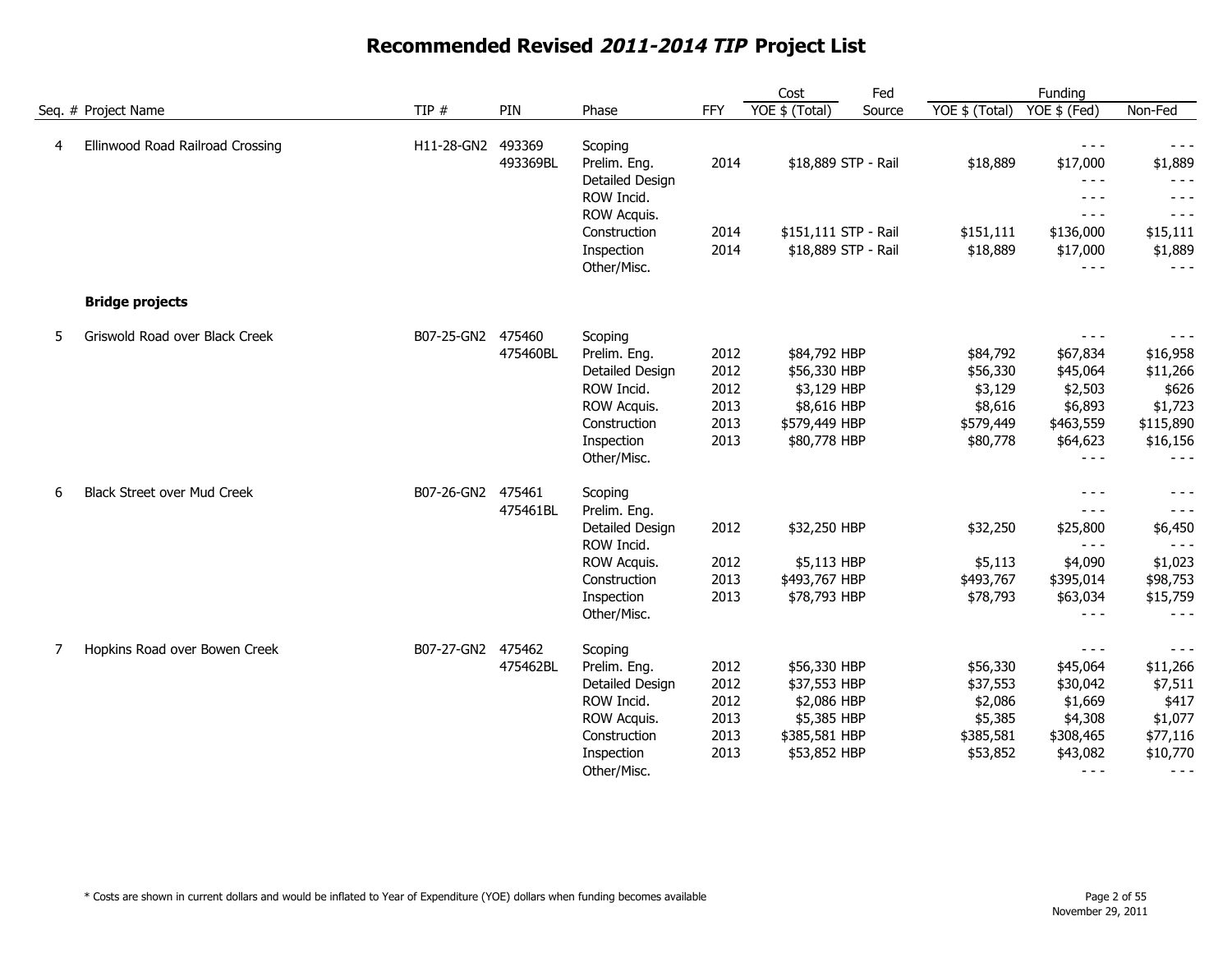# Recommended Revised *2011-2014 TIP* Project List

| Seq. # | Project Name | TIP # | PIN | Phase | FFY | Cost YOE $ (Total) | Fed Source | Funding YOE $ (Total) | Funding YOE $ (Fed) | Funding Non-Fed |
|---|---|---|---|---|---|---|---|---|---|---|
| 4 | Ellinwood Road Railroad Crossing | H11-28-GN2 | 493369 | Scoping | | | | | - - - | - - - |
| | | | 493369BL | Prelim. Eng. | 2014 | $18,889 | STP - Rail | $18,889 | $17,000 | $1,889 |
| | | | | Detailed Design | | | | | - - - | - - - |
| | | | | ROW Incid. | | | | | - - - | - - - |
| | | | | ROW Acquis. | | | | | - - - | - - - |
| | | | | Construction | 2014 | $151,111 | STP - Rail | $151,111 | $136,000 | $15,111 |
| | | | | Inspection | 2014 | $18,889 | STP - Rail | $18,889 | $17,000 | $1,889 |
| | | | | Other/Misc. | | | | | - - - | - - - |
| | **Bridge projects** | | | | | | | | | |
| 5 | Griswold Road over Black Creek | B07-25-GN2 | 475460 | Scoping | | | | | - - - | - - - |
| | | | 475460BL | Prelim. Eng. | 2012 | $84,792 | HBP | $84,792 | $67,834 | $16,958 |
| | | | | Detailed Design | 2012 | $56,330 | HBP | $56,330 | $45,064 | $11,266 |
| | | | | ROW Incid. | 2012 | $3,129 | HBP | $3,129 | $2,503 | $626 |
| | | | | ROW Acquis. | 2013 | $8,616 | HBP | $8,616 | $6,893 | $1,723 |
| | | | | Construction | 2013 | $579,449 | HBP | $579,449 | $463,559 | $115,890 |
| | | | | Inspection | 2013 | $80,778 | HBP | $80,778 | $64,623 | $16,156 |
| | | | | Other/Misc. | | | | | - - - | - - - |
| 6 | Black Street over Mud Creek | B07-26-GN2 | 475461 | Scoping | | | | | - - - | - - - |
| | | | 475461BL | Prelim. Eng. | | | | | - - - | - - - |
| | | | | Detailed Design | 2012 | $32,250 | HBP | $32,250 | $25,800 | $6,450 |
| | | | | ROW Incid. | | | | | - - - | - - - |
| | | | | ROW Acquis. | 2012 | $5,113 | HBP | $5,113 | $4,090 | $1,023 |
| | | | | Construction | 2013 | $493,767 | HBP | $493,767 | $395,014 | $98,753 |
| | | | | Inspection | 2013 | $78,793 | HBP | $78,793 | $63,034 | $15,759 |
| | | | | Other/Misc. | | | | | - - - | - - - |
| 7 | Hopkins Road over Bowen Creek | B07-27-GN2 | 475462 | Scoping | | | | | - - - | - - - |
| | | | 475462BL | Prelim. Eng. | 2012 | $56,330 | HBP | $56,330 | $45,064 | $11,266 |
| | | | | Detailed Design | 2012 | $37,553 | HBP | $37,553 | $30,042 | $7,511 |
| | | | | ROW Incid. | 2012 | $2,086 | HBP | $2,086 | $1,669 | $417 |
| | | | | ROW Acquis. | 2013 | $5,385 | HBP | $5,385 | $4,308 | $1,077 |
| | | | | Construction | 2013 | $385,581 | HBP | $385,581 | $308,465 | $77,116 |
| | | | | Inspection | 2013 | $53,852 | HBP | $53,852 | $43,082 | $10,770 |
| | | | | Other/Misc. | | | | | - - - | - - - |

* Costs are shown in current dollars and would be inflated to Year of Expenditure (YOE) dollars when funding becomes available

November 29, 2011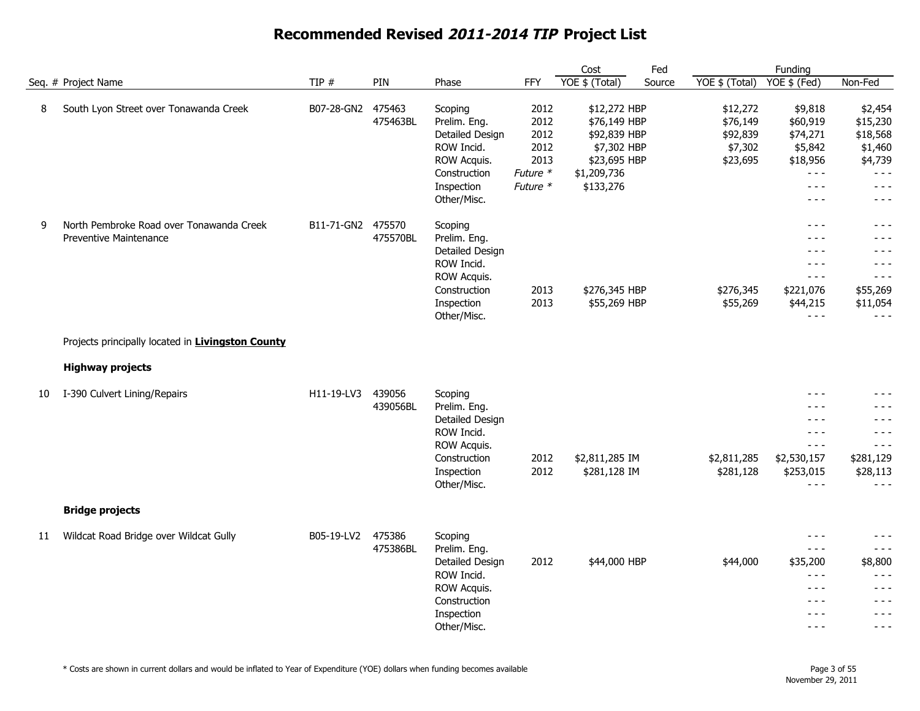# Recommended Revised *2011-2014 TIP* Project List

| Seq. # | Project Name | TIP # | PIN | Phase | FFY | Cost YOE $ (Total) | Fed Source | Funding YOE $ (Total) | Funding YOE $ (Fed) | Non-Fed |
|---|---|---|---|---|---|---|---|---|---|---|
| 8 | South Lyon Street over Tonawanda Creek | B07-28-GN2 | 475463 | Scoping | 2012 | $12,272 | HBP | $12,272 | $9,818 | $2,454 |
| | | | 475463BL | Prelim. Eng. | 2012 | $76,149 | HBP | $76,149 | $60,919 | $15,230 |
| | | | | Detailed Design | 2012 | $92,839 | HBP | $92,839 | $74,271 | $18,568 |
| | | | | ROW Incid. | 2012 | $7,302 | HBP | $7,302 | $5,842 | $1,460 |
| | | | | ROW Acquis. | 2013 | $23,695 | HBP | $23,695 | $18,956 | $4,739 |
| | | | | Construction | *Future \** | $1,209,736 | | | - - - | - - - |
| | | | | Inspection | *Future \** | $133,276 | | | - - - | - - - |
| | | | | Other/Misc. | | | | | - - - | - - - |
| 9 | North Pembroke Road over Tonawanda Creek Preventive Maintenance | B11-71-GN2 | 475570 | Scoping | | | | | - - - | - - - |
| | | | 475570BL | Prelim. Eng. | | | | | - - - | - - - |
| | | | | Detailed Design | | | | | - - - | - - - |
| | | | | ROW Incid. | | | | | - - - | - - - |
| | | | | ROW Acquis. | | | | | - - - | - - - |
| | | | | Construction | 2013 | $276,345 | HBP | $276,345 | $221,076 | $55,269 |
| | | | | Inspection | 2013 | $55,269 | HBP | $55,269 | $44,215 | $11,054 |
| | | | | Other/Misc. | | | | | - - - | - - - |
| | Projects principally located in **Livingston County** | | | | | | | | | |
| | **Highway projects** | | | | | | | | | |
| 10 | I-390 Culvert Lining/Repairs | H11-19-LV3 | 439056 | Scoping | | | | | - - - | - - - |
| | | | 439056BL | Prelim. Eng. | | | | | - - - | - - - |
| | | | | Detailed Design | | | | | - - - | - - - |
| | | | | ROW Incid. | | | | | - - - | - - - |
| | | | | ROW Acquis. | | | | | - - - | - - - |
| | | | | Construction | 2012 | $2,811,285 | IM | $2,811,285 | $2,530,157 | $281,129 |
| | | | | Inspection | 2012 | $281,128 | IM | $281,128 | $253,015 | $28,113 |
| | | | | Other/Misc. | | | | | - - - | - - - |
| | **Bridge projects** | | | | | | | | | |
| 11 | Wildcat Road Bridge over Wildcat Gully | B05-19-LV2 | 475386 | Scoping | | | | | - - - | - - - |
| | | | 475386BL | Prelim. Eng. | | | | | - - - | - - - |
| | | | | Detailed Design | 2012 | $44,000 | HBP | $44,000 | $35,200 | $8,800 |
| | | | | ROW Incid. | | | | | - - - | - - - |
| | | | | ROW Acquis. | | | | | - - - | - - - |
| | | | | Construction | | | | | - - - | - - - |
| | | | | Inspection | | | | | - - - | - - - |
| | | | | Other/Misc. | | | | | - - - | - - - |

\* Costs are shown in current dollars and would be inflated to Year of Expenditure (YOE) dollars when funding becomes available

November 29, 2011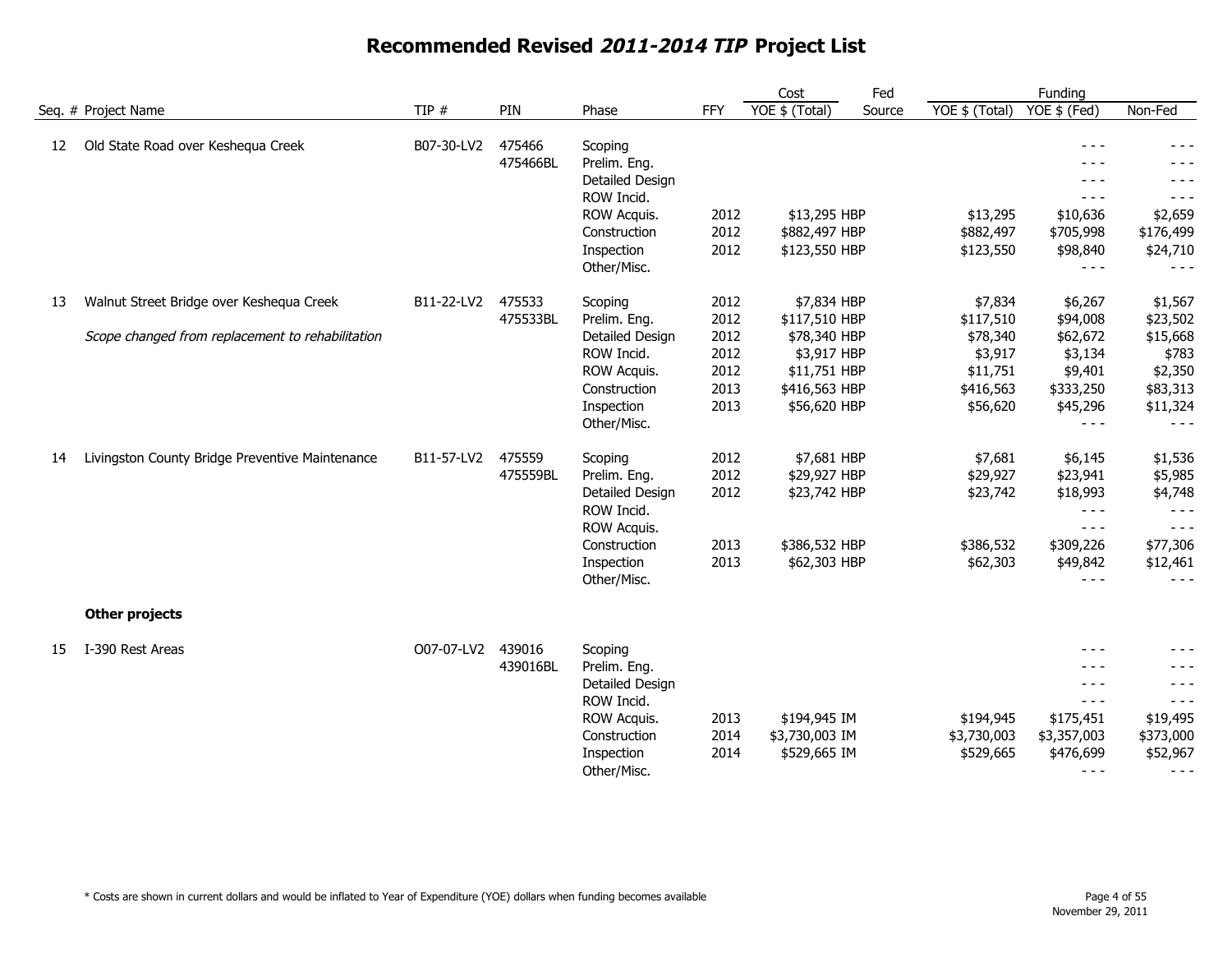# Recommended Revised *2011-2014 TIP* Project List

| Seq. # | Project Name | TIP # | PIN | Phase | FFY | Cost YOE $ (Total) | Fed Source | Funding YOE $ (Total) | Funding YOE $ (Fed) | Non-Fed |
|---|---|---|---|---|---|---|---|---|---|---|
| 12 | Old State Road over Keshequa Creek | B07-30-LV2 | 475466 | Scoping | | | | | - - - | - - - |
| | | | 475466BL | Prelim. Eng. | | | | | - - - | - - - |
| | | | | Detailed Design | | | | | - - - | - - - |
| | | | | ROW Incid. | | | | | - - - | - - - |
| | | | | ROW Acquis. | 2012 | $13,295 | HBP | $13,295 | $10,636 | $2,659 |
| | | | | Construction | 2012 | $882,497 | HBP | $882,497 | $705,998 | $176,499 |
| | | | | Inspection | 2012 | $123,550 | HBP | $123,550 | $98,840 | $24,710 |
| | | | | Other/Misc. | | | | | - - - | - - - |
| 13 | Walnut Street Bridge over Keshequa Creek | B11-22-LV2 | 475533 | Scoping | 2012 | $7,834 | HBP | $7,834 | $6,267 | $1,567 |
| | | | 475533BL | Prelim. Eng. | 2012 | $117,510 | HBP | $117,510 | $94,008 | $23,502 |
| | *Scope changed from replacement to rehabilitation* | | | Detailed Design | 2012 | $78,340 | HBP | $78,340 | $62,672 | $15,668 |
| | | | | ROW Incid. | 2012 | $3,917 | HBP | $3,917 | $3,134 | $783 |
| | | | | ROW Acquis. | 2012 | $11,751 | HBP | $11,751 | $9,401 | $2,350 |
| | | | | Construction | 2013 | $416,563 | HBP | $416,563 | $333,250 | $83,313 |
| | | | | Inspection | 2013 | $56,620 | HBP | $56,620 | $45,296 | $11,324 |
| | | | | Other/Misc. | | | | | - - - | - - - |
| 14 | Livingston County Bridge Preventive Maintenance | B11-57-LV2 | 475559 | Scoping | 2012 | $7,681 | HBP | $7,681 | $6,145 | $1,536 |
| | | | 475559BL | Prelim. Eng. | 2012 | $29,927 | HBP | $29,927 | $23,941 | $5,985 |
| | | | | Detailed Design | 2012 | $23,742 | HBP | $23,742 | $18,993 | $4,748 |
| | | | | ROW Incid. | | | | | - - - | - - - |
| | | | | ROW Acquis. | | | | | - - - | - - - |
| | | | | Construction | 2013 | $386,532 | HBP | $386,532 | $309,226 | $77,306 |
| | | | | Inspection | 2013 | $62,303 | HBP | $62,303 | $49,842 | $12,461 |
| | | | | Other/Misc. | | | | | - - - | - - - |
| | **Other projects** | | | | | | | | | |
| 15 | I-390 Rest Areas | O07-07-LV2 | 439016 | Scoping | | | | | - - - | - - - |
| | | | 439016BL | Prelim. Eng. | | | | | - - - | - - - |
| | | | | Detailed Design | | | | | - - - | - - - |
| | | | | ROW Incid. | | | | | - - - | - - - |
| | | | | ROW Acquis. | 2013 | $194,945 | IM | $194,945 | $175,451 | $19,495 |
| | | | | Construction | 2014 | $3,730,003 | IM | $3,730,003 | $3,357,003 | $373,000 |
| | | | | Inspection | 2014 | $529,665 | IM | $529,665 | $476,699 | $52,967 |
| | | | | Other/Misc. | | | | | - - - | - - - |

\* Costs are shown in current dollars and would be inflated to Year of Expenditure (YOE) dollars when funding becomes available

November 29, 2011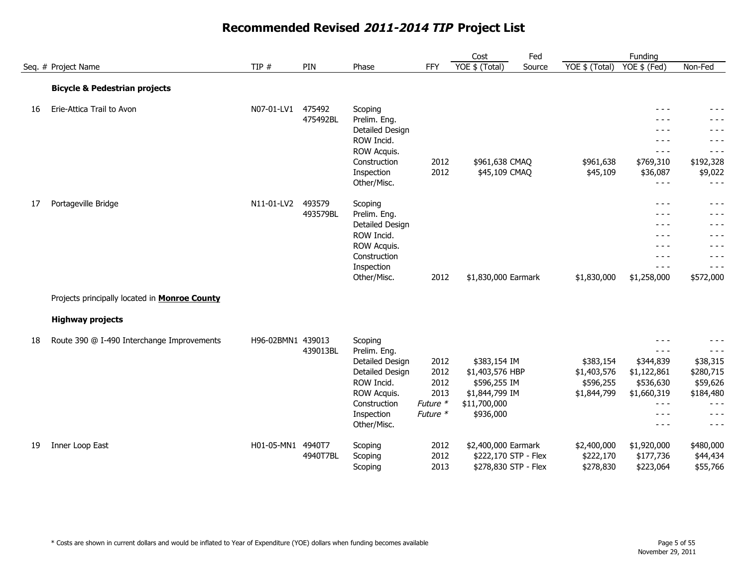# Recommended Revised *2011-2014 TIP* Project List

| Seq. # | Project Name | TIP # | PIN | Phase | FFY | Cost YOE $ (Total) | Fed Source | Funding YOE $ (Total) | Funding YOE $ (Fed) | Funding Non-Fed |
|---|---|---|---|---|---|---|---|---|---|---|
| | **Bicycle & Pedestrian projects** | | | | | | | | | |
| 16 | Erie-Attica Trail to Avon | N07-01-LV1 | 475492 | Scoping | | | | | - - - | - - - |
| | | | 475492BL | Prelim. Eng. | | | | | - - - | - - - |
| | | | | Detailed Design | | | | | - - - | - - - |
| | | | | ROW Incid. | | | | | - - - | - - - |
| | | | | ROW Acquis. | | | | | - - - | - - - |
| | | | | Construction | 2012 | $961,638 | CMAQ | $961,638 | $769,310 | $192,328 |
| | | | | Inspection | 2012 | $45,109 | CMAQ | $45,109 | $36,087 | $9,022 |
| | | | | Other/Misc. | | | | | - - - | - - - |
| 17 | Portageville Bridge | N11-01-LV2 | 493579 | Scoping | | | | | - - - | - - - |
| | | | 493579BL | Prelim. Eng. | | | | | - - - | - - - |
| | | | | Detailed Design | | | | | - - - | - - - |
| | | | | ROW Incid. | | | | | - - - | - - - |
| | | | | ROW Acquis. | | | | | - - - | - - - |
| | | | | Construction | | | | | - - - | - - - |
| | | | | Inspection | | | | | - - - | - - - |
| | | | | Other/Misc. | 2012 | $1,830,000 | Earmark | $1,830,000 | $1,258,000 | $572,000 |
| | Projects principally located in **Monroe County** | | | | | | | | | |
| | **Highway projects** | | | | | | | | | |
| 18 | Route 390 @ I-490 Interchange Improvements | H96-02BMN1 | 439013 | Scoping | | | | | - - - | - - - |
| | | | 439013BL | Prelim. Eng. | | | | | - - - | - - - |
| | | | | Detailed Design | 2012 | $383,154 | IM | $383,154 | $344,839 | $38,315 |
| | | | | Detailed Design | 2012 | $1,403,576 | HBP | $1,403,576 | $1,122,861 | $280,715 |
| | | | | ROW Incid. | 2012 | $596,255 | IM | $596,255 | $536,630 | $59,626 |
| | | | | ROW Acquis. | 2013 | $1,844,799 | IM | $1,844,799 | $1,660,319 | $184,480 |
| | | | | Construction | *Future \** | $11,700,000 | | | - - - | - - - |
| | | | | Inspection | *Future \** | $936,000 | | | - - - | - - - |
| | | | | Other/Misc. | | | | | - - - | - - - |
| 19 | Inner Loop East | H01-05-MN1 | 4940T7 | Scoping | 2012 | $2,400,000 | Earmark | $2,400,000 | $1,920,000 | $480,000 |
| | | | 4940T7BL | Scoping | 2012 | $222,170 | STP - Flex | $222,170 | $177,736 | $44,434 |
| | | | | Scoping | 2013 | $278,830 | STP - Flex | $278,830 | $223,064 | $55,766 |

\* Costs are shown in current dollars and would be inflated to Year of Expenditure (YOE) dollars when funding becomes available

November 29, 2011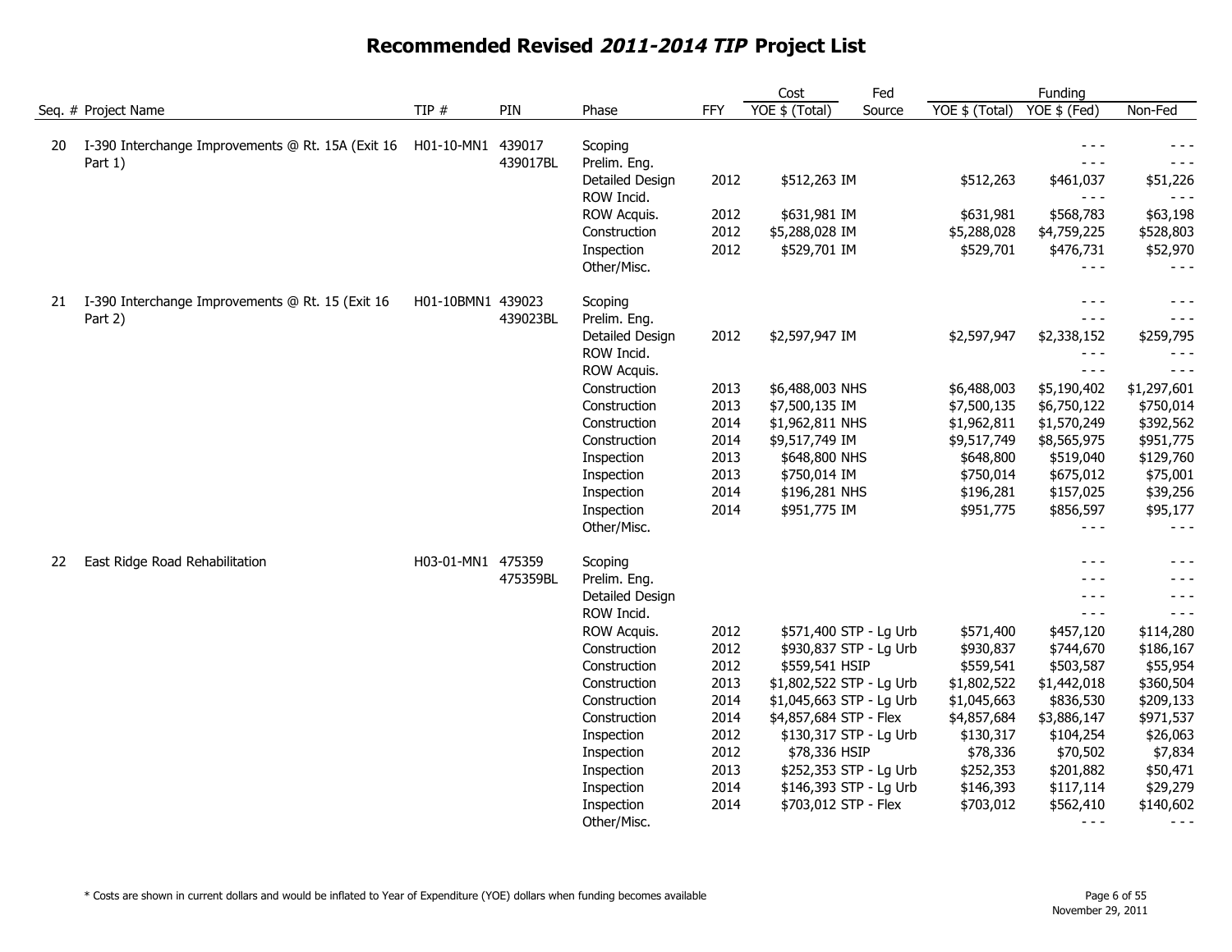# Recommended Revised *2011-2014 TIP* Project List

| Seq. # | Project Name | TIP # | PIN | Phase | FFY | Cost YOE $ (Total) | Fed Source | Funding YOE $ (Total) | Funding YOE $ (Fed) | Funding Non-Fed |
|---|---|---|---|---|---|---|---|---|---|---|
| 20 | I-390 Interchange Improvements @ Rt. 15A (Exit 16 Part 1) | H01-10-MN1 | 439017 | Scoping | | | | | - - - | - - - |
| | | | 439017BL | Prelim. Eng. | | | | | - - - | - - - |
| | | | | Detailed Design | 2012 | $512,263 | IM | $512,263 | $461,037 | $51,226 |
| | | | | ROW Incid. | | | | | - - - | - - - |
| | | | | ROW Acquis. | 2012 | $631,981 | IM | $631,981 | $568,783 | $63,198 |
| | | | | Construction | 2012 | $5,288,028 | IM | $5,288,028 | $4,759,225 | $528,803 |
| | | | | Inspection | 2012 | $529,701 | IM | $529,701 | $476,731 | $52,970 |
| | | | | Other/Misc. | | | | | - - - | - - - |
| 21 | I-390 Interchange Improvements @ Rt. 15 (Exit 16 Part 2) | H01-10BMN1 | 439023 | Scoping | | | | | - - - | - - - |
| | | | 439023BL | Prelim. Eng. | | | | | - - - | - - - |
| | | | | Detailed Design | 2012 | $2,597,947 | IM | $2,597,947 | $2,338,152 | $259,795 |
| | | | | ROW Incid. | | | | | - - - | - - - |
| | | | | ROW Acquis. | | | | | - - - | - - - |
| | | | | Construction | 2013 | $6,488,003 | NHS | $6,488,003 | $5,190,402 | $1,297,601 |
| | | | | Construction | 2013 | $7,500,135 | IM | $7,500,135 | $6,750,122 | $750,014 |
| | | | | Construction | 2014 | $1,962,811 | NHS | $1,962,811 | $1,570,249 | $392,562 |
| | | | | Construction | 2014 | $9,517,749 | IM | $9,517,749 | $8,565,975 | $951,775 |
| | | | | Inspection | 2013 | $648,800 | NHS | $648,800 | $519,040 | $129,760 |
| | | | | Inspection | 2013 | $750,014 | IM | $750,014 | $675,012 | $75,001 |
| | | | | Inspection | 2014 | $196,281 | NHS | $196,281 | $157,025 | $39,256 |
| | | | | Inspection | 2014 | $951,775 | IM | $951,775 | $856,597 | $95,177 |
| | | | | Other/Misc. | | | | | - - - | - - - |
| 22 | East Ridge Road Rehabilitation | H03-01-MN1 | 475359 | Scoping | | | | | - - - | - - - |
| | | | 475359BL | Prelim. Eng. | | | | | - - - | - - - |
| | | | | Detailed Design | | | | | - - - | - - - |
| | | | | ROW Incid. | | | | | - - - | - - - |
| | | | | ROW Acquis. | 2012 | $571,400 | STP - Lg Urb | $571,400 | $457,120 | $114,280 |
| | | | | Construction | 2012 | $930,837 | STP - Lg Urb | $930,837 | $744,670 | $186,167 |
| | | | | Construction | 2012 | $559,541 | HSIP | $559,541 | $503,587 | $55,954 |
| | | | | Construction | 2013 | $1,802,522 | STP - Lg Urb | $1,802,522 | $1,442,018 | $360,504 |
| | | | | Construction | 2014 | $1,045,663 | STP - Lg Urb | $1,045,663 | $836,530 | $209,133 |
| | | | | Construction | 2014 | $4,857,684 | STP - Flex | $4,857,684 | $3,886,147 | $971,537 |
| | | | | Inspection | 2012 | $130,317 | STP - Lg Urb | $130,317 | $104,254 | $26,063 |
| | | | | Inspection | 2012 | $78,336 | HSIP | $78,336 | $70,502 | $7,834 |
| | | | | Inspection | 2013 | $252,353 | STP - Lg Urb | $252,353 | $201,882 | $50,471 |
| | | | | Inspection | 2014 | $146,393 | STP - Lg Urb | $146,393 | $117,114 | $29,279 |
| | | | | Inspection | 2014 | $703,012 | STP - Flex | $703,012 | $562,410 | $140,602 |
| | | | | Other/Misc. | | | | | - - - | - - - |

\* Costs are shown in current dollars and would be inflated to Year of Expenditure (YOE) dollars when funding becomes available

November 29, 2011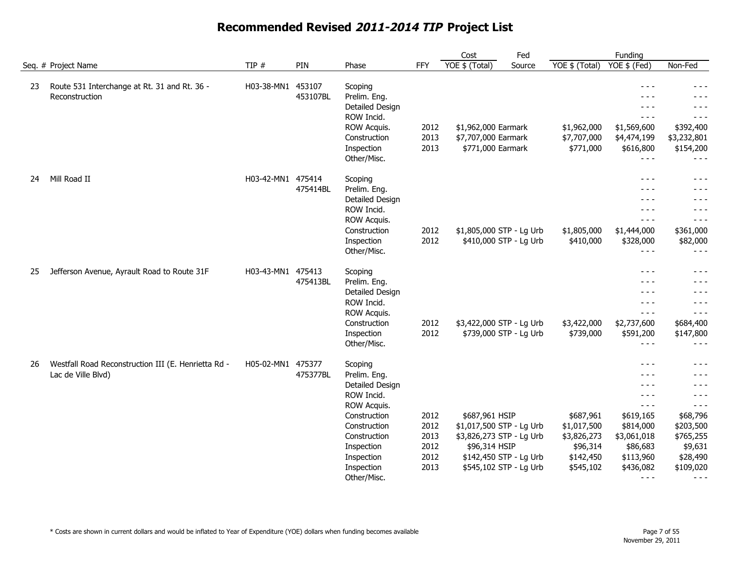# Recommended Revised *2011-2014 TIP* Project List

| Seq. # | Project Name | TIP # | PIN | Phase | FFY | Cost YOE $ (Total) | Fed Source | Funding YOE $ (Total) | Funding YOE $ (Fed) | Funding Non-Fed |
|---|---|---|---|---|---|---|---|---|---|---|
| 23 | Route 531 Interchange at Rt. 31 and Rt. 36 - Reconstruction | H03-38-MN1 | 453107 | Scoping | | | | | - - - | - - - |
| | | | 453107BL | Prelim. Eng. | | | | | - - - | - - - |
| | | | | Detailed Design | | | | | - - - | - - - |
| | | | | ROW Incid. | | | | | - - - | - - - |
| | | | | ROW Acquis. | 2012 | $1,962,000 | Earmark | $1,962,000 | $1,569,600 | $392,400 |
| | | | | Construction | 2013 | $7,707,000 | Earmark | $7,707,000 | $4,474,199 | $3,232,801 |
| | | | | Inspection | 2013 | $771,000 | Earmark | $771,000 | $616,800 | $154,200 |
| | | | | Other/Misc. | | | | | - - - | - - - |
| 24 | Mill Road II | H03-42-MN1 | 475414 | Scoping | | | | | - - - | - - - |
| | | | 475414BL | Prelim. Eng. | | | | | - - - | - - - |
| | | | | Detailed Design | | | | | - - - | - - - |
| | | | | ROW Incid. | | | | | - - - | - - - |
| | | | | ROW Acquis. | | | | | - - - | - - - |
| | | | | Construction | 2012 | $1,805,000 | STP - Lg Urb | $1,805,000 | $1,444,000 | $361,000 |
| | | | | Inspection | 2012 | $410,000 | STP - Lg Urb | $410,000 | $328,000 | $82,000 |
| | | | | Other/Misc. | | | | | - - - | - - - |
| 25 | Jefferson Avenue, Ayrault Road to Route 31F | H03-43-MN1 | 475413 | Scoping | | | | | - - - | - - - |
| | | | 475413BL | Prelim. Eng. | | | | | - - - | - - - |
| | | | | Detailed Design | | | | | - - - | - - - |
| | | | | ROW Incid. | | | | | - - - | - - - |
| | | | | ROW Acquis. | | | | | - - - | - - - |
| | | | | Construction | 2012 | $3,422,000 | STP - Lg Urb | $3,422,000 | $2,737,600 | $684,400 |
| | | | | Inspection | 2012 | $739,000 | STP - Lg Urb | $739,000 | $591,200 | $147,800 |
| | | | | Other/Misc. | | | | | - - - | - - - |
| 26 | Westfall Road Reconstruction III (E. Henrietta Rd - Lac de Ville Blvd) | H05-02-MN1 | 475377 | Scoping | | | | | - - - | - - - |
| | | | 475377BL | Prelim. Eng. | | | | | - - - | - - - |
| | | | | Detailed Design | | | | | - - - | - - - |
| | | | | ROW Incid. | | | | | - - - | - - - |
| | | | | ROW Acquis. | | | | | - - - | - - - |
| | | | | Construction | 2012 | $687,961 | HSIP | $687,961 | $619,165 | $68,796 |
| | | | | Construction | 2012 | $1,017,500 | STP - Lg Urb | $1,017,500 | $814,000 | $203,500 |
| | | | | Construction | 2013 | $3,826,273 | STP - Lg Urb | $3,826,273 | $3,061,018 | $765,255 |
| | | | | Inspection | 2012 | $96,314 | HSIP | $96,314 | $86,683 | $9,631 |
| | | | | Inspection | 2012 | $142,450 | STP - Lg Urb | $142,450 | $113,960 | $28,490 |
| | | | | Inspection | 2013 | $545,102 | STP - Lg Urb | $545,102 | $436,082 | $109,020 |
| | | | | Other/Misc. | | | | | - - - | - - - |

\* Costs are shown in current dollars and would be inflated to Year of Expenditure (YOE) dollars when funding becomes available

November 29, 2011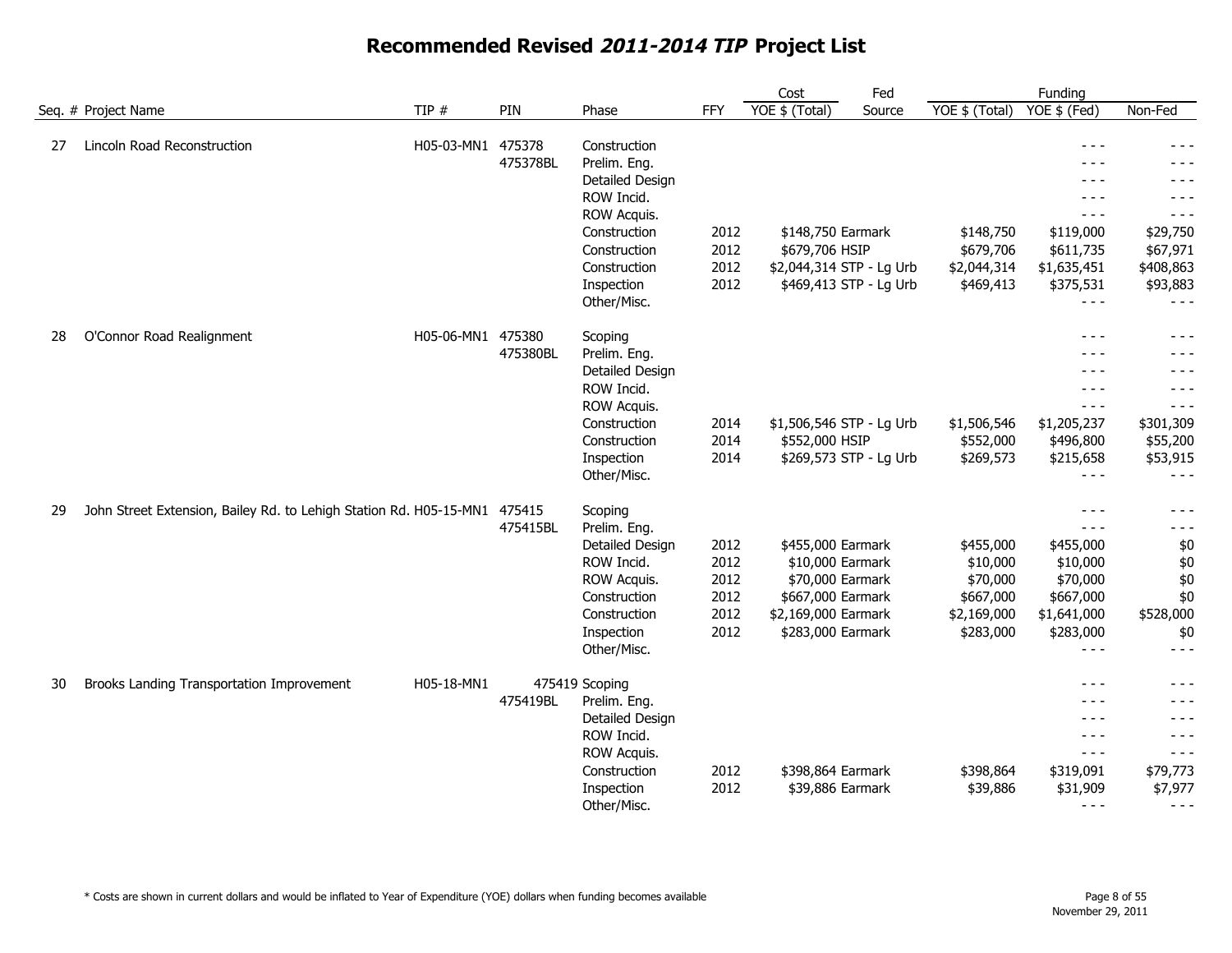# Recommended Revised *2011-2014 TIP* Project List

| Seq. # | Project Name | TIP # | PIN | Phase | FFY | Cost YOE $ (Total) | Fed Source | Funding YOE $ (Total) | Funding YOE $ (Fed) | Non-Fed |
|---|---|---|---|---|---|---|---|---|---|---|
| 27 | Lincoln Road Reconstruction | H05-03-MN1 | 475378 | Construction | | | | | - - - | - - - |
| | | | 475378BL | Prelim. Eng. | | | | | - - - | - - - |
| | | | | Detailed Design | | | | | - - - | - - - |
| | | | | ROW Incid. | | | | | - - - | - - - |
| | | | | ROW Acquis. | | | | | - - - | - - - |
| | | | | Construction | 2012 | $148,750 | Earmark | $148,750 | $119,000 | $29,750 |
| | | | | Construction | 2012 | $679,706 | HSIP | $679,706 | $611,735 | $67,971 |
| | | | | Construction | 2012 | $2,044,314 | STP - Lg Urb | $2,044,314 | $1,635,451 | $408,863 |
| | | | | Inspection | 2012 | $469,413 | STP - Lg Urb | $469,413 | $375,531 | $93,883 |
| | | | | Other/Misc. | | | | | - - - | - - - |
| 28 | O'Connor Road Realignment | H05-06-MN1 | 475380 | Scoping | | | | | - - - | - - - |
| | | | 475380BL | Prelim. Eng. | | | | | - - - | - - - |
| | | | | Detailed Design | | | | | - - - | - - - |
| | | | | ROW Incid. | | | | | - - - | - - - |
| | | | | ROW Acquis. | | | | | - - - | - - - |
| | | | | Construction | 2014 | $1,506,546 | STP - Lg Urb | $1,506,546 | $1,205,237 | $301,309 |
| | | | | Construction | 2014 | $552,000 | HSIP | $552,000 | $496,800 | $55,200 |
| | | | | Inspection | 2014 | $269,573 | STP - Lg Urb | $269,573 | $215,658 | $53,915 |
| | | | | Other/Misc. | | | | | - - - | - - - |
| 29 | John Street Extension, Bailey Rd. to Lehigh Station Rd. | H05-15-MN1 | 475415 | Scoping | | | | | - - - | - - - |
| | | | 475415BL | Prelim. Eng. | | | | | - - - | - - - |
| | | | | Detailed Design | 2012 | $455,000 | Earmark | $455,000 | $455,000 | $0 |
| | | | | ROW Incid. | 2012 | $10,000 | Earmark | $10,000 | $10,000 | $0 |
| | | | | ROW Acquis. | 2012 | $70,000 | Earmark | $70,000 | $70,000 | $0 |
| | | | | Construction | 2012 | $667,000 | Earmark | $667,000 | $667,000 | $0 |
| | | | | Construction | 2012 | $2,169,000 | Earmark | $2,169,000 | $1,641,000 | $528,000 |
| | | | | Inspection | 2012 | $283,000 | Earmark | $283,000 | $283,000 | $0 |
| | | | | Other/Misc. | | | | | - - - | - - - |
| 30 | Brooks Landing Transportation Improvement | H05-18-MN1 | 475419 | Scoping | | | | | - - - | - - - |
| | | | 475419BL | Prelim. Eng. | | | | | - - - | - - - |
| | | | | Detailed Design | | | | | - - - | - - - |
| | | | | ROW Incid. | | | | | - - - | - - - |
| | | | | ROW Acquis. | | | | | - - - | - - - |
| | | | | Construction | 2012 | $398,864 | Earmark | $398,864 | $319,091 | $79,773 |
| | | | | Inspection | 2012 | $39,886 | Earmark | $39,886 | $31,909 | $7,977 |
| | | | | Other/Misc. | | | | | - - - | - - - |

\* Costs are shown in current dollars and would be inflated to Year of Expenditure (YOE) dollars when funding becomes available

November 29, 2011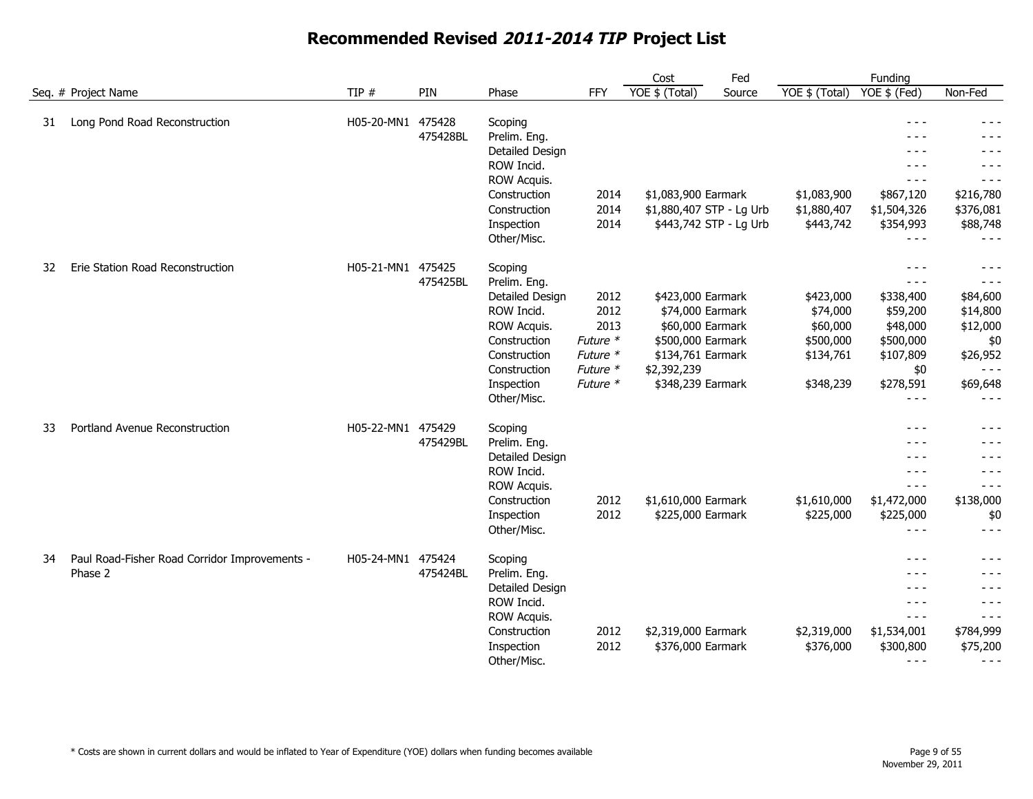# Recommended Revised *2011-2014 TIP* Project List

| Seq. # | Project Name | TIP # | PIN | Phase | FFY | Cost YOE $ (Total) | Fed Source | Funding YOE $ (Total) | Funding YOE $ (Fed) | Non-Fed |
|---|---|---|---|---|---|---|---|---|---|---|
| 31 | Long Pond Road Reconstruction | H05-20-MN1 | 475428 | Scoping | | | | | - - - | - - - |
| | | | 475428BL | Prelim. Eng. | | | | | - - - | - - - |
| | | | | Detailed Design | | | | | - - - | - - - |
| | | | | ROW Incid. | | | | | - - - | - - - |
| | | | | ROW Acquis. | | | | | - - - | - - - |
| | | | | Construction | 2014 | $1,083,900 | Earmark | $1,083,900 | $867,120 | $216,780 |
| | | | | Construction | 2014 | $1,880,407 | STP - Lg Urb | $1,880,407 | $1,504,326 | $376,081 |
| | | | | Inspection | 2014 | $443,742 | STP - Lg Urb | $443,742 | $354,993 | $88,748 |
| | | | | Other/Misc. | | | | | - - - | - - - |
| 32 | Erie Station Road Reconstruction | H05-21-MN1 | 475425 | Scoping | | | | | - - - | - - - |
| | | | 475425BL | Prelim. Eng. | | | | | - - - | - - - |
| | | | | Detailed Design | 2012 | $423,000 | Earmark | $423,000 | $338,400 | $84,600 |
| | | | | ROW Incid. | 2012 | $74,000 | Earmark | $74,000 | $59,200 | $14,800 |
| | | | | ROW Acquis. | 2013 | $60,000 | Earmark | $60,000 | $48,000 | $12,000 |
| | | | | Construction | *Future ** | $500,000 | Earmark | $500,000 | $500,000 | $0 |
| | | | | Construction | *Future ** | $134,761 | Earmark | $134,761 | $107,809 | $26,952 |
| | | | | Construction | *Future ** | $2,392,239 | | | $0 | - - - |
| | | | | Inspection | *Future ** | $348,239 | Earmark | $348,239 | $278,591 | $69,648 |
| | | | | Other/Misc. | | | | | - - - | - - - |
| 33 | Portland Avenue Reconstruction | H05-22-MN1 | 475429 | Scoping | | | | | - - - | - - - |
| | | | 475429BL | Prelim. Eng. | | | | | - - - | - - - |
| | | | | Detailed Design | | | | | - - - | - - - |
| | | | | ROW Incid. | | | | | - - - | - - - |
| | | | | ROW Acquis. | | | | | - - - | - - - |
| | | | | Construction | 2012 | $1,610,000 | Earmark | $1,610,000 | $1,472,000 | $138,000 |
| | | | | Inspection | 2012 | $225,000 | Earmark | $225,000 | $225,000 | $0 |
| | | | | Other/Misc. | | | | | - - - | - - - |
| 34 | Paul Road-Fisher Road Corridor Improvements - Phase 2 | H05-24-MN1 | 475424 | Scoping | | | | | - - - | - - - |
| | | | 475424BL | Prelim. Eng. | | | | | - - - | - - - |
| | | | | Detailed Design | | | | | - - - | - - - |
| | | | | ROW Incid. | | | | | - - - | - - - |
| | | | | ROW Acquis. | | | | | - - - | - - - |
| | | | | Construction | 2012 | $2,319,000 | Earmark | $2,319,000 | $1,534,001 | $784,999 |
| | | | | Inspection | 2012 | $376,000 | Earmark | $376,000 | $300,800 | $75,200 |
| | | | | Other/Misc. | | | | | - - - | - - - |

* Costs are shown in current dollars and would be inflated to Year of Expenditure (YOE) dollars when funding becomes available

November 29, 2011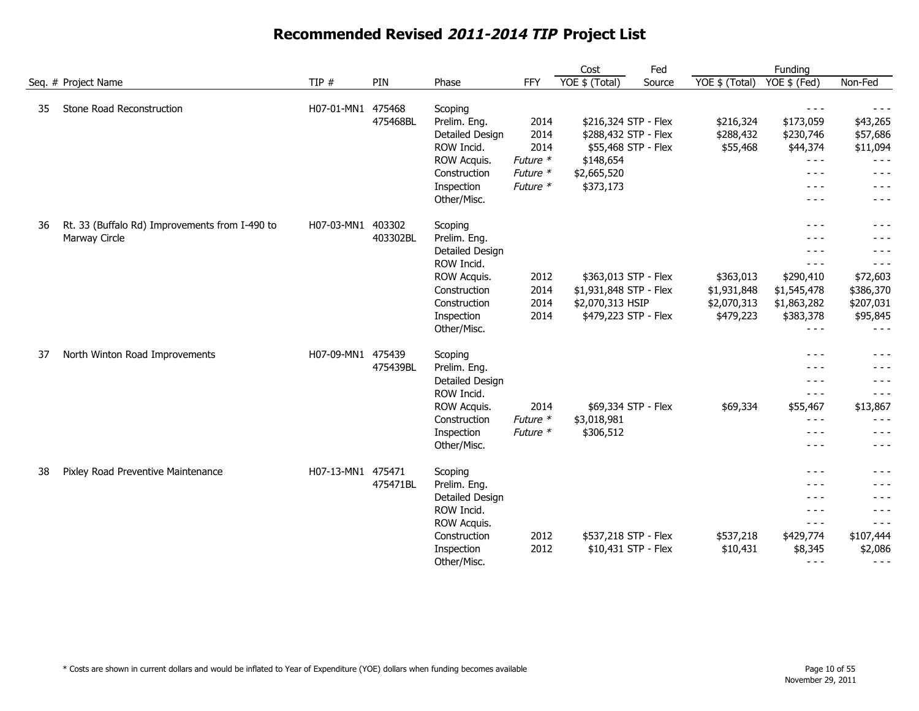# Recommended Revised *2011-2014 TIP* Project List

| Seq. # | Project Name | TIP # | PIN | Phase | FFY | Cost YOE $ (Total) | Fed Source | Funding YOE $ (Total) | Funding YOE $ (Fed) | Non-Fed |
|---|---|---|---|---|---|---|---|---|---|---|
| 35 | Stone Road Reconstruction | H07-01-MN1 | 475468 | Scoping | | | | | - - - | - - - |
| | | | 475468BL | Prelim. Eng. | 2014 | $216,324 | STP - Flex | $216,324 | $173,059 | $43,265 |
| | | | | Detailed Design | 2014 | $288,432 | STP - Flex | $288,432 | $230,746 | $57,686 |
| | | | | ROW Incid. | 2014 | $55,468 | STP - Flex | $55,468 | $44,374 | $11,094 |
| | | | | ROW Acquis. | *Future \** | $148,654 | | | - - - | - - - |
| | | | | Construction | *Future \** | $2,665,520 | | | - - - | - - - |
| | | | | Inspection | *Future \** | $373,173 | | | - - - | - - - |
| | | | | Other/Misc. | | | | | - - - | - - - |
| 36 | Rt. 33 (Buffalo Rd) Improvements from I-490 to Marway Circle | H07-03-MN1 | 403302 | Scoping | | | | | - - - | - - - |
| | | | 403302BL | Prelim. Eng. | | | | | - - - | - - - |
| | | | | Detailed Design | | | | | - - - | - - - |
| | | | | ROW Incid. | | | | | - - - | - - - |
| | | | | ROW Acquis. | 2012 | $363,013 | STP - Flex | $363,013 | $290,410 | $72,603 |
| | | | | Construction | 2014 | $1,931,848 | STP - Flex | $1,931,848 | $1,545,478 | $386,370 |
| | | | | Construction | 2014 | $2,070,313 | HSIP | $2,070,313 | $1,863,282 | $207,031 |
| | | | | Inspection | 2014 | $479,223 | STP - Flex | $479,223 | $383,378 | $95,845 |
| | | | | Other/Misc. | | | | | - - - | - - - |
| 37 | North Winton Road Improvements | H07-09-MN1 | 475439 | Scoping | | | | | - - - | - - - |
| | | | 475439BL | Prelim. Eng. | | | | | - - - | - - - |
| | | | | Detailed Design | | | | | - - - | - - - |
| | | | | ROW Incid. | | | | | - - - | - - - |
| | | | | ROW Acquis. | 2014 | $69,334 | STP - Flex | $69,334 | $55,467 | $13,867 |
| | | | | Construction | *Future \** | $3,018,981 | | | - - - | - - - |
| | | | | Inspection | *Future \** | $306,512 | | | - - - | - - - |
| | | | | Other/Misc. | | | | | - - - | - - - |
| 38 | Pixley Road Preventive Maintenance | H07-13-MN1 | 475471 | Scoping | | | | | - - - | - - - |
| | | | 475471BL | Prelim. Eng. | | | | | - - - | - - - |
| | | | | Detailed Design | | | | | - - - | - - - |
| | | | | ROW Incid. | | | | | - - - | - - - |
| | | | | ROW Acquis. | | | | | - - - | - - - |
| | | | | Construction | 2012 | $537,218 | STP - Flex | $537,218 | $429,774 | $107,444 |
| | | | | Inspection | 2012 | $10,431 | STP - Flex | $10,431 | $8,345 | $2,086 |
| | | | | Other/Misc. | | | | | - - - | - - - |

\* Costs are shown in current dollars and would be inflated to Year of Expenditure (YOE) dollars when funding becomes available

November 29, 2011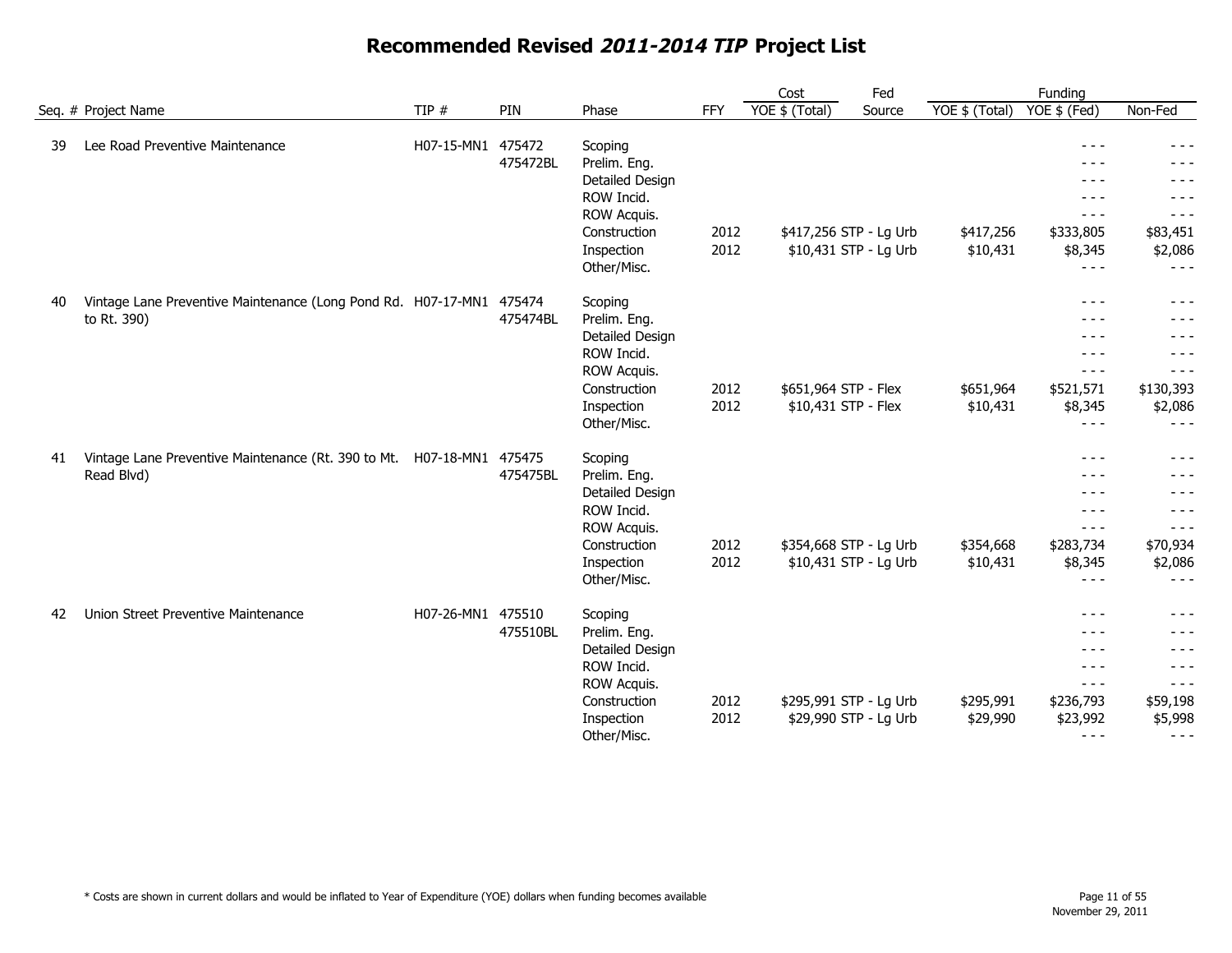# Recommended Revised *2011-2014 TIP* Project List

| Seq. # | Project Name | TIP # | PIN | Phase | FFY | Cost YOE $ (Total) | Fed Source | Funding YOE $ (Total) | Funding YOE $ (Fed) | Funding Non-Fed |
|---|---|---|---|---|---|---|---|---|---|---|
| 39 | Lee Road Preventive Maintenance | H07-15-MN1 | 475472 | Scoping | | | | | - - - | - - - |
| | | | 475472BL | Prelim. Eng. | | | | | - - - | - - - |
| | | | | Detailed Design | | | | | - - - | - - - |
| | | | | ROW Incid. | | | | | - - - | - - - |
| | | | | ROW Acquis. | | | | | - - - | - - - |
| | | | | Construction | 2012 | $417,256 | STP - Lg Urb | $417,256 | $333,805 | $83,451 |
| | | | | Inspection | 2012 | $10,431 | STP - Lg Urb | $10,431 | $8,345 | $2,086 |
| | | | | Other/Misc. | | | | | - - - | - - - |
| 40 | Vintage Lane Preventive Maintenance (Long Pond Rd. to Rt. 390) | H07-17-MN1 | 475474 | Scoping | | | | | - - - | - - - |
| | | | 475474BL | Prelim. Eng. | | | | | - - - | - - - |
| | | | | Detailed Design | | | | | - - - | - - - |
| | | | | ROW Incid. | | | | | - - - | - - - |
| | | | | ROW Acquis. | | | | | - - - | - - - |
| | | | | Construction | 2012 | $651,964 | STP - Flex | $651,964 | $521,571 | $130,393 |
| | | | | Inspection | 2012 | $10,431 | STP - Flex | $10,431 | $8,345 | $2,086 |
| | | | | Other/Misc. | | | | | - - - | - - - |
| 41 | Vintage Lane Preventive Maintenance (Rt. 390 to Mt. Read Blvd) | H07-18-MN1 | 475475 | Scoping | | | | | - - - | - - - |
| | | | 475475BL | Prelim. Eng. | | | | | - - - | - - - |
| | | | | Detailed Design | | | | | - - - | - - - |
| | | | | ROW Incid. | | | | | - - - | - - - |
| | | | | ROW Acquis. | | | | | - - - | - - - |
| | | | | Construction | 2012 | $354,668 | STP - Lg Urb | $354,668 | $283,734 | $70,934 |
| | | | | Inspection | 2012 | $10,431 | STP - Lg Urb | $10,431 | $8,345 | $2,086 |
| | | | | Other/Misc. | | | | | - - - | - - - |
| 42 | Union Street Preventive Maintenance | H07-26-MN1 | 475510 | Scoping | | | | | - - - | - - - |
| | | | 475510BL | Prelim. Eng. | | | | | - - - | - - - |
| | | | | Detailed Design | | | | | - - - | - - - |
| | | | | ROW Incid. | | | | | - - - | - - - |
| | | | | ROW Acquis. | | | | | - - - | - - - |
| | | | | Construction | 2012 | $295,991 | STP - Lg Urb | $295,991 | $236,793 | $59,198 |
| | | | | Inspection | 2012 | $29,990 | STP - Lg Urb | $29,990 | $23,992 | $5,998 |
| | | | | Other/Misc. | | | | | - - - | - - - |

* Costs are shown in current dollars and would be inflated to Year of Expenditure (YOE) dollars when funding becomes available

November 29, 2011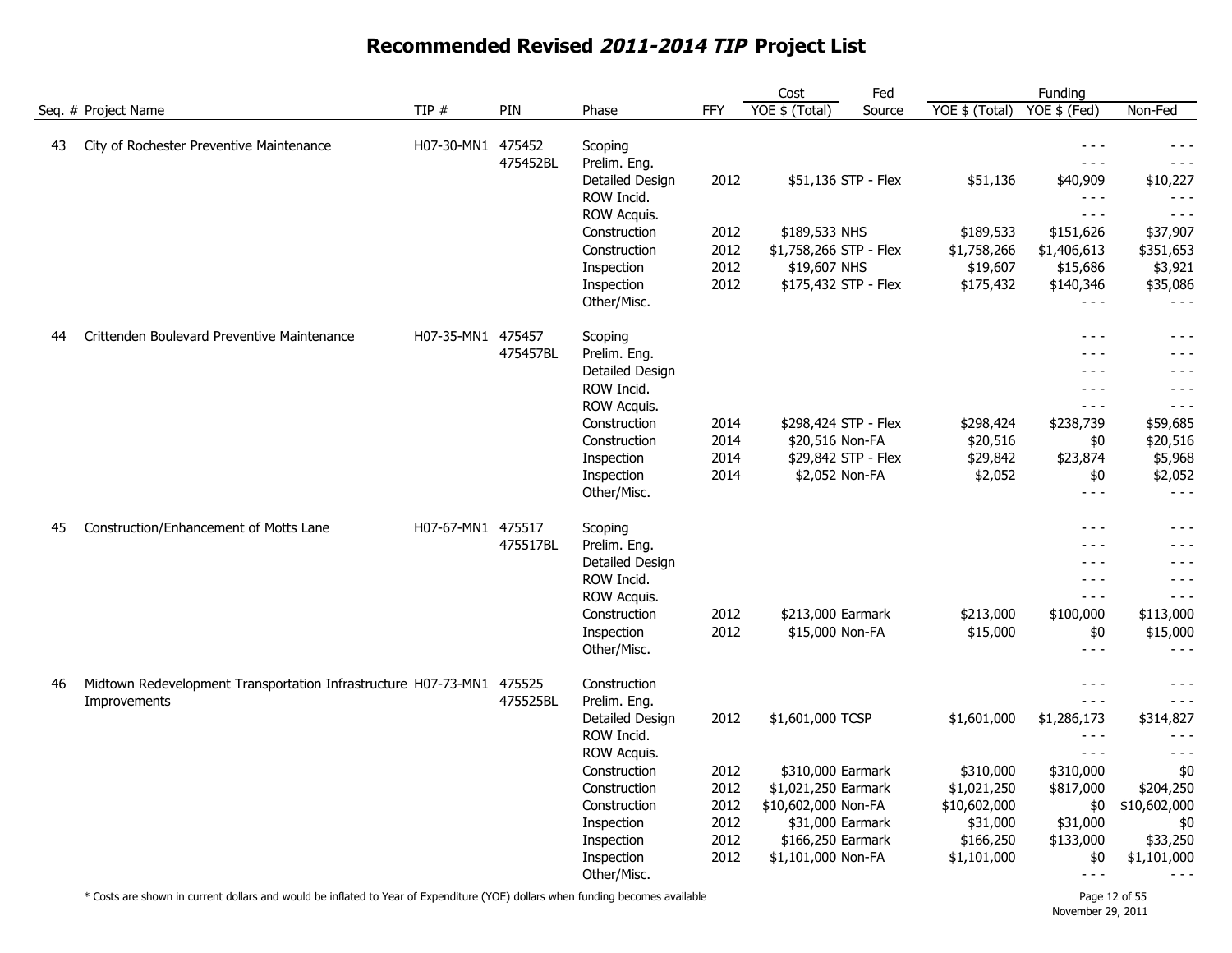# Recommended Revised *2011-2014 TIP* Project List

| Seq. # | Project Name | TIP # | PIN | Phase | FFY | Cost YOE $ (Total) | Fed Source | Funding YOE $ (Total) | Funding YOE $ (Fed) | Funding Non-Fed |
|---|---|---|---|---|---|---|---|---|---|---|
| 43 | City of Rochester Preventive Maintenance | H07-30-MN1 | 475452 | Scoping | | | | | - - - | - - - |
| | | | 475452BL | Prelim. Eng. | | | | | - - - | - - - |
| | | | | Detailed Design | 2012 | $51,136 | STP - Flex | $51,136 | $40,909 | $10,227 |
| | | | | ROW Incid. | | | | | - - - | - - - |
| | | | | ROW Acquis. | | | | | - - - | - - - |
| | | | | Construction | 2012 | $189,533 | NHS | $189,533 | $151,626 | $37,907 |
| | | | | Construction | 2012 | $1,758,266 | STP - Flex | $1,758,266 | $1,406,613 | $351,653 |
| | | | | Inspection | 2012 | $19,607 | NHS | $19,607 | $15,686 | $3,921 |
| | | | | Inspection | 2012 | $175,432 | STP - Flex | $175,432 | $140,346 | $35,086 |
| | | | | Other/Misc. | | | | | - - - | - - - |
| 44 | Crittenden Boulevard Preventive Maintenance | H07-35-MN1 | 475457 | Scoping | | | | | - - - | - - - |
| | | | 475457BL | Prelim. Eng. | | | | | - - - | - - - |
| | | | | Detailed Design | | | | | - - - | - - - |
| | | | | ROW Incid. | | | | | - - - | - - - |
| | | | | ROW Acquis. | | | | | - - - | - - - |
| | | | | Construction | 2014 | $298,424 | STP - Flex | $298,424 | $238,739 | $59,685 |
| | | | | Construction | 2014 | $20,516 | Non-FA | $20,516 | $0 | $20,516 |
| | | | | Inspection | 2014 | $29,842 | STP - Flex | $29,842 | $23,874 | $5,968 |
| | | | | Inspection | 2014 | $2,052 | Non-FA | $2,052 | $0 | $2,052 |
| | | | | Other/Misc. | | | | | - - - | - - - |
| 45 | Construction/Enhancement of Motts Lane | H07-67-MN1 | 475517 | Scoping | | | | | - - - | - - - |
| | | | 475517BL | Prelim. Eng. | | | | | - - - | - - - |
| | | | | Detailed Design | | | | | - - - | - - - |
| | | | | ROW Incid. | | | | | - - - | - - - |
| | | | | ROW Acquis. | | | | | - - - | - - - |
| | | | | Construction | 2012 | $213,000 | Earmark | $213,000 | $100,000 | $113,000 |
| | | | | Inspection | 2012 | $15,000 | Non-FA | $15,000 | $0 | $15,000 |
| | | | | Other/Misc. | | | | | - - - | - - - |
| 46 | Midtown Redevelopment Transportation Infrastructure Improvements | H07-73-MN1 | 475525 | Construction | | | | | - - - | - - - |
| | | | 475525BL | Prelim. Eng. | | | | | - - - | - - - |
| | | | | Detailed Design | 2012 | $1,601,000 | TCSP | $1,601,000 | $1,286,173 | $314,827 |
| | | | | ROW Incid. | | | | | - - - | - - - |
| | | | | ROW Acquis. | | | | | - - - | - - - |
| | | | | Construction | 2012 | $310,000 | Earmark | $310,000 | $310,000 | $0 |
| | | | | Construction | 2012 | $1,021,250 | Earmark | $1,021,250 | $817,000 | $204,250 |
| | | | | Construction | 2012 | $10,602,000 | Non-FA | $10,602,000 | $0 | $10,602,000 |
| | | | | Inspection | 2012 | $31,000 | Earmark | $31,000 | $31,000 | $0 |
| | | | | Inspection | 2012 | $166,250 | Earmark | $166,250 | $133,000 | $33,250 |
| | | | | Inspection | 2012 | $1,101,000 | Non-FA | $1,101,000 | $0 | $1,101,000 |
| | | | | Other/Misc. | | | | | - - - | - - - |

* Costs are shown in current dollars and would be inflated to Year of Expenditure (YOE) dollars when funding becomes available

November 29, 2011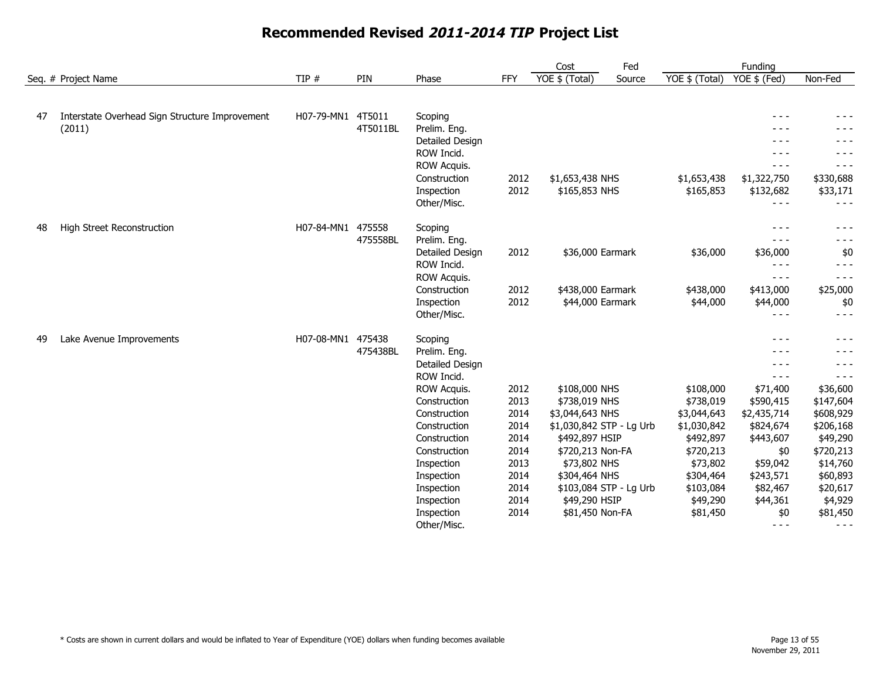# Recommended Revised *2011-2014 TIP* Project List

| Seq. # | Project Name | TIP # | PIN | Phase | FFY | Cost YOE $ (Total) | Fed Source | Funding YOE $ (Total) | Funding YOE $ (Fed) | Non-Fed |
|---|---|---|---|---|---|---|---|---|---|---|
| 47 | Interstate Overhead Sign Structure Improvement (2011) | H07-79-MN1 | 4T5011 | Scoping | | | | | - - - | - - - |
| | | | 4T5011BL | Prelim. Eng. | | | | | - - - | - - - |
| | | | | Detailed Design | | | | | - - - | - - - |
| | | | | ROW Incid. | | | | | - - - | - - - |
| | | | | ROW Acquis. | | | | | - - - | - - - |
| | | | | Construction | 2012 | $1,653,438 | NHS | $1,653,438 | $1,322,750 | $330,688 |
| | | | | Inspection | 2012 | $165,853 | NHS | $165,853 | $132,682 | $33,171 |
| | | | | Other/Misc. | | | | | - - - | - - - |
| 48 | High Street Reconstruction | H07-84-MN1 | 475558 | Scoping | | | | | - - - | - - - |
| | | | 475558BL | Prelim. Eng. | | | | | - - - | - - - |
| | | | | Detailed Design | 2012 | $36,000 | Earmark | $36,000 | $36,000 | $0 |
| | | | | ROW Incid. | | | | | - - - | - - - |
| | | | | ROW Acquis. | | | | | - - - | - - - |
| | | | | Construction | 2012 | $438,000 | Earmark | $438,000 | $413,000 | $25,000 |
| | | | | Inspection | 2012 | $44,000 | Earmark | $44,000 | $44,000 | $0 |
| | | | | Other/Misc. | | | | | - - - | - - - |
| 49 | Lake Avenue Improvements | H07-08-MN1 | 475438 | Scoping | | | | | - - - | - - - |
| | | | 475438BL | Prelim. Eng. | | | | | - - - | - - - |
| | | | | Detailed Design | | | | | - - - | - - - |
| | | | | ROW Incid. | | | | | - - - | - - - |
| | | | | ROW Acquis. | 2012 | $108,000 | NHS | $108,000 | $71,400 | $36,600 |
| | | | | Construction | 2013 | $738,019 | NHS | $738,019 | $590,415 | $147,604 |
| | | | | Construction | 2014 | $3,044,643 | NHS | $3,044,643 | $2,435,714 | $608,929 |
| | | | | Construction | 2014 | $1,030,842 | STP - Lg Urb | $1,030,842 | $824,674 | $206,168 |
| | | | | Construction | 2014 | $492,897 | HSIP | $492,897 | $443,607 | $49,290 |
| | | | | Construction | 2014 | $720,213 | Non-FA | $720,213 | $0 | $720,213 |
| | | | | Inspection | 2013 | $73,802 | NHS | $73,802 | $59,042 | $14,760 |
| | | | | Inspection | 2014 | $304,464 | NHS | $304,464 | $243,571 | $60,893 |
| | | | | Inspection | 2014 | $103,084 | STP - Lg Urb | $103,084 | $82,467 | $20,617 |
| | | | | Inspection | 2014 | $49,290 | HSIP | $49,290 | $44,361 | $4,929 |
| | | | | Inspection | 2014 | $81,450 | Non-FA | $81,450 | $0 | $81,450 |
| | | | | Other/Misc. | | | | | - - - | - - - |

* Costs are shown in current dollars and would be inflated to Year of Expenditure (YOE) dollars when funding becomes available

November 29, 2011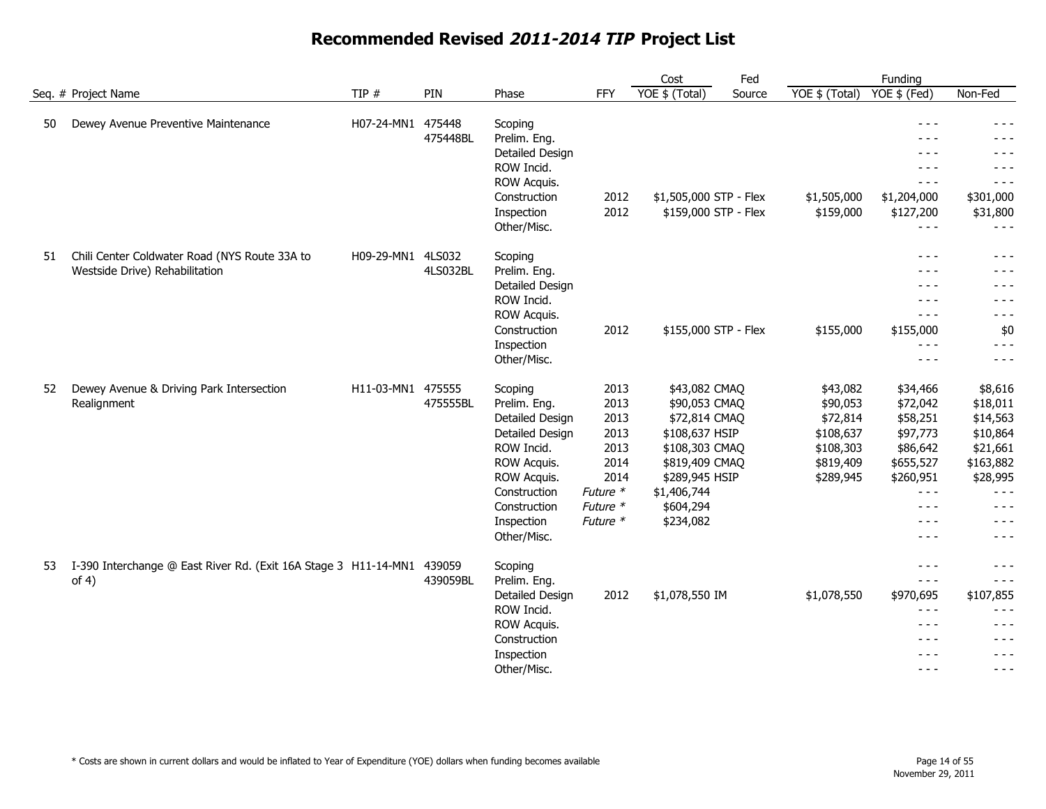# Recommended Revised *2011-2014 TIP* Project List

| Seq. # | Project Name | TIP # | PIN | Phase | FFY | Cost YOE $ (Total) | Fed Source | Funding YOE $ (Total) | Funding YOE $ (Fed) | Funding Non-Fed |
|---|---|---|---|---|---|---|---|---|---|---|
| 50 | Dewey Avenue Preventive Maintenance | H07-24-MN1 | 475448 | Scoping | | | | | - - - | - - - |
| | | | 475448BL | Prelim. Eng. | | | | | - - - | - - - |
| | | | | Detailed Design | | | | | - - - | - - - |
| | | | | ROW Incid. | | | | | - - - | - - - |
| | | | | ROW Acquis. | | | | | - - - | - - - |
| | | | | Construction | 2012 | $1,505,000 | STP - Flex | $1,505,000 | $1,204,000 | $301,000 |
| | | | | Inspection | 2012 | $159,000 | STP - Flex | $159,000 | $127,200 | $31,800 |
| | | | | Other/Misc. | | | | | - - - | - - - |
| 51 | Chili Center Coldwater Road (NYS Route 33A to Westside Drive) Rehabilitation | H09-29-MN1 | 4LS032 | Scoping | | | | | - - - | - - - |
| | | | 4LS032BL | Prelim. Eng. | | | | | - - - | - - - |
| | | | | Detailed Design | | | | | - - - | - - - |
| | | | | ROW Incid. | | | | | - - - | - - - |
| | | | | ROW Acquis. | | | | | - - - | - - - |
| | | | | Construction | 2012 | $155,000 | STP - Flex | $155,000 | $155,000 | $0 |
| | | | | Inspection | | | | | - - - | - - - |
| | | | | Other/Misc. | | | | | - - - | - - - |
| 52 | Dewey Avenue & Driving Park Intersection Realignment | H11-03-MN1 | 475555 | Scoping | 2013 | $43,082 | CMAQ | $43,082 | $34,466 | $8,616 |
| | | | 475555BL | Prelim. Eng. | 2013 | $90,053 | CMAQ | $90,053 | $72,042 | $18,011 |
| | | | | Detailed Design | 2013 | $72,814 | CMAQ | $72,814 | $58,251 | $14,563 |
| | | | | Detailed Design | 2013 | $108,637 | HSIP | $108,637 | $97,773 | $10,864 |
| | | | | ROW Incid. | 2013 | $108,303 | CMAQ | $108,303 | $86,642 | $21,661 |
| | | | | ROW Acquis. | 2014 | $819,409 | CMAQ | $819,409 | $655,527 | $163,882 |
| | | | | ROW Acquis. | 2014 | $289,945 | HSIP | $289,945 | $260,951 | $28,995 |
| | | | | Construction | *Future* * | $1,406,744 | | | - - - | - - - |
| | | | | Construction | *Future* * | $604,294 | | | - - - | - - - |
| | | | | Inspection | *Future* * | $234,082 | | | - - - | - - - |
| | | | | Other/Misc. | | | | | - - - | - - - |
| 53 | I-390 Interchange @ East River Rd. (Exit 16A Stage 3 of 4) | H11-14-MN1 | 439059 | Scoping | | | | | - - - | - - - |
| | | | 439059BL | Prelim. Eng. | | | | | - - - | - - - |
| | | | | Detailed Design | 2012 | $1,078,550 | IM | $1,078,550 | $970,695 | $107,855 |
| | | | | ROW Incid. | | | | | - - - | - - - |
| | | | | ROW Acquis. | | | | | - - - | - - - |
| | | | | Construction | | | | | - - - | - - - |
| | | | | Inspection | | | | | - - - | - - - |
| | | | | Other/Misc. | | | | | - - - | - - - |

* Costs are shown in current dollars and would be inflated to Year of Expenditure (YOE) dollars when funding becomes available

November 29, 2011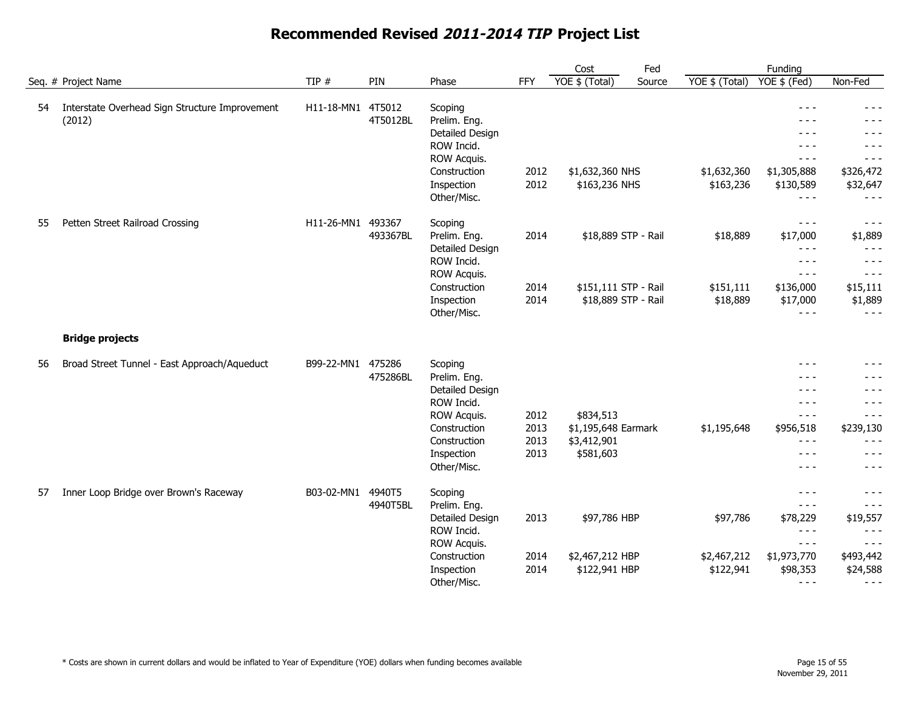# Recommended Revised *2011-2014 TIP* Project List

| Seq. # | Project Name | TIP # | PIN | Phase | FFY | Cost YOE $ (Total) | Fed Source | Funding YOE $ (Total) | Funding YOE $ (Fed) | Non-Fed |
|---|---|---|---|---|---|---|---|---|---|---|
| 54 | Interstate Overhead Sign Structure Improvement (2012) | H11-18-MN1 | 4T5012 | Scoping | | | | | - - - | - - - |
| | | | 4T5012BL | Prelim. Eng. | | | | | - - - | - - - |
| | | | | Detailed Design | | | | | - - - | - - - |
| | | | | ROW Incid. | | | | | - - - | - - - |
| | | | | ROW Acquis. | | | | | - - - | - - - |
| | | | | Construction | 2012 | $1,632,360 | NHS | $1,632,360 | $1,305,888 | $326,472 |
| | | | | Inspection | 2012 | $163,236 | NHS | $163,236 | $130,589 | $32,647 |
| | | | | Other/Misc. | | | | | - - - | - - - |
| 55 | Petten Street Railroad Crossing | H11-26-MN1 | 493367 | Scoping | | | | | - - - | - - - |
| | | | 493367BL | Prelim. Eng. | 2014 | $18,889 | STP - Rail | $18,889 | $17,000 | $1,889 |
| | | | | Detailed Design | | | | | - - - | - - - |
| | | | | ROW Incid. | | | | | - - - | - - - |
| | | | | ROW Acquis. | | | | | - - - | - - - |
| | | | | Construction | 2014 | $151,111 | STP - Rail | $151,111 | $136,000 | $15,111 |
| | | | | Inspection | 2014 | $18,889 | STP - Rail | $18,889 | $17,000 | $1,889 |
| | | | | Other/Misc. | | | | | - - - | - - - |
| | **Bridge projects** | | | | | | | | | |
| 56 | Broad Street Tunnel - East Approach/Aqueduct | B99-22-MN1 | 475286 | Scoping | | | | | - - - | - - - |
| | | | 475286BL | Prelim. Eng. | | | | | - - - | - - - |
| | | | | Detailed Design | | | | | - - - | - - - |
| | | | | ROW Incid. | | | | | - - - | - - - |
| | | | | ROW Acquis. | 2012 | $834,513 | | | - - - | - - - |
| | | | | Construction | 2013 | $1,195,648 | Earmark | $1,195,648 | $956,518 | $239,130 |
| | | | | Construction | 2013 | $3,412,901 | | | - - - | - - - |
| | | | | Inspection | 2013 | $581,603 | | | - - - | - - - |
| | | | | Other/Misc. | | | | | - - - | - - - |
| 57 | Inner Loop Bridge over Brown's Raceway | B03-02-MN1 | 4940T5 | Scoping | | | | | - - - | - - - |
| | | | 4940T5BL | Prelim. Eng. | | | | | - - - | - - - |
| | | | | Detailed Design | 2013 | $97,786 | HBP | $97,786 | $78,229 | $19,557 |
| | | | | ROW Incid. | | | | | - - - | - - - |
| | | | | ROW Acquis. | | | | | - - - | - - - |
| | | | | Construction | 2014 | $2,467,212 | HBP | $2,467,212 | $1,973,770 | $493,442 |
| | | | | Inspection | 2014 | $122,941 | HBP | $122,941 | $98,353 | $24,588 |
| | | | | Other/Misc. | | | | | - - - | - - - |

\* Costs are shown in current dollars and would be inflated to Year of Expenditure (YOE) dollars when funding becomes available

November 29, 2011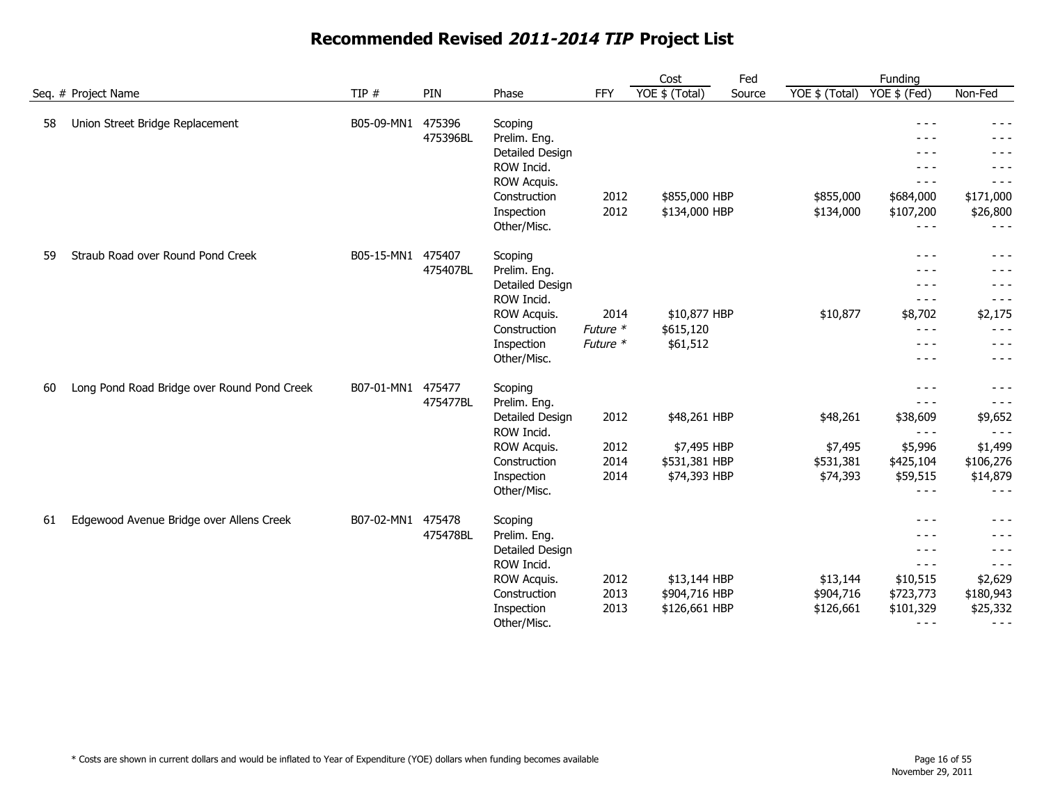# Recommended Revised *2011-2014 TIP* Project List

| Seq. # | Project Name | TIP # | PIN | Phase | FFY | Cost YOE $ (Total) | Fed Source | Funding YOE $ (Total) | Funding YOE $ (Fed) | Funding Non-Fed |
|---|---|---|---|---|---|---|---|---|---|---|
| 58 | Union Street Bridge Replacement | B05-09-MN1 | 475396 | Scoping | | | | | - - - | - - - |
| | | | 475396BL | Prelim. Eng. | | | | | - - - | - - - |
| | | | | Detailed Design | | | | | - - - | - - - |
| | | | | ROW Incid. | | | | | - - - | - - - |
| | | | | ROW Acquis. | | | | | - - - | - - - |
| | | | | Construction | 2012 | $855,000 | HBP | $855,000 | $684,000 | $171,000 |
| | | | | Inspection | 2012 | $134,000 | HBP | $134,000 | $107,200 | $26,800 |
| | | | | Other/Misc. | | | | | - - - | - - - |
| 59 | Straub Road over Round Pond Creek | B05-15-MN1 | 475407 | Scoping | | | | | - - - | - - - |
| | | | 475407BL | Prelim. Eng. | | | | | - - - | - - - |
| | | | | Detailed Design | | | | | - - - | - - - |
| | | | | ROW Incid. | | | | | - - - | - - - |
| | | | | ROW Acquis. | 2014 | $10,877 | HBP | $10,877 | $8,702 | $2,175 |
| | | | | Construction | *Future ** | $615,120 | | | - - - | - - - |
| | | | | Inspection | *Future ** | $61,512 | | | - - - | - - - |
| | | | | Other/Misc. | | | | | - - - | - - - |
| 60 | Long Pond Road Bridge over Round Pond Creek | B07-01-MN1 | 475477 | Scoping | | | | | - - - | - - - |
| | | | 475477BL | Prelim. Eng. | | | | | - - - | - - - |
| | | | | Detailed Design | 2012 | $48,261 | HBP | $48,261 | $38,609 | $9,652 |
| | | | | ROW Incid. | | | | | - - - | - - - |
| | | | | ROW Acquis. | 2012 | $7,495 | HBP | $7,495 | $5,996 | $1,499 |
| | | | | Construction | 2014 | $531,381 | HBP | $531,381 | $425,104 | $106,276 |
| | | | | Inspection | 2014 | $74,393 | HBP | $74,393 | $59,515 | $14,879 |
| | | | | Other/Misc. | | | | | - - - | - - - |
| 61 | Edgewood Avenue Bridge over Allens Creek | B07-02-MN1 | 475478 | Scoping | | | | | - - - | - - - |
| | | | 475478BL | Prelim. Eng. | | | | | - - - | - - - |
| | | | | Detailed Design | | | | | - - - | - - - |
| | | | | ROW Incid. | | | | | - - - | - - - |
| | | | | ROW Acquis. | 2012 | $13,144 | HBP | $13,144 | $10,515 | $2,629 |
| | | | | Construction | 2013 | $904,716 | HBP | $904,716 | $723,773 | $180,943 |
| | | | | Inspection | 2013 | $126,661 | HBP | $126,661 | $101,329 | $25,332 |
| | | | | Other/Misc. | | | | | - - - | - - - |

* Costs are shown in current dollars and would be inflated to Year of Expenditure (YOE) dollars when funding becomes available

November 29, 2011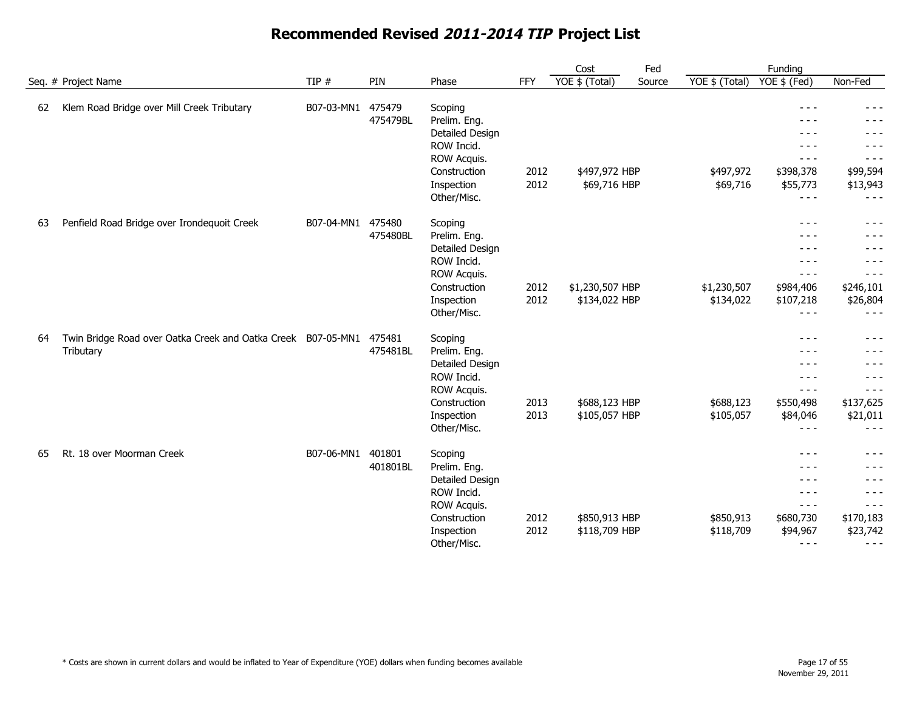# Recommended Revised *2011-2014 TIP* Project List

| Seq. # | Project Name | TIP # | PIN | Phase | FFY | Cost YOE $ (Total) | Fed Source | Funding YOE $ (Total) | Funding YOE $ (Fed) | Non-Fed |
|---|---|---|---|---|---|---|---|---|---|---|
| 62 | Klem Road Bridge over Mill Creek Tributary | B07-03-MN1 | 475479 | Scoping | | | | | - - - | - - - |
| | | | 475479BL | Prelim. Eng. | | | | | - - - | - - - |
| | | | | Detailed Design | | | | | - - - | - - - |
| | | | | ROW Incid. | | | | | - - - | - - - |
| | | | | ROW Acquis. | | | | | - - - | - - - |
| | | | | Construction | 2012 | $497,972 | HBP | $497,972 | $398,378 | $99,594 |
| | | | | Inspection | 2012 | $69,716 | HBP | $69,716 | $55,773 | $13,943 |
| | | | | Other/Misc. | | | | | - - - | - - - |
| 63 | Penfield Road Bridge over Irondequoit Creek | B07-04-MN1 | 475480 | Scoping | | | | | - - - | - - - |
| | | | 475480BL | Prelim. Eng. | | | | | - - - | - - - |
| | | | | Detailed Design | | | | | - - - | - - - |
| | | | | ROW Incid. | | | | | - - - | - - - |
| | | | | ROW Acquis. | | | | | - - - | - - - |
| | | | | Construction | 2012 | $1,230,507 | HBP | $1,230,507 | $984,406 | $246,101 |
| | | | | Inspection | 2012 | $134,022 | HBP | $134,022 | $107,218 | $26,804 |
| | | | | Other/Misc. | | | | | - - - | - - - |
| 64 | Twin Bridge Road over Oatka Creek and Oatka Creek Tributary | B07-05-MN1 | 475481 | Scoping | | | | | - - - | - - - |
| | | | 475481BL | Prelim. Eng. | | | | | - - - | - - - |
| | | | | Detailed Design | | | | | - - - | - - - |
| | | | | ROW Incid. | | | | | - - - | - - - |
| | | | | ROW Acquis. | | | | | - - - | - - - |
| | | | | Construction | 2013 | $688,123 | HBP | $688,123 | $550,498 | $137,625 |
| | | | | Inspection | 2013 | $105,057 | HBP | $105,057 | $84,046 | $21,011 |
| | | | | Other/Misc. | | | | | - - - | - - - |
| 65 | Rt. 18 over Moorman Creek | B07-06-MN1 | 401801 | Scoping | | | | | - - - | - - - |
| | | | 401801BL | Prelim. Eng. | | | | | - - - | - - - |
| | | | | Detailed Design | | | | | - - - | - - - |
| | | | | ROW Incid. | | | | | - - - | - - - |
| | | | | ROW Acquis. | | | | | - - - | - - - |
| | | | | Construction | 2012 | $850,913 | HBP | $850,913 | $680,730 | $170,183 |
| | | | | Inspection | 2012 | $118,709 | HBP | $118,709 | $94,967 | $23,742 |
| | | | | Other/Misc. | | | | | - - - | - - - |

\* Costs are shown in current dollars and would be inflated to Year of Expenditure (YOE) dollars when funding becomes available

November 29, 2011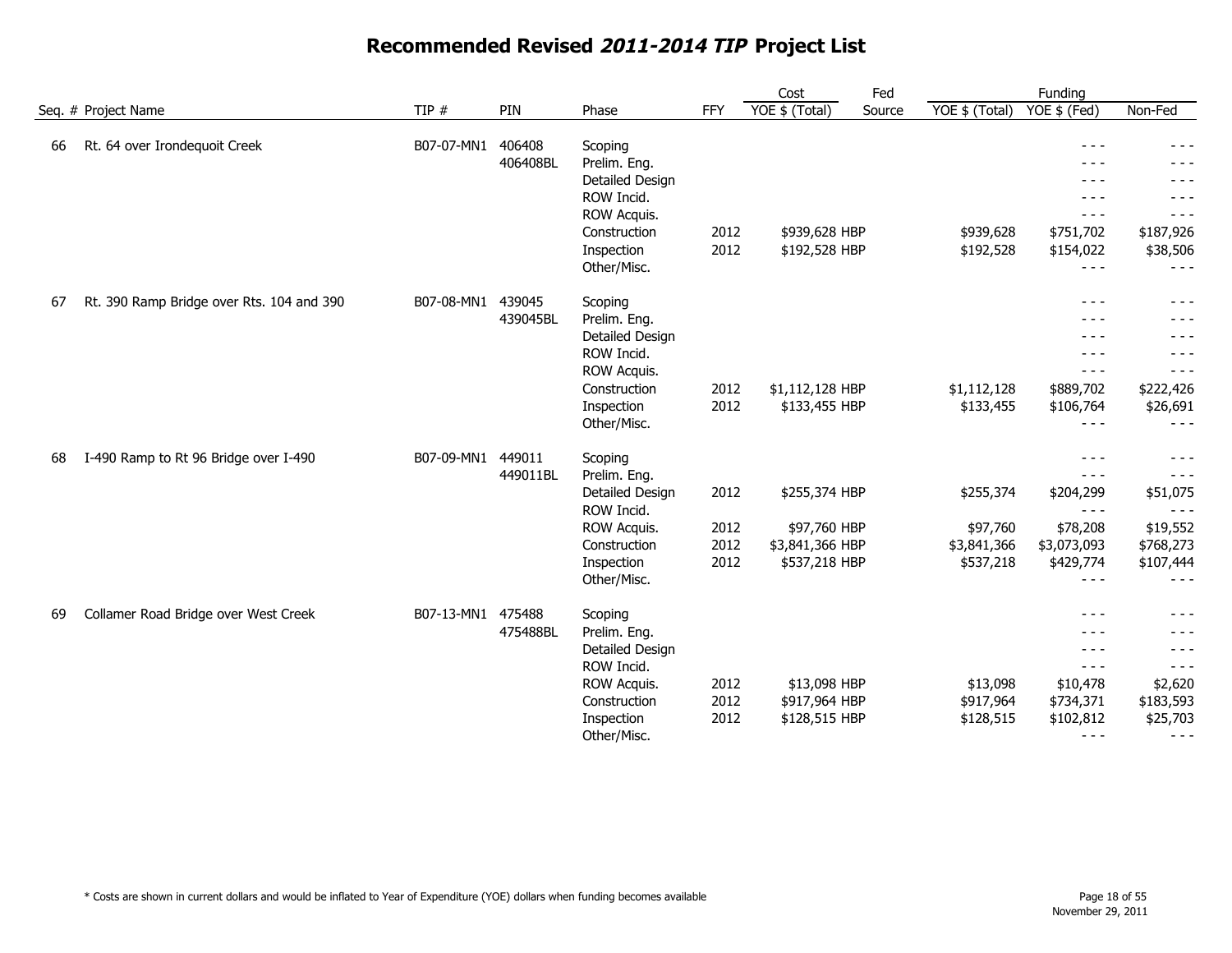# Recommended Revised *2011-2014 TIP* Project List

| Seq. # | Project Name | TIP # | PIN | Phase | FFY | Cost YOE $ (Total) | Fed Source | Funding YOE $ (Total) | Funding YOE $ (Fed) | Funding Non-Fed |
|---|---|---|---|---|---|---|---|---|---|---|
| 66 | Rt. 64 over Irondequoit Creek | B07-07-MN1 | 406408 | Scoping | | | | | - - - | - - - |
| | | | 406408BL | Prelim. Eng. | | | | | - - - | - - - |
| | | | | Detailed Design | | | | | - - - | - - - |
| | | | | ROW Incid. | | | | | - - - | - - - |
| | | | | ROW Acquis. | | | | | - - - | - - - |
| | | | | Construction | 2012 | $939,628 | HBP | $939,628 | $751,702 | $187,926 |
| | | | | Inspection | 2012 | $192,528 | HBP | $192,528 | $154,022 | $38,506 |
| | | | | Other/Misc. | | | | | - - - | - - - |
| 67 | Rt. 390 Ramp Bridge over Rts. 104 and 390 | B07-08-MN1 | 439045 | Scoping | | | | | - - - | - - - |
| | | | 439045BL | Prelim. Eng. | | | | | - - - | - - - |
| | | | | Detailed Design | | | | | - - - | - - - |
| | | | | ROW Incid. | | | | | - - - | - - - |
| | | | | ROW Acquis. | | | | | - - - | - - - |
| | | | | Construction | 2012 | $1,112,128 | HBP | $1,112,128 | $889,702 | $222,426 |
| | | | | Inspection | 2012 | $133,455 | HBP | $133,455 | $106,764 | $26,691 |
| | | | | Other/Misc. | | | | | - - - | - - - |
| 68 | I-490 Ramp to Rt 96 Bridge over I-490 | B07-09-MN1 | 449011 | Scoping | | | | | - - - | - - - |
| | | | 449011BL | Prelim. Eng. | | | | | - - - | - - - |
| | | | | Detailed Design | 2012 | $255,374 | HBP | $255,374 | $204,299 | $51,075 |
| | | | | ROW Incid. | | | | | - - - | - - - |
| | | | | ROW Acquis. | 2012 | $97,760 | HBP | $97,760 | $78,208 | $19,552 |
| | | | | Construction | 2012 | $3,841,366 | HBP | $3,841,366 | $3,073,093 | $768,273 |
| | | | | Inspection | 2012 | $537,218 | HBP | $537,218 | $429,774 | $107,444 |
| | | | | Other/Misc. | | | | | - - - | - - - |
| 69 | Collamer Road Bridge over West Creek | B07-13-MN1 | 475488 | Scoping | | | | | - - - | - - - |
| | | | 475488BL | Prelim. Eng. | | | | | - - - | - - - |
| | | | | Detailed Design | | | | | - - - | - - - |
| | | | | ROW Incid. | | | | | - - - | - - - |
| | | | | ROW Acquis. | 2012 | $13,098 | HBP | $13,098 | $10,478 | $2,620 |
| | | | | Construction | 2012 | $917,964 | HBP | $917,964 | $734,371 | $183,593 |
| | | | | Inspection | 2012 | $128,515 | HBP | $128,515 | $102,812 | $25,703 |
| | | | | Other/Misc. | | | | | - - - | - - - |

\* Costs are shown in current dollars and would be inflated to Year of Expenditure (YOE) dollars when funding becomes available

November 29, 2011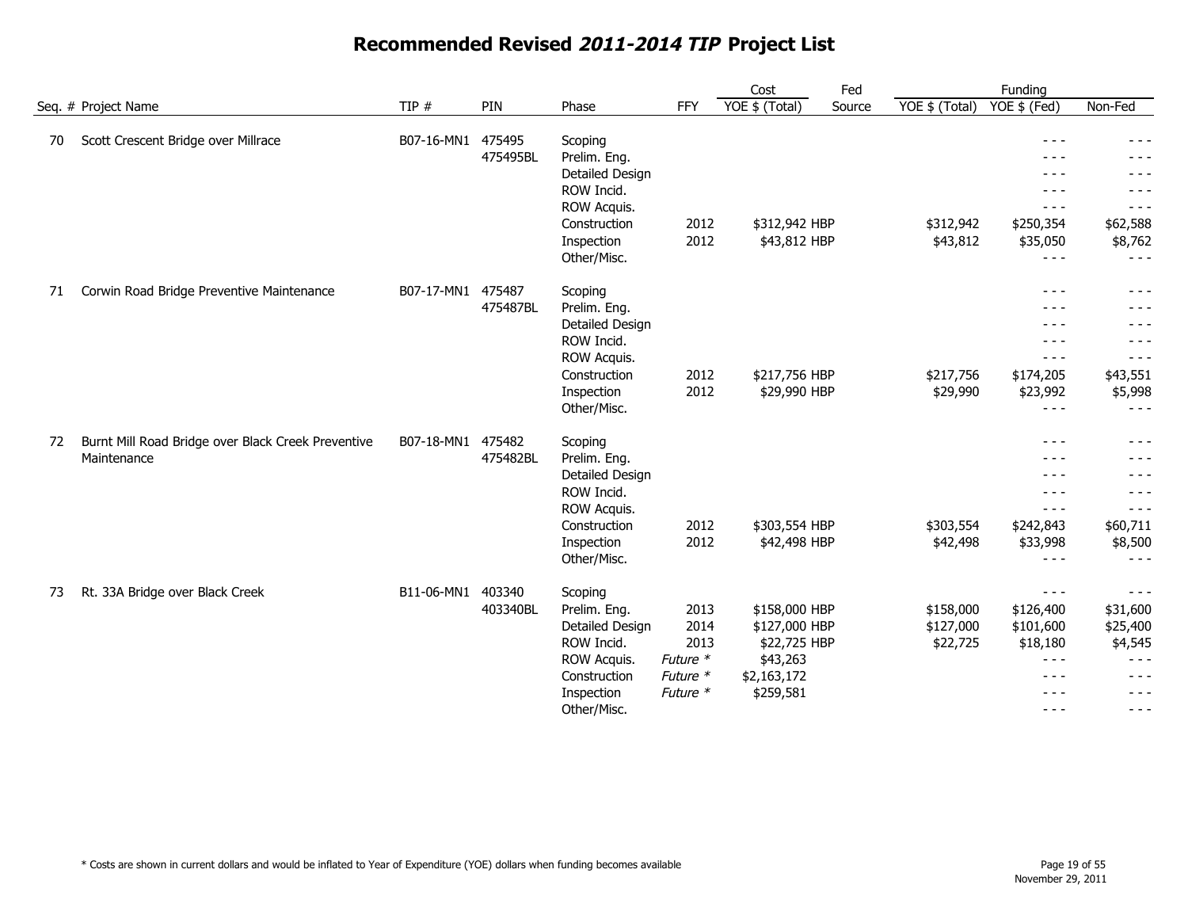# Recommended Revised *2011-2014 TIP* Project List

| Seq. # | Project Name | TIP # | PIN | Phase | FFY | Cost YOE $ (Total) | Fed Source | Funding YOE $ (Total) | Funding YOE $ (Fed) | Funding Non-Fed |
|---|---|---|---|---|---|---|---|---|---|---|
| 70 | Scott Crescent Bridge over Millrace | B07-16-MN1 | 475495 | Scoping | | | | | - - - | - - - |
| | | | 475495BL | Prelim. Eng. | | | | | - - - | - - - |
| | | | | Detailed Design | | | | | - - - | - - - |
| | | | | ROW Incid. | | | | | - - - | - - - |
| | | | | ROW Acquis. | | | | | - - - | - - - |
| | | | | Construction | 2012 | $312,942 | HBP | $312,942 | $250,354 | $62,588 |
| | | | | Inspection | 2012 | $43,812 | HBP | $43,812 | $35,050 | $8,762 |
| | | | | Other/Misc. | | | | | - - - | - - - |
| 71 | Corwin Road Bridge Preventive Maintenance | B07-17-MN1 | 475487 | Scoping | | | | | - - - | - - - |
| | | | 475487BL | Prelim. Eng. | | | | | - - - | - - - |
| | | | | Detailed Design | | | | | - - - | - - - |
| | | | | ROW Incid. | | | | | - - - | - - - |
| | | | | ROW Acquis. | | | | | - - - | - - - |
| | | | | Construction | 2012 | $217,756 | HBP | $217,756 | $174,205 | $43,551 |
| | | | | Inspection | 2012 | $29,990 | HBP | $29,990 | $23,992 | $5,998 |
| | | | | Other/Misc. | | | | | - - - | - - - |
| 72 | Burnt Mill Road Bridge over Black Creek Preventive Maintenance | B07-18-MN1 | 475482 | Scoping | | | | | - - - | - - - |
| | | | 475482BL | Prelim. Eng. | | | | | - - - | - - - |
| | | | | Detailed Design | | | | | - - - | - - - |
| | | | | ROW Incid. | | | | | - - - | - - - |
| | | | | ROW Acquis. | | | | | - - - | - - - |
| | | | | Construction | 2012 | $303,554 | HBP | $303,554 | $242,843 | $60,711 |
| | | | | Inspection | 2012 | $42,498 | HBP | $42,498 | $33,998 | $8,500 |
| | | | | Other/Misc. | | | | | - - - | - - - |
| 73 | Rt. 33A Bridge over Black Creek | B11-06-MN1 | 403340 | Scoping | | | | | - - - | - - - |
| | | | 403340BL | Prelim. Eng. | 2013 | $158,000 | HBP | $158,000 | $126,400 | $31,600 |
| | | | | Detailed Design | 2014 | $127,000 | HBP | $127,000 | $101,600 | $25,400 |
| | | | | ROW Incid. | 2013 | $22,725 | HBP | $22,725 | $18,180 | $4,545 |
| | | | | ROW Acquis. | *Future* * | $43,263 | | | - - - | - - - |
| | | | | Construction | *Future* * | $2,163,172 | | | - - - | - - - |
| | | | | Inspection | *Future* * | $259,581 | | | - - - | - - - |
| | | | | Other/Misc. | | | | | - - - | - - - |

\* Costs are shown in current dollars and would be inflated to Year of Expenditure (YOE) dollars when funding becomes available

November 29, 2011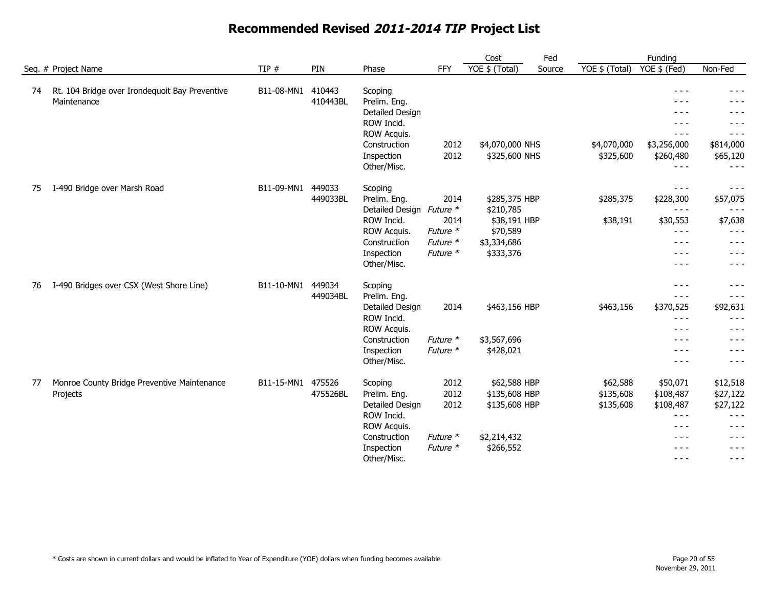# Recommended Revised *2011-2014 TIP* Project List

| Seq. # | Project Name | TIP # | PIN | Phase | FFY | Cost YOE $ (Total) | Fed Source | Funding YOE $ (Total) | Funding YOE $ (Fed) | Non-Fed |
|---|---|---|---|---|---|---|---|---|---|---|
| 74 | Rt. 104 Bridge over Irondequoit Bay Preventive Maintenance | B11-08-MN1 | 410443 410443BL | Scoping | | | | | - - - | - - - |
| | | | | Prelim. Eng. | | | | | - - - | - - - |
| | | | | Detailed Design | | | | | - - - | - - - |
| | | | | ROW Incid. | | | | | - - - | - - - |
| | | | | ROW Acquis. | | | | | - - - | - - - |
| | | | | Construction | 2012 | $4,070,000 | NHS | $4,070,000 | $3,256,000 | $814,000 |
| | | | | Inspection | 2012 | $325,600 | NHS | $325,600 | $260,480 | $65,120 |
| | | | | Other/Misc. | | | | | - - - | - - - |
| 75 | I-490 Bridge over Marsh Road | B11-09-MN1 | 449033 449033BL | Scoping | | | | | - - - | - - - |
| | | | | Prelim. Eng. | 2014 | $285,375 | HBP | $285,375 | $228,300 | $57,075 |
| | | | | Detailed Design | *Future \** | $210,785 | | | - - - | - - - |
| | | | | ROW Incid. | 2014 | $38,191 | HBP | $38,191 | $30,553 | $7,638 |
| | | | | ROW Acquis. | *Future \** | $70,589 | | | - - - | - - - |
| | | | | Construction | *Future \** | $3,334,686 | | | - - - | - - - |
| | | | | Inspection | *Future \** | $333,376 | | | - - - | - - - |
| | | | | Other/Misc. | | | | | - - - | - - - |
| 76 | I-490 Bridges over CSX (West Shore Line) | B11-10-MN1 | 449034 449034BL | Scoping | | | | | - - - | - - - |
| | | | | Prelim. Eng. | | | | | - - - | - - - |
| | | | | Detailed Design | 2014 | $463,156 | HBP | $463,156 | $370,525 | $92,631 |
| | | | | ROW Incid. | | | | | - - - | - - - |
| | | | | ROW Acquis. | | | | | - - - | - - - |
| | | | | Construction | *Future \** | $3,567,696 | | | - - - | - - - |
| | | | | Inspection | *Future \** | $428,021 | | | - - - | - - - |
| | | | | Other/Misc. | | | | | - - - | - - - |
| 77 | Monroe County Bridge Preventive Maintenance Projects | B11-15-MN1 | 475526 475526BL | Scoping | 2012 | $62,588 | HBP | $62,588 | $50,071 | $12,518 |
| | | | | Prelim. Eng. | 2012 | $135,608 | HBP | $135,608 | $108,487 | $27,122 |
| | | | | Detailed Design | 2012 | $135,608 | HBP | $135,608 | $108,487 | $27,122 |
| | | | | ROW Incid. | | | | | - - - | - - - |
| | | | | ROW Acquis. | | | | | - - - | - - - |
| | | | | Construction | *Future \** | $2,214,432 | | | - - - | - - - |
| | | | | Inspection | *Future \** | $266,552 | | | - - - | - - - |
| | | | | Other/Misc. | | | | | - - - | - - - |

\* Costs are shown in current dollars and would be inflated to Year of Expenditure (YOE) dollars when funding becomes available

November 29, 2011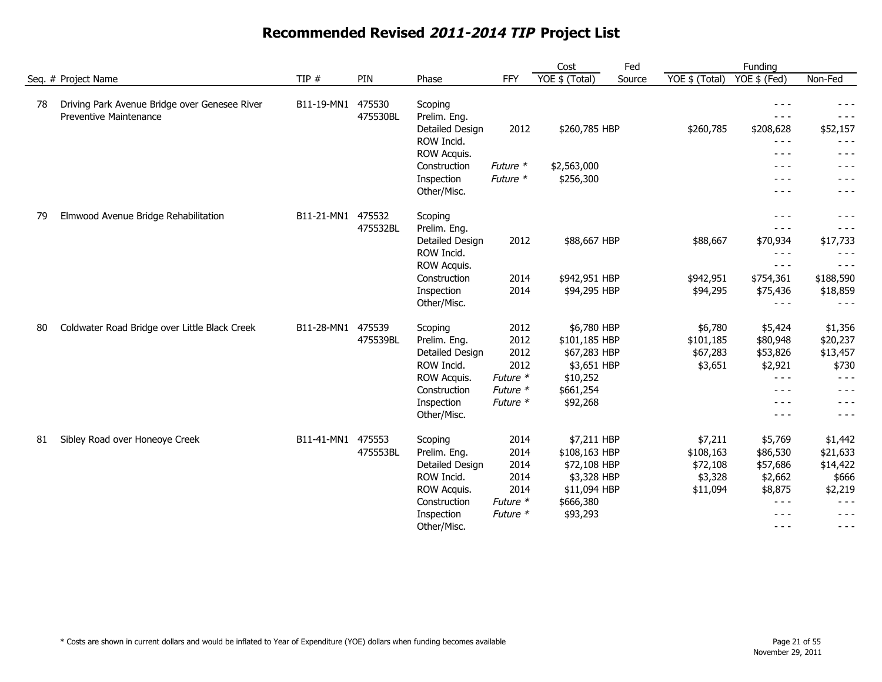# Recommended Revised *2011-2014 TIP* Project List

| Seq. # | Project Name | TIP # | PIN | Phase | FFY | Cost YOE $ (Total) | Fed Source | Funding YOE $ (Total) | Funding YOE $ (Fed) | Funding Non-Fed |
|---|---|---|---|---|---|---|---|---|---|---|
| 78 | Driving Park Avenue Bridge over Genesee River Preventive Maintenance | B11-19-MN1 | 475530 475530BL | Scoping | | | | | - - - | - - - |
| | | | | Prelim. Eng. | | | | | - - - | - - - |
| | | | | Detailed Design | 2012 | $260,785 | HBP | $260,785 | $208,628 | $52,157 |
| | | | | ROW Incid. | | | | | - - - | - - - |
| | | | | ROW Acquis. | | | | | - - - | - - - |
| | | | | Construction | *Future \** | $2,563,000 | | | - - - | - - - |
| | | | | Inspection | *Future \** | $256,300 | | | - - - | - - - |
| | | | | Other/Misc. | | | | | - - - | - - - |
| 79 | Elmwood Avenue Bridge Rehabilitation | B11-21-MN1 | 475532 475532BL | Scoping | | | | | - - - | - - - |
| | | | | Prelim. Eng. | | | | | - - - | - - - |
| | | | | Detailed Design | 2012 | $88,667 | HBP | $88,667 | $70,934 | $17,733 |
| | | | | ROW Incid. | | | | | - - - | - - - |
| | | | | ROW Acquis. | | | | | - - - | - - - |
| | | | | Construction | 2014 | $942,951 | HBP | $942,951 | $754,361 | $188,590 |
| | | | | Inspection | 2014 | $94,295 | HBP | $94,295 | $75,436 | $18,859 |
| | | | | Other/Misc. | | | | | - - - | - - - |
| 80 | Coldwater Road Bridge over Little Black Creek | B11-28-MN1 | 475539 475539BL | Scoping | 2012 | $6,780 | HBP | $6,780 | $5,424 | $1,356 |
| | | | | Prelim. Eng. | 2012 | $101,185 | HBP | $101,185 | $80,948 | $20,237 |
| | | | | Detailed Design | 2012 | $67,283 | HBP | $67,283 | $53,826 | $13,457 |
| | | | | ROW Incid. | 2012 | $3,651 | HBP | $3,651 | $2,921 | $730 |
| | | | | ROW Acquis. | *Future \** | $10,252 | | | - - - | - - - |
| | | | | Construction | *Future \** | $661,254 | | | - - - | - - - |
| | | | | Inspection | *Future \** | $92,268 | | | - - - | - - - |
| | | | | Other/Misc. | | | | | - - - | - - - |
| 81 | Sibley Road over Honeoye Creek | B11-41-MN1 | 475553 475553BL | Scoping | 2014 | $7,211 | HBP | $7,211 | $5,769 | $1,442 |
| | | | | Prelim. Eng. | 2014 | $108,163 | HBP | $108,163 | $86,530 | $21,633 |
| | | | | Detailed Design | 2014 | $72,108 | HBP | $72,108 | $57,686 | $14,422 |
| | | | | ROW Incid. | 2014 | $3,328 | HBP | $3,328 | $2,662 | $666 |
| | | | | ROW Acquis. | 2014 | $11,094 | HBP | $11,094 | $8,875 | $2,219 |
| | | | | Construction | *Future \** | $666,380 | | | - - - | - - - |
| | | | | Inspection | *Future \** | $93,293 | | | - - - | - - - |
| | | | | Other/Misc. | | | | | - - - | - - - |

\* Costs are shown in current dollars and would be inflated to Year of Expenditure (YOE) dollars when funding becomes available

November 29, 2011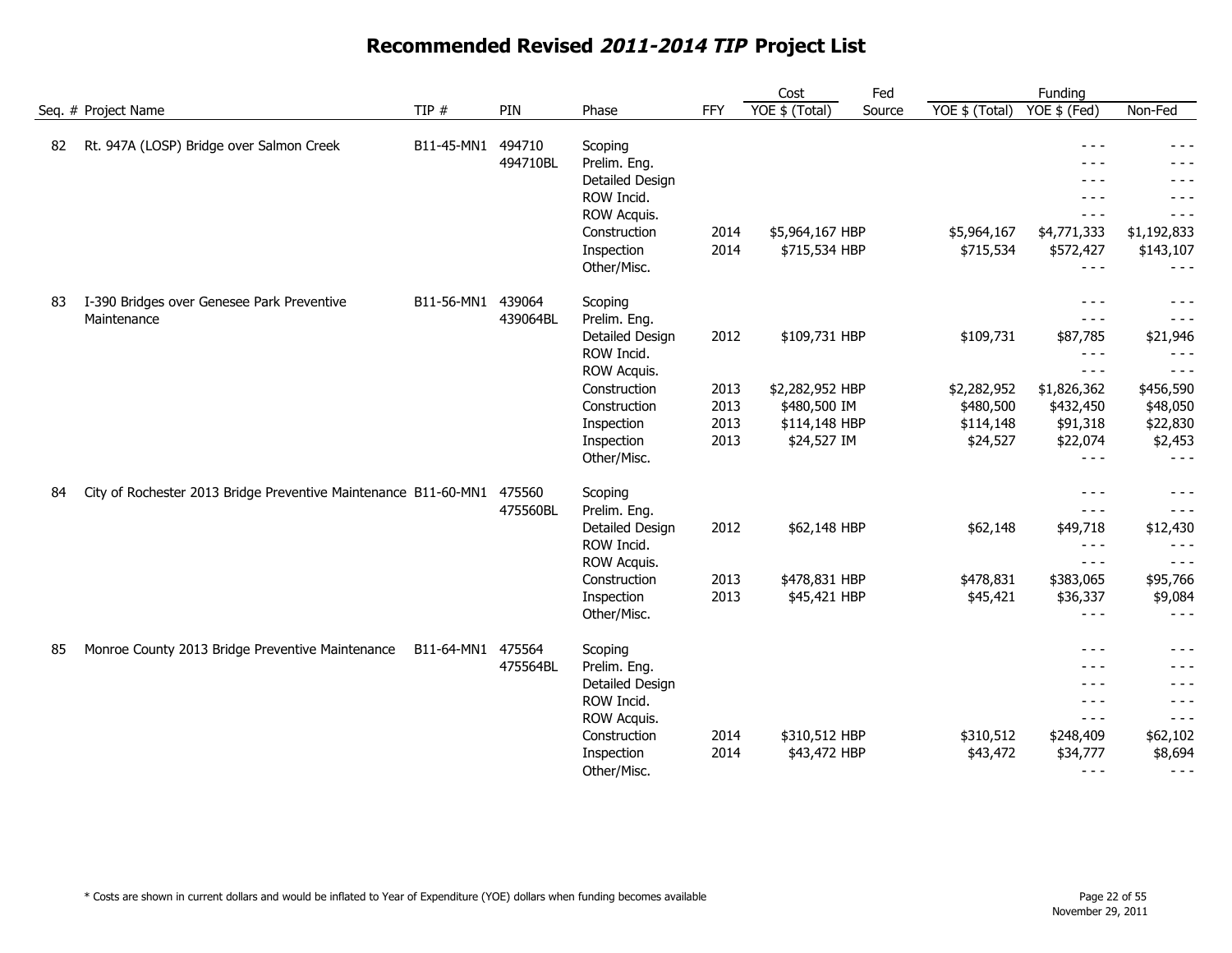# Recommended Revised *2011-2014 TIP* Project List

| Seq. # | Project Name | TIP # | PIN | Phase | FFY | Cost YOE $ (Total) | Fed Source | Funding YOE $ (Total) | Funding YOE $ (Fed) | Non-Fed |
|---|---|---|---|---|---|---|---|---|---|---|
| 82 | Rt. 947A (LOSP) Bridge over Salmon Creek | B11-45-MN1 | 494710 | Scoping | | | | | - - - | - - - |
| | | | 494710BL | Prelim. Eng. | | | | | - - - | - - - |
| | | | | Detailed Design | | | | | - - - | - - - |
| | | | | ROW Incid. | | | | | - - - | - - - |
| | | | | ROW Acquis. | | | | | - - - | - - - |
| | | | | Construction | 2014 | $5,964,167 | HBP | $5,964,167 | $4,771,333 | $1,192,833 |
| | | | | Inspection | 2014 | $715,534 | HBP | $715,534 | $572,427 | $143,107 |
| | | | | Other/Misc. | | | | | - - - | - - - |
| 83 | I-390 Bridges over Genesee Park Preventive Maintenance | B11-56-MN1 | 439064 | Scoping | | | | | - - - | - - - |
| | | | 439064BL | Prelim. Eng. | | | | | - - - | - - - |
| | | | | Detailed Design | 2012 | $109,731 | HBP | $109,731 | $87,785 | $21,946 |
| | | | | ROW Incid. | | | | | - - - | - - - |
| | | | | ROW Acquis. | | | | | - - - | - - - |
| | | | | Construction | 2013 | $2,282,952 | HBP | $2,282,952 | $1,826,362 | $456,590 |
| | | | | Construction | 2013 | $480,500 | IM | $480,500 | $432,450 | $48,050 |
| | | | | Inspection | 2013 | $114,148 | HBP | $114,148 | $91,318 | $22,830 |
| | | | | Inspection | 2013 | $24,527 | IM | $24,527 | $22,074 | $2,453 |
| | | | | Other/Misc. | | | | | - - - | - - - |
| 84 | City of Rochester 2013 Bridge Preventive Maintenance | B11-60-MN1 | 475560 | Scoping | | | | | - - - | - - - |
| | | | 475560BL | Prelim. Eng. | | | | | - - - | - - - |
| | | | | Detailed Design | 2012 | $62,148 | HBP | $62,148 | $49,718 | $12,430 |
| | | | | ROW Incid. | | | | | - - - | - - - |
| | | | | ROW Acquis. | | | | | - - - | - - - |
| | | | | Construction | 2013 | $478,831 | HBP | $478,831 | $383,065 | $95,766 |
| | | | | Inspection | 2013 | $45,421 | HBP | $45,421 | $36,337 | $9,084 |
| | | | | Other/Misc. | | | | | - - - | - - - |
| 85 | Monroe County 2013 Bridge Preventive Maintenance | B11-64-MN1 | 475564 | Scoping | | | | | - - - | - - - |
| | | | 475564BL | Prelim. Eng. | | | | | - - - | - - - |
| | | | | Detailed Design | | | | | - - - | - - - |
| | | | | ROW Incid. | | | | | - - - | - - - |
| | | | | ROW Acquis. | | | | | - - - | - - - |
| | | | | Construction | 2014 | $310,512 | HBP | $310,512 | $248,409 | $62,102 |
| | | | | Inspection | 2014 | $43,472 | HBP | $43,472 | $34,777 | $8,694 |
| | | | | Other/Misc. | | | | | - - - | - - - |

* Costs are shown in current dollars and would be inflated to Year of Expenditure (YOE) dollars when funding becomes available

November 29, 2011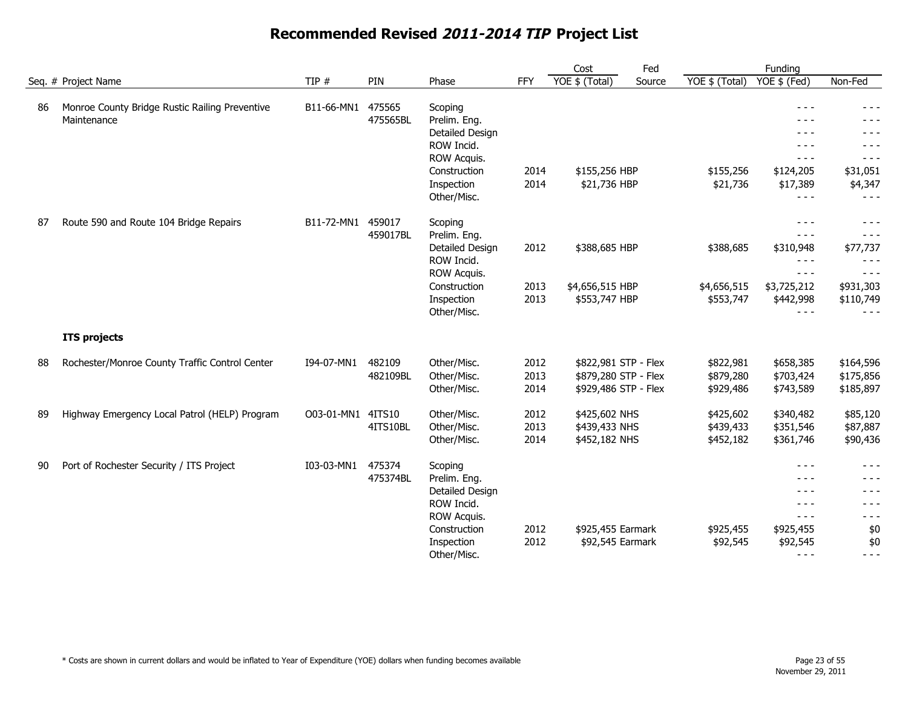# Recommended Revised *2011-2014 TIP* Project List

| Seq. # | Project Name | TIP # | PIN | Phase | FFY | Cost YOE $ (Total) | Fed Source | Funding YOE $ (Total) | Funding YOE $ (Fed) | Funding Non-Fed |
|---|---|---|---|---|---|---|---|---|---|---|
| 86 | Monroe County Bridge Rustic Railing Preventive Maintenance | B11-66-MN1 | 475565 475565BL | Scoping | | | | | - - - | - - - |
| | | | | Prelim. Eng. | | | | | - - - | - - - |
| | | | | Detailed Design | | | | | - - - | - - - |
| | | | | ROW Incid. | | | | | - - - | - - - |
| | | | | ROW Acquis. | | | | | - - - | - - - |
| | | | | Construction | 2014 | $155,256 | HBP | $155,256 | $124,205 | $31,051 |
| | | | | Inspection | 2014 | $21,736 | HBP | $21,736 | $17,389 | $4,347 |
| | | | | Other/Misc. | | | | | - - - | - - - |
| 87 | Route 590 and Route 104 Bridge Repairs | B11-72-MN1 | 459017 459017BL | Scoping | | | | | - - - | - - - |
| | | | | Prelim. Eng. | | | | | - - - | - - - |
| | | | | Detailed Design | 2012 | $388,685 | HBP | $388,685 | $310,948 | $77,737 |
| | | | | ROW Incid. | | | | | - - - | - - - |
| | | | | ROW Acquis. | | | | | - - - | - - - |
| | | | | Construction | 2013 | $4,656,515 | HBP | $4,656,515 | $3,725,212 | $931,303 |
| | | | | Inspection | 2013 | $553,747 | HBP | $553,747 | $442,998 | $110,749 |
| | | | | Other/Misc. | | | | | - - - | - - - |
| | **ITS projects** | | | | | | | | | |
| 88 | Rochester/Monroe County Traffic Control Center | I94-07-MN1 | 482109 482109BL | Other/Misc. | 2012 | $822,981 | STP - Flex | $822,981 | $658,385 | $164,596 |
| | | | | Other/Misc. | 2013 | $879,280 | STP - Flex | $879,280 | $703,424 | $175,856 |
| | | | | Other/Misc. | 2014 | $929,486 | STP - Flex | $929,486 | $743,589 | $185,897 |
| 89 | Highway Emergency Local Patrol (HELP) Program | O03-01-MN1 | 4ITS10 4ITS10BL | Other/Misc. | 2012 | $425,602 | NHS | $425,602 | $340,482 | $85,120 |
| | | | | Other/Misc. | 2013 | $439,433 | NHS | $439,433 | $351,546 | $87,887 |
| | | | | Other/Misc. | 2014 | $452,182 | NHS | $452,182 | $361,746 | $90,436 |
| 90 | Port of Rochester Security / ITS Project | I03-03-MN1 | 475374 475374BL | Scoping | | | | | - - - | - - - |
| | | | | Prelim. Eng. | | | | | - - - | - - - |
| | | | | Detailed Design | | | | | - - - | - - - |
| | | | | ROW Incid. | | | | | - - - | - - - |
| | | | | ROW Acquis. | | | | | - - - | - - - |
| | | | | Construction | 2012 | $925,455 | Earmark | $925,455 | $925,455 | $0 |
| | | | | Inspection | 2012 | $92,545 | Earmark | $92,545 | $92,545 | $0 |
| | | | | Other/Misc. | | | | | - - - | - - - |

* Costs are shown in current dollars and would be inflated to Year of Expenditure (YOE) dollars when funding becomes available

November 29, 2011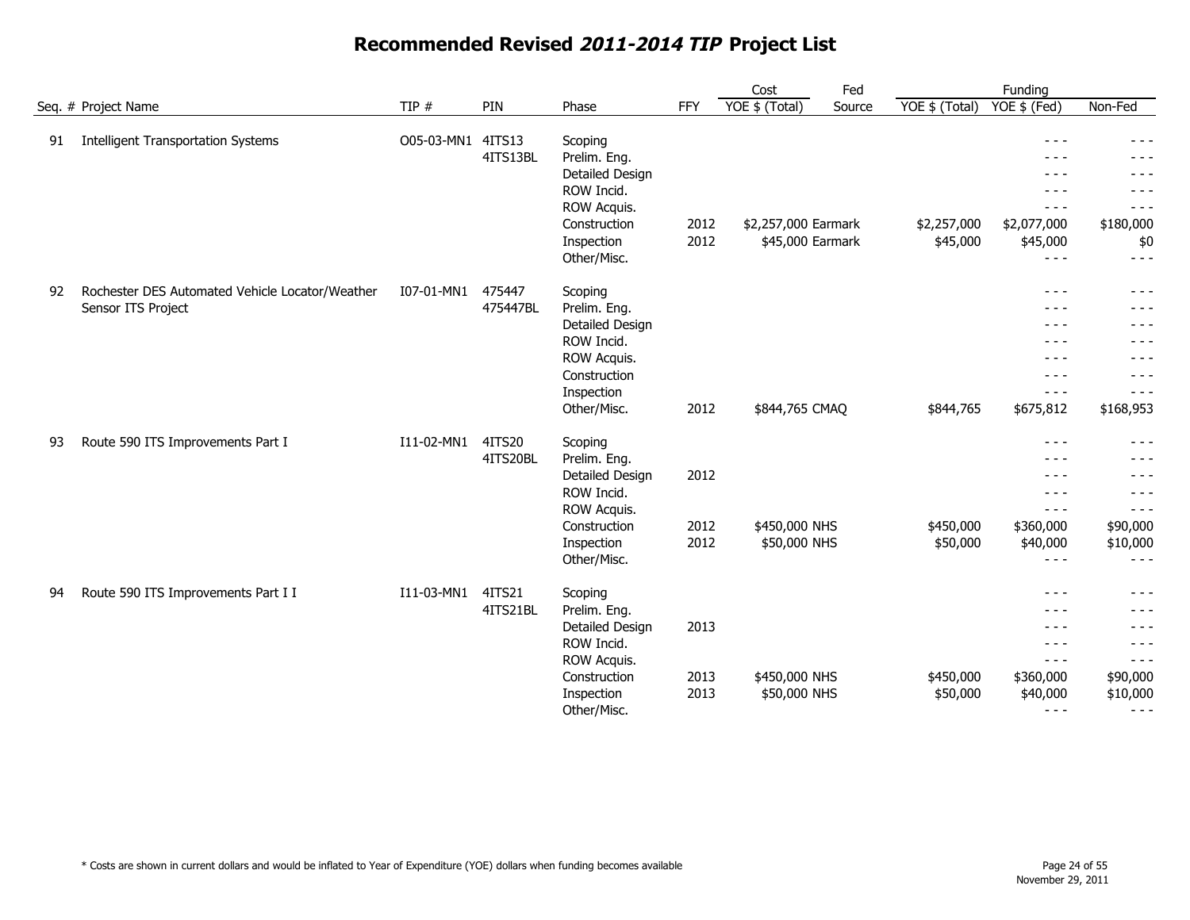# Recommended Revised *2011-2014 TIP* Project List

| Seq. # | Project Name | TIP # | PIN | Phase | FFY | Cost YOE $ (Total) | Fed Source | Funding YOE $ (Total) | Funding YOE $ (Fed) | Funding Non-Fed |
|---|---|---|---|---|---|---|---|---|---|---|
| 91 | Intelligent Transportation Systems | O05-03-MN1 | 4ITS13 | Scoping | | | | | - - - | - - - |
| | | | 4ITS13BL | Prelim. Eng. | | | | | - - - | - - - |
| | | | | Detailed Design | | | | | - - - | - - - |
| | | | | ROW Incid. | | | | | - - - | - - - |
| | | | | ROW Acquis. | | | | | - - - | - - - |
| | | | | Construction | 2012 | $2,257,000 | Earmark | $2,257,000 | $2,077,000 | $180,000 |
| | | | | Inspection | 2012 | $45,000 | Earmark | $45,000 | $45,000 | $0 |
| | | | | Other/Misc. | | | | | - - - | - - - |
| 92 | Rochester DES Automated Vehicle Locator/Weather Sensor ITS Project | I07-01-MN1 | 475447 | Scoping | | | | | - - - | - - - |
| | | | 475447BL | Prelim. Eng. | | | | | - - - | - - - |
| | | | | Detailed Design | | | | | - - - | - - - |
| | | | | ROW Incid. | | | | | - - - | - - - |
| | | | | ROW Acquis. | | | | | - - - | - - - |
| | | | | Construction | | | | | - - - | - - - |
| | | | | Inspection | | | | | - - - | - - - |
| | | | | Other/Misc. | 2012 | $844,765 | CMAQ | $844,765 | $675,812 | $168,953 |
| 93 | Route 590 ITS Improvements Part I | I11-02-MN1 | 4ITS20 | Scoping | | | | | - - - | - - - |
| | | | 4ITS20BL | Prelim. Eng. | | | | | - - - | - - - |
| | | | | Detailed Design | 2012 | | | | - - - | - - - |
| | | | | ROW Incid. | | | | | - - - | - - - |
| | | | | ROW Acquis. | | | | | - - - | - - - |
| | | | | Construction | 2012 | $450,000 | NHS | $450,000 | $360,000 | $90,000 |
| | | | | Inspection | 2012 | $50,000 | NHS | $50,000 | $40,000 | $10,000 |
| | | | | Other/Misc. | | | | | - - - | - - - |
| 94 | Route 590 ITS Improvements Part I I | I11-03-MN1 | 4ITS21 | Scoping | | | | | - - - | - - - |
| | | | 4ITS21BL | Prelim. Eng. | | | | | - - - | - - - |
| | | | | Detailed Design | 2013 | | | | - - - | - - - |
| | | | | ROW Incid. | | | | | - - - | - - - |
| | | | | ROW Acquis. | | | | | - - - | - - - |
| | | | | Construction | 2013 | $450,000 | NHS | $450,000 | $360,000 | $90,000 |
| | | | | Inspection | 2013 | $50,000 | NHS | $50,000 | $40,000 | $10,000 |
| | | | | Other/Misc. | | | | | - - - | - - - |

* Costs are shown in current dollars and would be inflated to Year of Expenditure (YOE) dollars when funding becomes available

November 29, 2011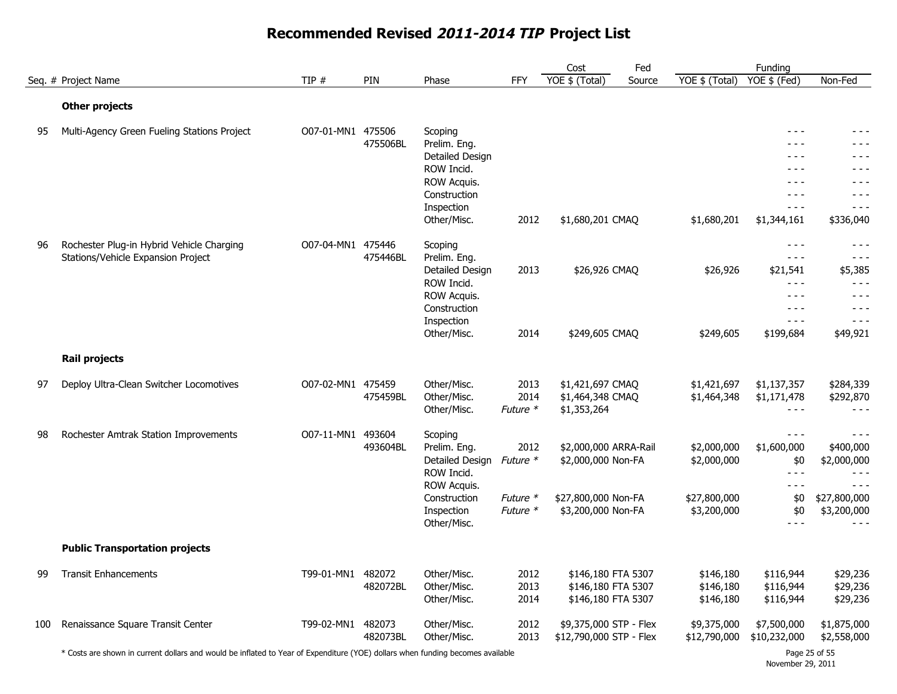# Recommended Revised *2011-2014 TIP* Project List

| Seq. # | Project Name | TIP # | PIN | Phase | FFY | Cost YOE $ (Total) | Fed Source | Funding YOE $ (Total) | Funding YOE $ (Fed) | Non-Fed |
|---|---|---|---|---|---|---|---|---|---|---|
| | **Other projects** | | | | | | | | | |
| 95 | Multi-Agency Green Fueling Stations Project | O07-01-MN1 | 475506 | Scoping | | | | | - - - | - - - |
| | | | 475506BL | Prelim. Eng. | | | | | - - - | - - - |
| | | | | Detailed Design | | | | | - - - | - - - |
| | | | | ROW Incid. | | | | | - - - | - - - |
| | | | | ROW Acquis. | | | | | - - - | - - - |
| | | | | Construction | | | | | - - - | - - - |
| | | | | Inspection | | | | | - - - | - - - |
| | | | | Other/Misc. | 2012 | $1,680,201 | CMAQ | $1,680,201 | $1,344,161 | $336,040 |
| 96 | Rochester Plug-in Hybrid Vehicle Charging Stations/Vehicle Expansion Project | O07-04-MN1 | 475446 | Scoping | | | | | - - - | - - - |
| | | | 475446BL | Prelim. Eng. | | | | | - - - | - - - |
| | | | | Detailed Design | 2013 | $26,926 | CMAQ | $26,926 | $21,541 | $5,385 |
| | | | | ROW Incid. | | | | | - - - | - - - |
| | | | | ROW Acquis. | | | | | - - - | - - - |
| | | | | Construction | | | | | - - - | - - - |
| | | | | Inspection | | | | | - - - | - - - |
| | | | | Other/Misc. | 2014 | $249,605 | CMAQ | $249,605 | $199,684 | $49,921 |
| | **Rail projects** | | | | | | | | | |
| 97 | Deploy Ultra-Clean Switcher Locomotives | O07-02-MN1 | 475459 | Other/Misc. | 2013 | $1,421,697 | CMAQ | $1,421,697 | $1,137,357 | $284,339 |
| | | | 475459BL | Other/Misc. | 2014 | $1,464,348 | CMAQ | $1,464,348 | $1,171,478 | $292,870 |
| | | | | Other/Misc. | *Future \** | $1,353,264 | | | - - - | - - - |
| 98 | Rochester Amtrak Station Improvements | O07-11-MN1 | 493604 | Scoping | | | | | - - - | - - - |
| | | | 493604BL | Prelim. Eng. | 2012 | $2,000,000 | ARRA-Rail | $2,000,000 | $1,600,000 | $400,000 |
| | | | | Detailed Design | *Future \** | $2,000,000 | Non-FA | $2,000,000 | $0 | $2,000,000 |
| | | | | ROW Incid. | | | | | - - - | - - - |
| | | | | ROW Acquis. | | | | | - - - | - - - |
| | | | | Construction | *Future \** | $27,800,000 | Non-FA | $27,800,000 | $0 | $27,800,000 |
| | | | | Inspection | *Future \** | $3,200,000 | Non-FA | $3,200,000 | $0 | $3,200,000 |
| | | | | Other/Misc. | | | | | - - - | - - - |
| | **Public Transportation projects** | | | | | | | | | |
| 99 | Transit Enhancements | T99-01-MN1 | 482072 | Other/Misc. | 2012 | $146,180 | FTA 5307 | $146,180 | $116,944 | $29,236 |
| | | | 482072BL | Other/Misc. | 2013 | $146,180 | FTA 5307 | $146,180 | $116,944 | $29,236 |
| | | | | Other/Misc. | 2014 | $146,180 | FTA 5307 | $146,180 | $116,944 | $29,236 |
| 100 | Renaissance Square Transit Center | T99-02-MN1 | 482073 | Other/Misc. | 2012 | $9,375,000 | STP - Flex | $9,375,000 | $7,500,000 | $1,875,000 |
| | | | 482073BL | Other/Misc. | 2013 | $12,790,000 | STP - Flex | $12,790,000 | $10,232,000 | $2,558,000 |

* Costs are shown in current dollars and would be inflated to Year of Expenditure (YOE) dollars when funding becomes available

November 29, 2011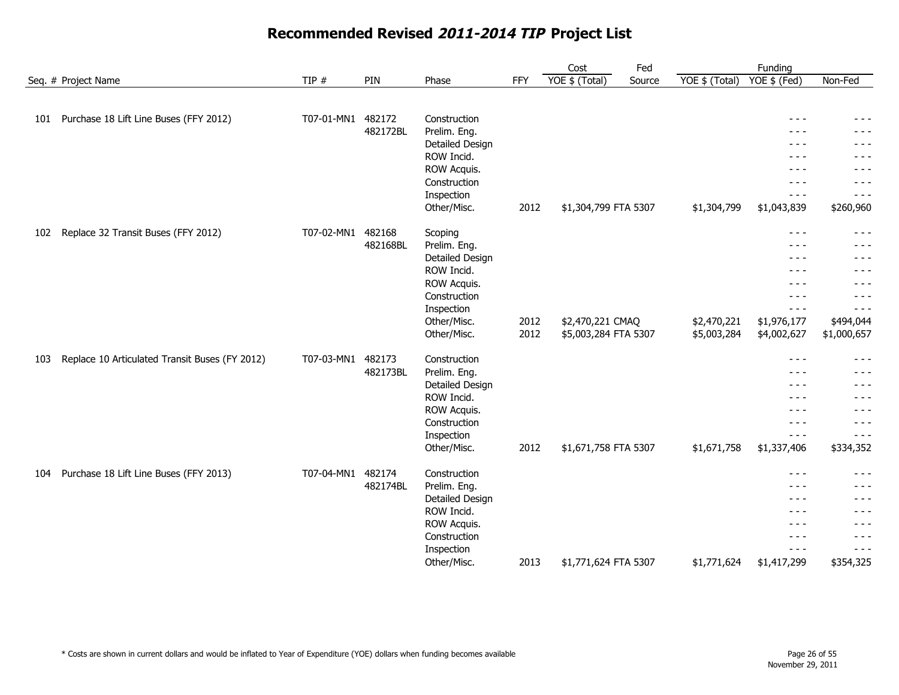# Recommended Revised *2011-2014 TIP* Project List

| Seq. # | Project Name | TIP # | PIN | Phase | FFY | Cost YOE $ (Total) | Fed Source | Funding YOE $ (Total) | Funding YOE $ (Fed) | Non-Fed |
|---|---|---|---|---|---|---|---|---|---|---|
| 101 | Purchase 18 Lift Line Buses (FFY 2012) | T07-01-MN1 | 482172 | Construction | | | | | - - - | - - - |
| | | | 482172BL | Prelim. Eng. | | | | | - - - | - - - |
| | | | | Detailed Design | | | | | - - - | - - - |
| | | | | ROW Incid. | | | | | - - - | - - - |
| | | | | ROW Acquis. | | | | | - - - | - - - |
| | | | | Construction | | | | | - - - | - - - |
| | | | | Inspection | | | | | - - - | - - - |
| | | | | Other/Misc. | 2012 | $1,304,799 | FTA 5307 | $1,304,799 | $1,043,839 | $260,960 |
| 102 | Replace 32 Transit Buses (FFY 2012) | T07-02-MN1 | 482168 | Scoping | | | | | - - - | - - - |
| | | | 482168BL | Prelim. Eng. | | | | | - - - | - - - |
| | | | | Detailed Design | | | | | - - - | - - - |
| | | | | ROW Incid. | | | | | - - - | - - - |
| | | | | ROW Acquis. | | | | | - - - | - - - |
| | | | | Construction | | | | | - - - | - - - |
| | | | | Inspection | | | | | - - - | - - - |
| | | | | Other/Misc. | 2012 | $2,470,221 | CMAQ | $2,470,221 | $1,976,177 | $494,044 |
| | | | | Other/Misc. | 2012 | $5,003,284 | FTA 5307 | $5,003,284 | $4,002,627 | $1,000,657 |
| 103 | Replace 10 Articulated Transit Buses (FY 2012) | T07-03-MN1 | 482173 | Construction | | | | | - - - | - - - |
| | | | 482173BL | Prelim. Eng. | | | | | - - - | - - - |
| | | | | Detailed Design | | | | | - - - | - - - |
| | | | | ROW Incid. | | | | | - - - | - - - |
| | | | | ROW Acquis. | | | | | - - - | - - - |
| | | | | Construction | | | | | - - - | - - - |
| | | | | Inspection | | | | | - - - | - - - |
| | | | | Other/Misc. | 2012 | $1,671,758 | FTA 5307 | $1,671,758 | $1,337,406 | $334,352 |
| 104 | Purchase 18 Lift Line Buses (FFY 2013) | T07-04-MN1 | 482174 | Construction | | | | | - - - | - - - |
| | | | 482174BL | Prelim. Eng. | | | | | - - - | - - - |
| | | | | Detailed Design | | | | | - - - | - - - |
| | | | | ROW Incid. | | | | | - - - | - - - |
| | | | | ROW Acquis. | | | | | - - - | - - - |
| | | | | Construction | | | | | - - - | - - - |
| | | | | Inspection | | | | | - - - | - - - |
| | | | | Other/Misc. | 2013 | $1,771,624 | FTA 5307 | $1,771,624 | $1,417,299 | $354,325 |

\* Costs are shown in current dollars and would be inflated to Year of Expenditure (YOE) dollars when funding becomes available

November 29, 2011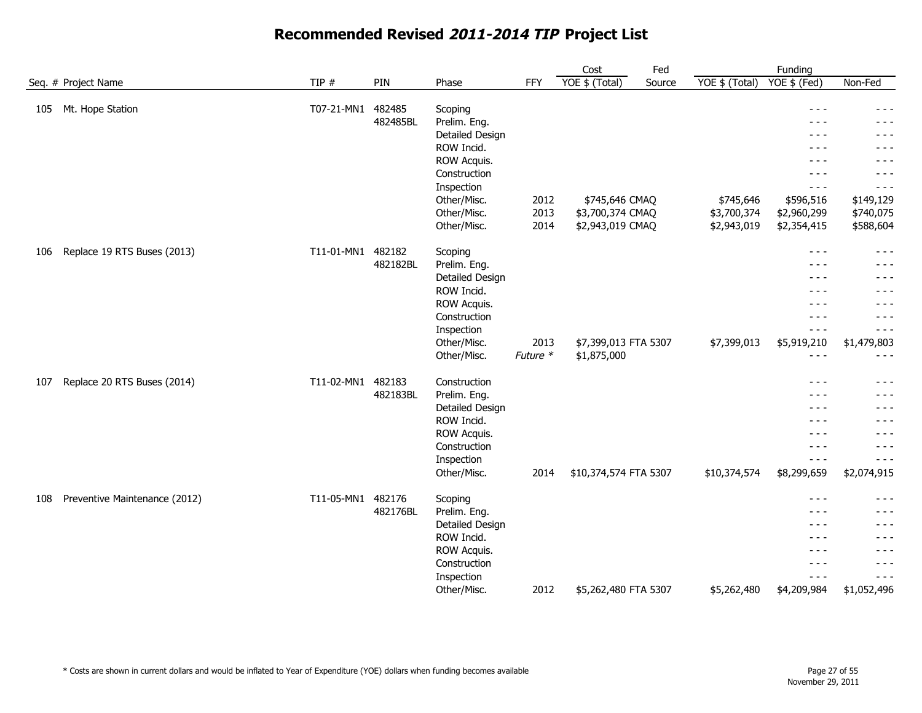# Recommended Revised *2011-2014 TIP* Project List

| Seq. # | Project Name | TIP # | PIN | Phase | FFY | Cost YOE $ (Total) | Fed Source | Funding YOE $ (Total) | Funding YOE $ (Fed) | Funding Non-Fed |
|---|---|---|---|---|---|---|---|---|---|---|
| 105 | Mt. Hope Station | T07-21-MN1 | 482485 | Scoping | | | | | - - - | - - - |
| | | | 482485BL | Prelim. Eng. | | | | | - - - | - - - |
| | | | | Detailed Design | | | | | - - - | - - - |
| | | | | ROW Incid. | | | | | - - - | - - - |
| | | | | ROW Acquis. | | | | | - - - | - - - |
| | | | | Construction | | | | | - - - | - - - |
| | | | | Inspection | | | | | - - - | - - - |
| | | | | Other/Misc. | 2012 | $745,646 | CMAQ | $745,646 | $596,516 | $149,129 |
| | | | | Other/Misc. | 2013 | $3,700,374 | CMAQ | $3,700,374 | $2,960,299 | $740,075 |
| | | | | Other/Misc. | 2014 | $2,943,019 | CMAQ | $2,943,019 | $2,354,415 | $588,604 |
| 106 | Replace 19 RTS Buses (2013) | T11-01-MN1 | 482182 | Scoping | | | | | - - - | - - - |
| | | | 482182BL | Prelim. Eng. | | | | | - - - | - - - |
| | | | | Detailed Design | | | | | - - - | - - - |
| | | | | ROW Incid. | | | | | - - - | - - - |
| | | | | ROW Acquis. | | | | | - - - | - - - |
| | | | | Construction | | | | | - - - | - - - |
| | | | | Inspection | | | | | - - - | - - - |
| | | | | Other/Misc. | 2013 | $7,399,013 | FTA 5307 | $7,399,013 | $5,919,210 | $1,479,803 |
| | | | | Other/Misc. | *Future \** | $1,875,000 | | | - - - | - - - |
| 107 | Replace 20 RTS Buses (2014) | T11-02-MN1 | 482183 | Construction | | | | | - - - | - - - |
| | | | 482183BL | Prelim. Eng. | | | | | - - - | - - - |
| | | | | Detailed Design | | | | | - - - | - - - |
| | | | | ROW Incid. | | | | | - - - | - - - |
| | | | | ROW Acquis. | | | | | - - - | - - - |
| | | | | Construction | | | | | - - - | - - - |
| | | | | Inspection | | | | | - - - | - - - |
| | | | | Other/Misc. | 2014 | $10,374,574 | FTA 5307 | $10,374,574 | $8,299,659 | $2,074,915 |
| 108 | Preventive Maintenance (2012) | T11-05-MN1 | 482176 | Scoping | | | | | - - - | - - - |
| | | | 482176BL | Prelim. Eng. | | | | | - - - | - - - |
| | | | | Detailed Design | | | | | - - - | - - - |
| | | | | ROW Incid. | | | | | - - - | - - - |
| | | | | ROW Acquis. | | | | | - - - | - - - |
| | | | | Construction | | | | | - - - | - - - |
| | | | | Inspection | | | | | - - - | - - - |
| | | | | Other/Misc. | 2012 | $5,262,480 | FTA 5307 | $5,262,480 | $4,209,984 | $1,052,496 |

\* Costs are shown in current dollars and would be inflated to Year of Expenditure (YOE) dollars when funding becomes available

November 29, 2011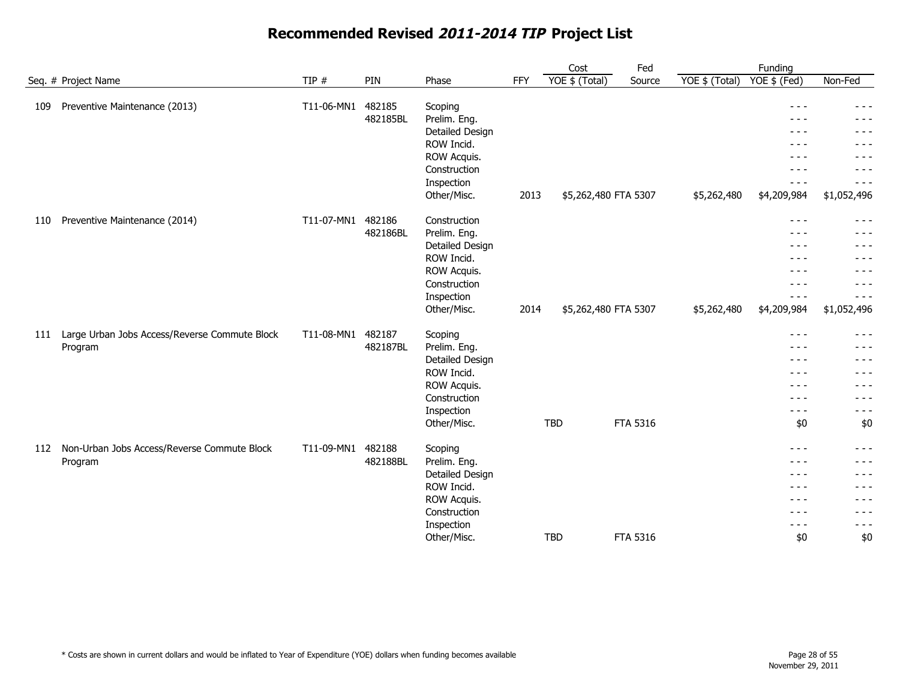# Recommended Revised *2011-2014 TIP* Project List

| Seq. # | Project Name | TIP # | PIN | Phase | FFY | Cost YOE $ (Total) | Fed Source | Funding YOE $ (Total) | Funding YOE $ (Fed) | Non-Fed |
|---|---|---|---|---|---|---|---|---|---|---|
| 109 | Preventive Maintenance (2013) | T11-06-MN1 | 482185 | Scoping | | | | | - - - | - - - |
| | | | 482185BL | Prelim. Eng. | | | | | - - - | - - - |
| | | | | Detailed Design | | | | | - - - | - - - |
| | | | | ROW Incid. | | | | | - - - | - - - |
| | | | | ROW Acquis. | | | | | - - - | - - - |
| | | | | Construction | | | | | - - - | - - - |
| | | | | Inspection | | | | | - - - | - - - |
| | | | | Other/Misc. | 2013 | $5,262,480 | FTA 5307 | $5,262,480 | $4,209,984 | $1,052,496 |
| 110 | Preventive Maintenance (2014) | T11-07-MN1 | 482186 | Construction | | | | | - - - | - - - |
| | | | 482186BL | Prelim. Eng. | | | | | - - - | - - - |
| | | | | Detailed Design | | | | | - - - | - - - |
| | | | | ROW Incid. | | | | | - - - | - - - |
| | | | | ROW Acquis. | | | | | - - - | - - - |
| | | | | Construction | | | | | - - - | - - - |
| | | | | Inspection | | | | | - - - | - - - |
| | | | | Other/Misc. | 2014 | $5,262,480 | FTA 5307 | $5,262,480 | $4,209,984 | $1,052,496 |
| 111 | Large Urban Jobs Access/Reverse Commute Block Program | T11-08-MN1 | 482187 | Scoping | | | | | - - - | - - - |
| | | | 482187BL | Prelim. Eng. | | | | | - - - | - - - |
| | | | | Detailed Design | | | | | - - - | - - - |
| | | | | ROW Incid. | | | | | - - - | - - - |
| | | | | ROW Acquis. | | | | | - - - | - - - |
| | | | | Construction | | | | | - - - | - - - |
| | | | | Inspection | | | | | - - - | - - - |
| | | | | Other/Misc. | | TBD | FTA 5316 | | $0 | $0 |
| 112 | Non-Urban Jobs Access/Reverse Commute Block Program | T11-09-MN1 | 482188 | Scoping | | | | | - - - | - - - |
| | | | 482188BL | Prelim. Eng. | | | | | - - - | - - - |
| | | | | Detailed Design | | | | | - - - | - - - |
| | | | | ROW Incid. | | | | | - - - | - - - |
| | | | | ROW Acquis. | | | | | - - - | - - - |
| | | | | Construction | | | | | - - - | - - - |
| | | | | Inspection | | | | | - - - | - - - |
| | | | | Other/Misc. | | TBD | FTA 5316 | | $0 | $0 |

* Costs are shown in current dollars and would be inflated to Year of Expenditure (YOE) dollars when funding becomes available

November 29, 2011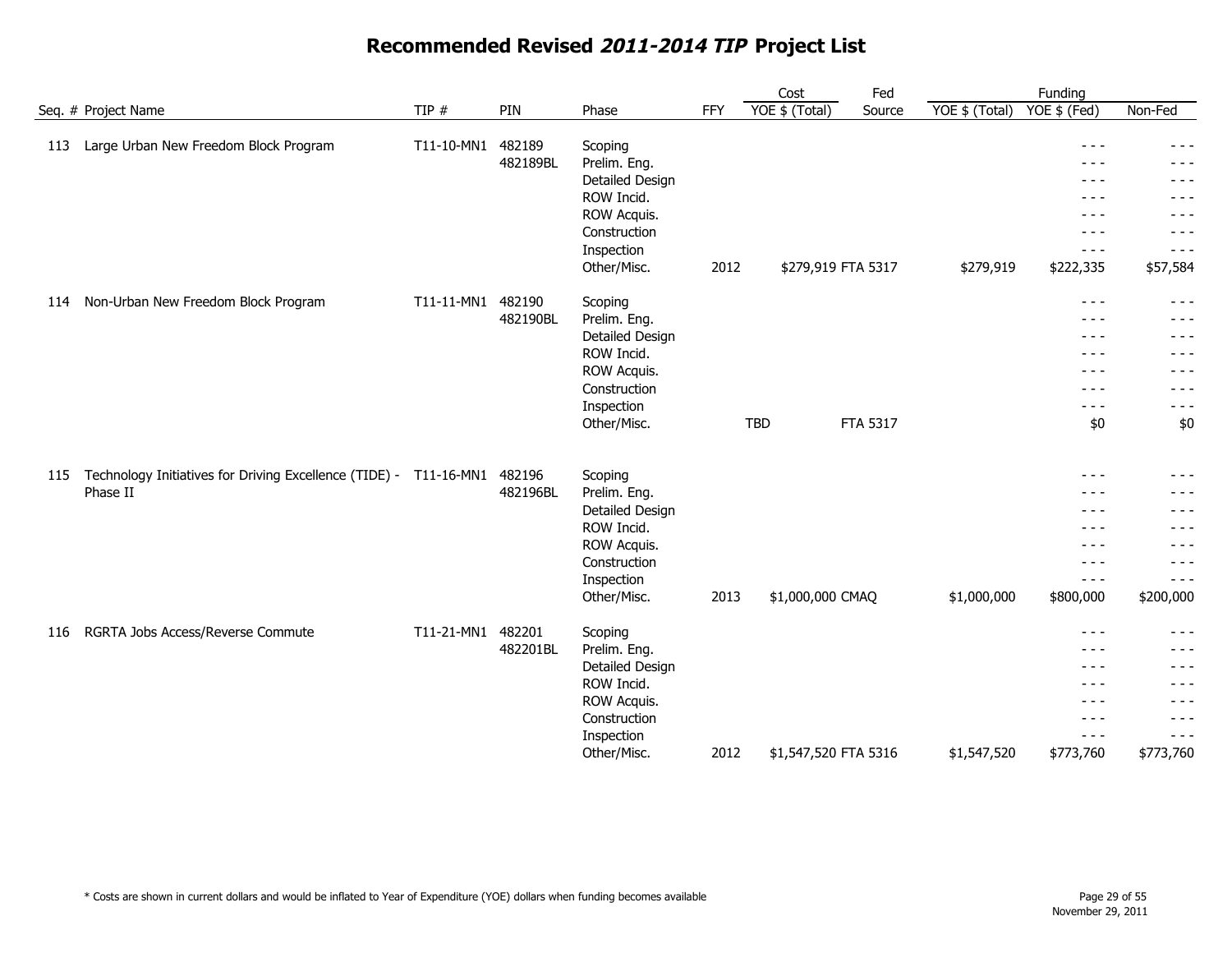# Recommended Revised *2011-2014 TIP* Project List

| Seq. # | Project Name | TIP # | PIN | Phase | FFY | Cost YOE $ (Total) | Fed Source | Funding YOE $ (Total) | Funding YOE $ (Fed) | Funding Non-Fed |
|---|---|---|---|---|---|---|---|---|---|---|
| 113 | Large Urban New Freedom Block Program | T11-10-MN1 | 482189 | Scoping | | | | | - - - | - - - |
| | | | 482189BL | Prelim. Eng. | | | | | - - - | - - - |
| | | | | Detailed Design | | | | | - - - | - - - |
| | | | | ROW Incid. | | | | | - - - | - - - |
| | | | | ROW Acquis. | | | | | - - - | - - - |
| | | | | Construction | | | | | - - - | - - - |
| | | | | Inspection | | | | | - - - | - - - |
| | | | | Other/Misc. | 2012 | $279,919 | FTA 5317 | $279,919 | $222,335 | $57,584 |
| 114 | Non-Urban New Freedom Block Program | T11-11-MN1 | 482190 | Scoping | | | | | - - - | - - - |
| | | | 482190BL | Prelim. Eng. | | | | | - - - | - - - |
| | | | | Detailed Design | | | | | - - - | - - - |
| | | | | ROW Incid. | | | | | - - - | - - - |
| | | | | ROW Acquis. | | | | | - - - | - - - |
| | | | | Construction | | | | | - - - | - - - |
| | | | | Inspection | | | | | - - - | - - - |
| | | | | Other/Misc. | | TBD | FTA 5317 | | $0 | $0 |
| 115 | Technology Initiatives for Driving Excellence (TIDE) - Phase II | T11-16-MN1 | 482196 | Scoping | | | | | - - - | - - - |
| | | | 482196BL | Prelim. Eng. | | | | | - - - | - - - |
| | | | | Detailed Design | | | | | - - - | - - - |
| | | | | ROW Incid. | | | | | - - - | - - - |
| | | | | ROW Acquis. | | | | | - - - | - - - |
| | | | | Construction | | | | | - - - | - - - |
| | | | | Inspection | | | | | - - - | - - - |
| | | | | Other/Misc. | 2013 | $1,000,000 | CMAQ | $1,000,000 | $800,000 | $200,000 |
| 116 | RGRTA Jobs Access/Reverse Commute | T11-21-MN1 | 482201 | Scoping | | | | | - - - | - - - |
| | | | 482201BL | Prelim. Eng. | | | | | - - - | - - - |
| | | | | Detailed Design | | | | | - - - | - - - |
| | | | | ROW Incid. | | | | | - - - | - - - |
| | | | | ROW Acquis. | | | | | - - - | - - - |
| | | | | Construction | | | | | - - - | - - - |
| | | | | Inspection | | | | | - - - | - - - |
| | | | | Other/Misc. | 2012 | $1,547,520 | FTA 5316 | $1,547,520 | $773,760 | $773,760 |

* Costs are shown in current dollars and would be inflated to Year of Expenditure (YOE) dollars when funding becomes available

November 29, 2011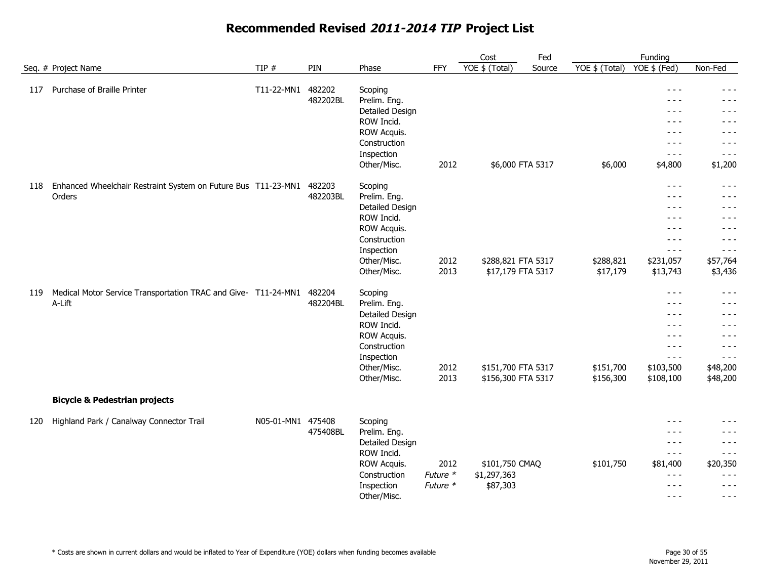# Recommended Revised *2011-2014 TIP* Project List

| Seq. # | Project Name | TIP # | PIN | Phase | FFY | Cost YOE $ (Total) | Fed Source | Funding YOE $ (Total) | Funding YOE $ (Fed) | Non-Fed |
|---|---|---|---|---|---|---|---|---|---|---|
| 117 | Purchase of Braille Printer | T11-22-MN1 | 482202 | Scoping | | | | | - - - | - - - |
| | | | 482202BL | Prelim. Eng. | | | | | - - - | - - - |
| | | | | Detailed Design | | | | | - - - | - - - |
| | | | | ROW Incid. | | | | | - - - | - - - |
| | | | | ROW Acquis. | | | | | - - - | - - - |
| | | | | Construction | | | | | - - - | - - - |
| | | | | Inspection | | | | | - - - | - - - |
| | | | | Other/Misc. | 2012 | $6,000 | FTA 5317 | $6,000 | $4,800 | $1,200 |
| 118 | Enhanced Wheelchair Restraint System on Future Bus Orders | T11-23-MN1 | 482203 | Scoping | | | | | - - - | - - - |
| | | | 482203BL | Prelim. Eng. | | | | | - - - | - - - |
| | | | | Detailed Design | | | | | - - - | - - - |
| | | | | ROW Incid. | | | | | - - - | - - - |
| | | | | ROW Acquis. | | | | | - - - | - - - |
| | | | | Construction | | | | | - - - | - - - |
| | | | | Inspection | | | | | - - - | - - - |
| | | | | Other/Misc. | 2012 | $288,821 | FTA 5317 | $288,821 | $231,057 | $57,764 |
| | | | | Other/Misc. | 2013 | $17,179 | FTA 5317 | $17,179 | $13,743 | $3,436 |
| 119 | Medical Motor Service Transportation TRAC and Give-A-Lift | T11-24-MN1 | 482204 | Scoping | | | | | - - - | - - - |
| | | | 482204BL | Prelim. Eng. | | | | | - - - | - - - |
| | | | | Detailed Design | | | | | - - - | - - - |
| | | | | ROW Incid. | | | | | - - - | - - - |
| | | | | ROW Acquis. | | | | | - - - | - - - |
| | | | | Construction | | | | | - - - | - - - |
| | | | | Inspection | | | | | - - - | - - - |
| | | | | Other/Misc. | 2012 | $151,700 | FTA 5317 | $151,700 | $103,500 | $48,200 |
| | | | | Other/Misc. | 2013 | $156,300 | FTA 5317 | $156,300 | $108,100 | $48,200 |
| | **Bicycle & Pedestrian projects** | | | | | | | | | |
| 120 | Highland Park / Canalway Connector Trail | N05-01-MN1 | 475408 | Scoping | | | | | - - - | - - - |
| | | | 475408BL | Prelim. Eng. | | | | | - - - | - - - |
| | | | | Detailed Design | | | | | - - - | - - - |
| | | | | ROW Incid. | | | | | - - - | - - - |
| | | | | ROW Acquis. | 2012 | $101,750 | CMAQ | $101,750 | $81,400 | $20,350 |
| | | | | Construction | *Future* * | $1,297,363 | | | - - - | - - - |
| | | | | Inspection | *Future* * | $87,303 | | | - - - | - - - |
| | | | | Other/Misc. | | | | | - - - | - - - |

\* Costs are shown in current dollars and would be inflated to Year of Expenditure (YOE) dollars when funding becomes available

November 29, 2011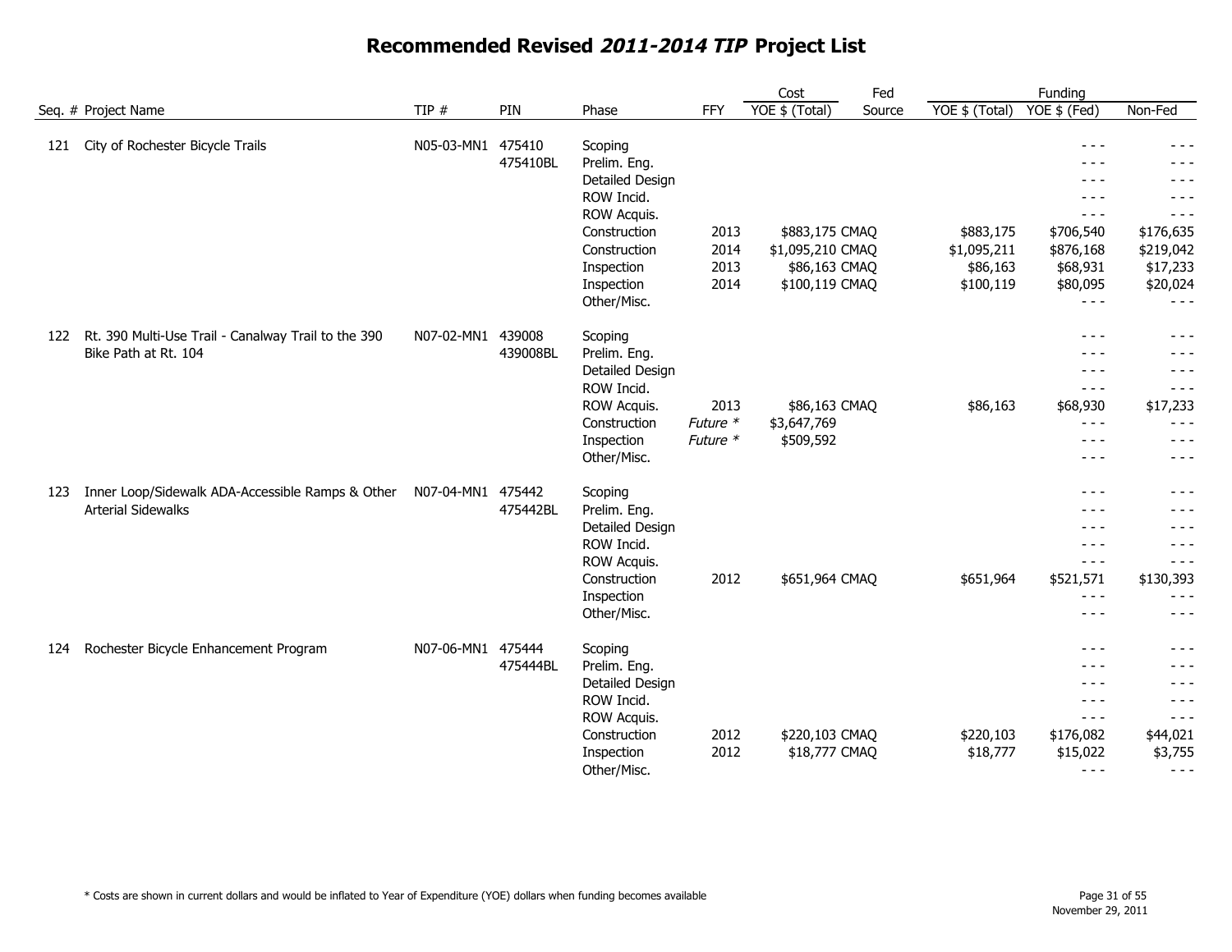# Recommended Revised *2011-2014 TIP* Project List

| Seq. # | Project Name | TIP # | PIN | Phase | FFY | Cost YOE $ (Total) | Fed Source | Funding YOE $ (Total) | Funding YOE $ (Fed) | Funding Non-Fed |
|---|---|---|---|---|---|---|---|---|---|---|
| 121 | City of Rochester Bicycle Trails | N05-03-MN1 | 475410 | Scoping | | | | | - - - | - - - |
| | | | 475410BL | Prelim. Eng. | | | | | - - - | - - - |
| | | | | Detailed Design | | | | | - - - | - - - |
| | | | | ROW Incid. | | | | | - - - | - - - |
| | | | | ROW Acquis. | | | | | - - - | - - - |
| | | | | Construction | 2013 | $883,175 | CMAQ | $883,175 | $706,540 | $176,635 |
| | | | | Construction | 2014 | $1,095,210 | CMAQ | $1,095,211 | $876,168 | $219,042 |
| | | | | Inspection | 2013 | $86,163 | CMAQ | $86,163 | $68,931 | $17,233 |
| | | | | Inspection | 2014 | $100,119 | CMAQ | $100,119 | $80,095 | $20,024 |
| | | | | Other/Misc. | | | | | - - - | - - - |
| 122 | Rt. 390 Multi-Use Trail - Canalway Trail to the 390 Bike Path at Rt. 104 | N07-02-MN1 | 439008 | Scoping | | | | | - - - | - - - |
| | | | 439008BL | Prelim. Eng. | | | | | - - - | - - - |
| | | | | Detailed Design | | | | | - - - | - - - |
| | | | | ROW Incid. | | | | | - - - | - - - |
| | | | | ROW Acquis. | 2013 | $86,163 | CMAQ | $86,163 | $68,930 | $17,233 |
| | | | | Construction | *Future \** | $3,647,769 | | | - - - | - - - |
| | | | | Inspection | *Future \** | $509,592 | | | - - - | - - - |
| | | | | Other/Misc. | | | | | - - - | - - - |
| 123 | Inner Loop/Sidewalk ADA-Accessible Ramps & Other Arterial Sidewalks | N07-04-MN1 | 475442 | Scoping | | | | | - - - | - - - |
| | | | 475442BL | Prelim. Eng. | | | | | - - - | - - - |
| | | | | Detailed Design | | | | | - - - | - - - |
| | | | | ROW Incid. | | | | | - - - | - - - |
| | | | | ROW Acquis. | | | | | - - - | - - - |
| | | | | Construction | 2012 | $651,964 | CMAQ | $651,964 | $521,571 | $130,393 |
| | | | | Inspection | | | | | - - - | - - - |
| | | | | Other/Misc. | | | | | - - - | - - - |
| 124 | Rochester Bicycle Enhancement Program | N07-06-MN1 | 475444 | Scoping | | | | | - - - | - - - |
| | | | 475444BL | Prelim. Eng. | | | | | - - - | - - - |
| | | | | Detailed Design | | | | | - - - | - - - |
| | | | | ROW Incid. | | | | | - - - | - - - |
| | | | | ROW Acquis. | | | | | - - - | - - - |
| | | | | Construction | 2012 | $220,103 | CMAQ | $220,103 | $176,082 | $44,021 |
| | | | | Inspection | 2012 | $18,777 | CMAQ | $18,777 | $15,022 | $3,755 |
| | | | | Other/Misc. | | | | | - - - | - - - |

\* Costs are shown in current dollars and would be inflated to Year of Expenditure (YOE) dollars when funding becomes available

November 29, 2011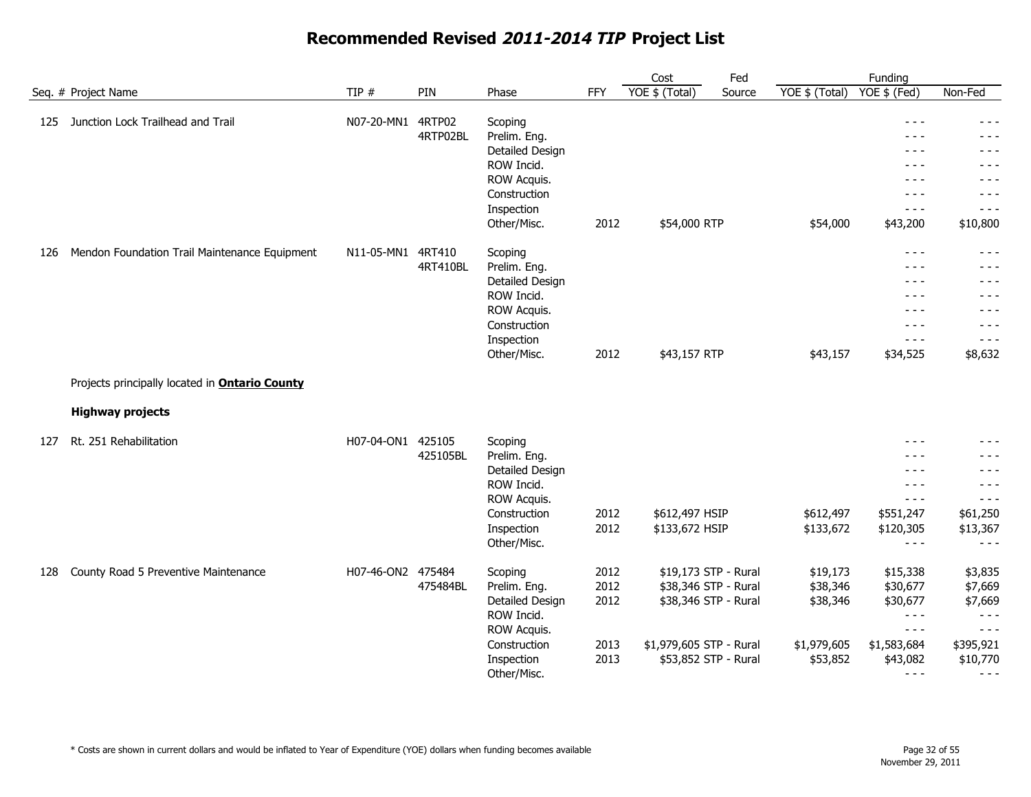# Recommended Revised *2011-2014 TIP* Project List

| Seq. # | Project Name | TIP # | PIN | Phase | FFY | Cost YOE $ (Total) | Fed Source | Funding YOE $ (Total) | Funding YOE $ (Fed) | Funding Non-Fed |
|---|---|---|---|---|---|---|---|---|---|---|
| 125 | Junction Lock Trailhead and Trail | N07-20-MN1 | 4RTP02 | Scoping | | | | | - - - | - - - |
| | | | 4RTP02BL | Prelim. Eng. | | | | | - - - | - - - |
| | | | | Detailed Design | | | | | - - - | - - - |
| | | | | ROW Incid. | | | | | - - - | - - - |
| | | | | ROW Acquis. | | | | | - - - | - - - |
| | | | | Construction | | | | | - - - | - - - |
| | | | | Inspection | | | | | - - - | - - - |
| | | | | Other/Misc. | 2012 | $54,000 | RTP | $54,000 | $43,200 | $10,800 |
| 126 | Mendon Foundation Trail Maintenance Equipment | N11-05-MN1 | 4RT410 | Scoping | | | | | - - - | - - - |
| | | | 4RT410BL | Prelim. Eng. | | | | | - - - | - - - |
| | | | | Detailed Design | | | | | - - - | - - - |
| | | | | ROW Incid. | | | | | - - - | - - - |
| | | | | ROW Acquis. | | | | | - - - | - - - |
| | | | | Construction | | | | | - - - | - - - |
| | | | | Inspection | | | | | - - - | - - - |
| | | | | Other/Misc. | 2012 | $43,157 | RTP | $43,157 | $34,525 | $8,632 |

Projects principally located in **Ontario County**

**Highway projects**

| Seq. # | Project Name | TIP # | PIN | Phase | FFY | Cost YOE $ (Total) | Fed Source | Funding YOE $ (Total) | Funding YOE $ (Fed) | Funding Non-Fed |
|---|---|---|---|---|---|---|---|---|---|---|
| 127 | Rt. 251 Rehabilitation | H07-04-ON1 | 425105 | Scoping | | | | | - - - | - - - |
| | | | 425105BL | Prelim. Eng. | | | | | - - - | - - - |
| | | | | Detailed Design | | | | | - - - | - - - |
| | | | | ROW Incid. | | | | | - - - | - - - |
| | | | | ROW Acquis. | | | | | - - - | - - - |
| | | | | Construction | 2012 | $612,497 | HSIP | $612,497 | $551,247 | $61,250 |
| | | | | Inspection | 2012 | $133,672 | HSIP | $133,672 | $120,305 | $13,367 |
| | | | | Other/Misc. | | | | | - - - | - - - |
| 128 | County Road 5 Preventive Maintenance | H07-46-ON2 | 475484 | Scoping | 2012 | $19,173 | STP - Rural | $19,173 | $15,338 | $3,835 |
| | | | 475484BL | Prelim. Eng. | 2012 | $38,346 | STP - Rural | $38,346 | $30,677 | $7,669 |
| | | | | Detailed Design | 2012 | $38,346 | STP - Rural | $38,346 | $30,677 | $7,669 |
| | | | | ROW Incid. | | | | | - - - | - - - |
| | | | | ROW Acquis. | | | | | - - - | - - - |
| | | | | Construction | 2013 | $1,979,605 | STP - Rural | $1,979,605 | $1,583,684 | $395,921 |
| | | | | Inspection | 2013 | $53,852 | STP - Rural | $53,852 | $43,082 | $10,770 |
| | | | | Other/Misc. | | | | | - - - | - - - |

* Costs are shown in current dollars and would be inflated to Year of Expenditure (YOE) dollars when funding becomes available

November 29, 2011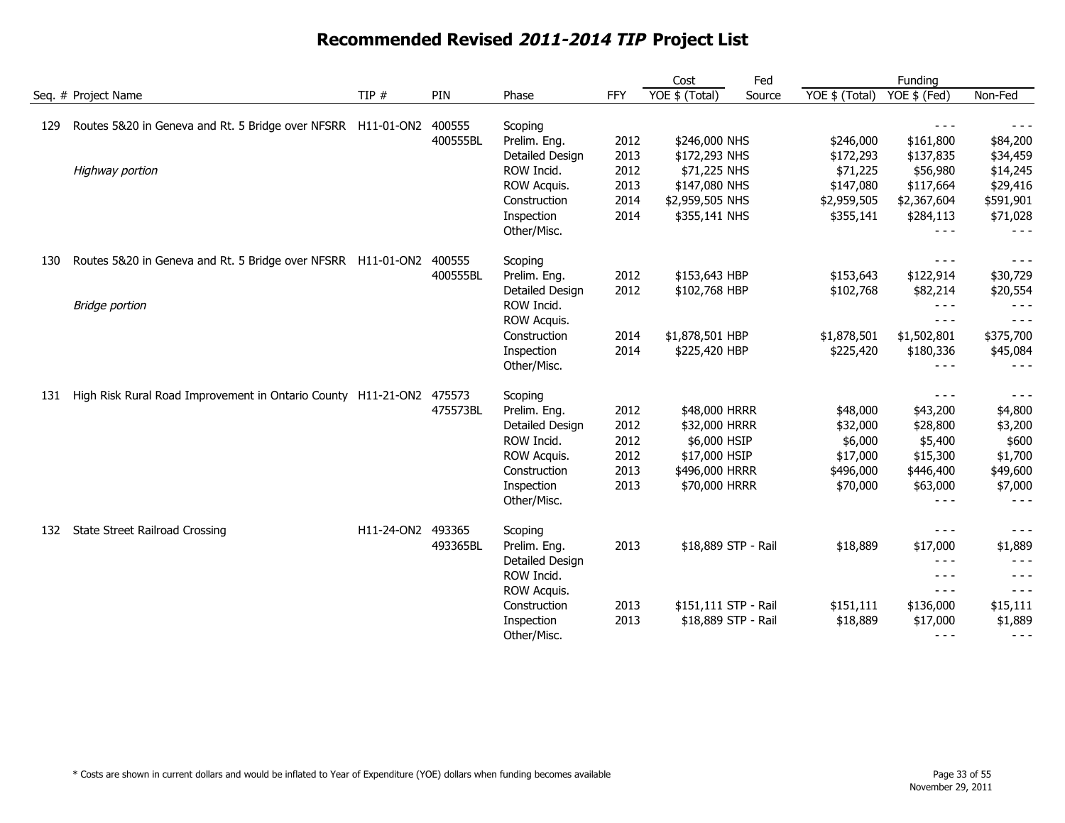# Recommended Revised *2011-2014 TIP* Project List

| Seq. # | Project Name | TIP # | PIN | Phase | FFY | Cost YOE $ (Total) | Fed Source | Funding YOE $ (Total) | Funding YOE $ (Fed) | Funding Non-Fed |
|---|---|---|---|---|---|---|---|---|---|---|
| 129 | Routes 5&20 in Geneva and Rt. 5 Bridge over NFSRR | H11-01-ON2 | 400555 | Scoping | | | | | - - - | - - - |
| | | | 400555BL | Prelim. Eng. | 2012 | $246,000 | NHS | $246,000 | $161,800 | $84,200 |
| | | | | Detailed Design | 2013 | $172,293 | NHS | $172,293 | $137,835 | $34,459 |
| | *Highway portion* | | | ROW Incid. | 2012 | $71,225 | NHS | $71,225 | $56,980 | $14,245 |
| | | | | ROW Acquis. | 2013 | $147,080 | NHS | $147,080 | $117,664 | $29,416 |
| | | | | Construction | 2014 | $2,959,505 | NHS | $2,959,505 | $2,367,604 | $591,901 |
| | | | | Inspection | 2014 | $355,141 | NHS | $355,141 | $284,113 | $71,028 |
| | | | | Other/Misc. | | | | | - - - | - - - |
| 130 | Routes 5&20 in Geneva and Rt. 5 Bridge over NFSRR | H11-01-ON2 | 400555 | Scoping | | | | | - - - | - - - |
| | | | 400555BL | Prelim. Eng. | 2012 | $153,643 | HBP | $153,643 | $122,914 | $30,729 |
| | | | | Detailed Design | 2012 | $102,768 | HBP | $102,768 | $82,214 | $20,554 |
| | *Bridge portion* | | | ROW Incid. | | | | | - - - | - - - |
| | | | | ROW Acquis. | | | | | - - - | - - - |
| | | | | Construction | 2014 | $1,878,501 | HBP | $1,878,501 | $1,502,801 | $375,700 |
| | | | | Inspection | 2014 | $225,420 | HBP | $225,420 | $180,336 | $45,084 |
| | | | | Other/Misc. | | | | | - - - | - - - |
| 131 | High Risk Rural Road Improvement in Ontario County | H11-21-ON2 | 475573 | Scoping | | | | | - - - | - - - |
| | | | 475573BL | Prelim. Eng. | 2012 | $48,000 | HRRR | $48,000 | $43,200 | $4,800 |
| | | | | Detailed Design | 2012 | $32,000 | HRRR | $32,000 | $28,800 | $3,200 |
| | | | | ROW Incid. | 2012 | $6,000 | HSIP | $6,000 | $5,400 | $600 |
| | | | | ROW Acquis. | 2012 | $17,000 | HSIP | $17,000 | $15,300 | $1,700 |
| | | | | Construction | 2013 | $496,000 | HRRR | $496,000 | $446,400 | $49,600 |
| | | | | Inspection | 2013 | $70,000 | HRRR | $70,000 | $63,000 | $7,000 |
| | | | | Other/Misc. | | | | | - - - | - - - |
| 132 | State Street Railroad Crossing | H11-24-ON2 | 493365 | Scoping | | | | | - - - | - - - |
| | | | 493365BL | Prelim. Eng. | 2013 | $18,889 | STP - Rail | $18,889 | $17,000 | $1,889 |
| | | | | Detailed Design | | | | | - - - | - - - |
| | | | | ROW Incid. | | | | | - - - | - - - |
| | | | | ROW Acquis. | | | | | - - - | - - - |
| | | | | Construction | 2013 | $151,111 | STP - Rail | $151,111 | $136,000 | $15,111 |
| | | | | Inspection | 2013 | $18,889 | STP - Rail | $18,889 | $17,000 | $1,889 |
| | | | | Other/Misc. | | | | | - - - | - - - |

* Costs are shown in current dollars and would be inflated to Year of Expenditure (YOE) dollars when funding becomes available

November 29, 2011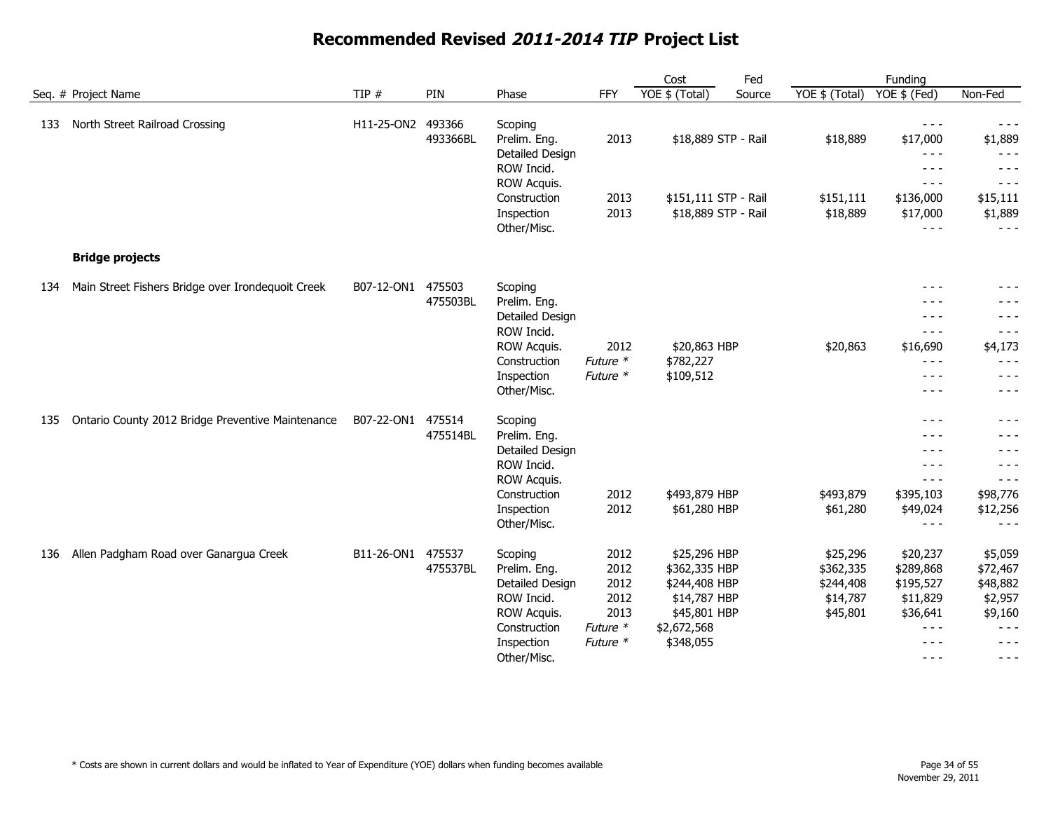# Recommended Revised *2011-2014 TIP* Project List

| Seq. # | Project Name | TIP # | PIN | Phase | FFY | Cost YOE $ (Total) | Fed Source | Funding YOE $ (Total) | Funding YOE $ (Fed) | Non-Fed |
|---|---|---|---|---|---|---|---|---|---|---|
| 133 | North Street Railroad Crossing | H11-25-ON2 | 493366 | Scoping | | | | | - - - | - - - |
| | | | 493366BL | Prelim. Eng. | 2013 | $18,889 | STP - Rail | $18,889 | $17,000 | $1,889 |
| | | | | Detailed Design | | | | | - - - | - - - |
| | | | | ROW Incid. | | | | | - - - | - - - |
| | | | | ROW Acquis. | | | | | - - - | - - - |
| | | | | Construction | 2013 | $151,111 | STP - Rail | $151,111 | $136,000 | $15,111 |
| | | | | Inspection | 2013 | $18,889 | STP - Rail | $18,889 | $17,000 | $1,889 |
| | | | | Other/Misc. | | | | | - - - | - - - |
| | **Bridge projects** | | | | | | | | | |
| 134 | Main Street Fishers Bridge over Irondequoit Creek | B07-12-ON1 | 475503 | Scoping | | | | | - - - | - - - |
| | | | 475503BL | Prelim. Eng. | | | | | - - - | - - - |
| | | | | Detailed Design | | | | | - - - | - - - |
| | | | | ROW Incid. | | | | | - - - | - - - |
| | | | | ROW Acquis. | 2012 | $20,863 | HBP | $20,863 | $16,690 | $4,173 |
| | | | | Construction | *Future \** | $782,227 | | | - - - | - - - |
| | | | | Inspection | *Future \** | $109,512 | | | - - - | - - - |
| | | | | Other/Misc. | | | | | - - - | - - - |
| 135 | Ontario County 2012 Bridge Preventive Maintenance | B07-22-ON1 | 475514 | Scoping | | | | | - - - | - - - |
| | | | 475514BL | Prelim. Eng. | | | | | - - - | - - - |
| | | | | Detailed Design | | | | | - - - | - - - |
| | | | | ROW Incid. | | | | | - - - | - - - |
| | | | | ROW Acquis. | | | | | | |
| | | | | Construction | 2012 | $493,879 | HBP | $493,879 | $395,103 | $98,776 |
| | | | | Inspection | 2012 | $61,280 | HBP | $61,280 | $49,024 | $12,256 |
| | | | | Other/Misc. | | | | | - - - | - - - |
| 136 | Allen Padgham Road over Ganargua Creek | B11-26-ON1 | 475537 | Scoping | 2012 | $25,296 | HBP | $25,296 | $20,237 | $5,059 |
| | | | 475537BL | Prelim. Eng. | 2012 | $362,335 | HBP | $362,335 | $289,868 | $72,467 |
| | | | | Detailed Design | 2012 | $244,408 | HBP | $244,408 | $195,527 | $48,882 |
| | | | | ROW Incid. | 2012 | $14,787 | HBP | $14,787 | $11,829 | $2,957 |
| | | | | ROW Acquis. | 2013 | $45,801 | HBP | $45,801 | $36,641 | $9,160 |
| | | | | Construction | *Future \** | $2,672,568 | | | - - - | - - - |
| | | | | Inspection | *Future \** | $348,055 | | | - - - | - - - |
| | | | | Other/Misc. | | | | | - - - | - - - |

\* Costs are shown in current dollars and would be inflated to Year of Expenditure (YOE) dollars when funding becomes available

November 29, 2011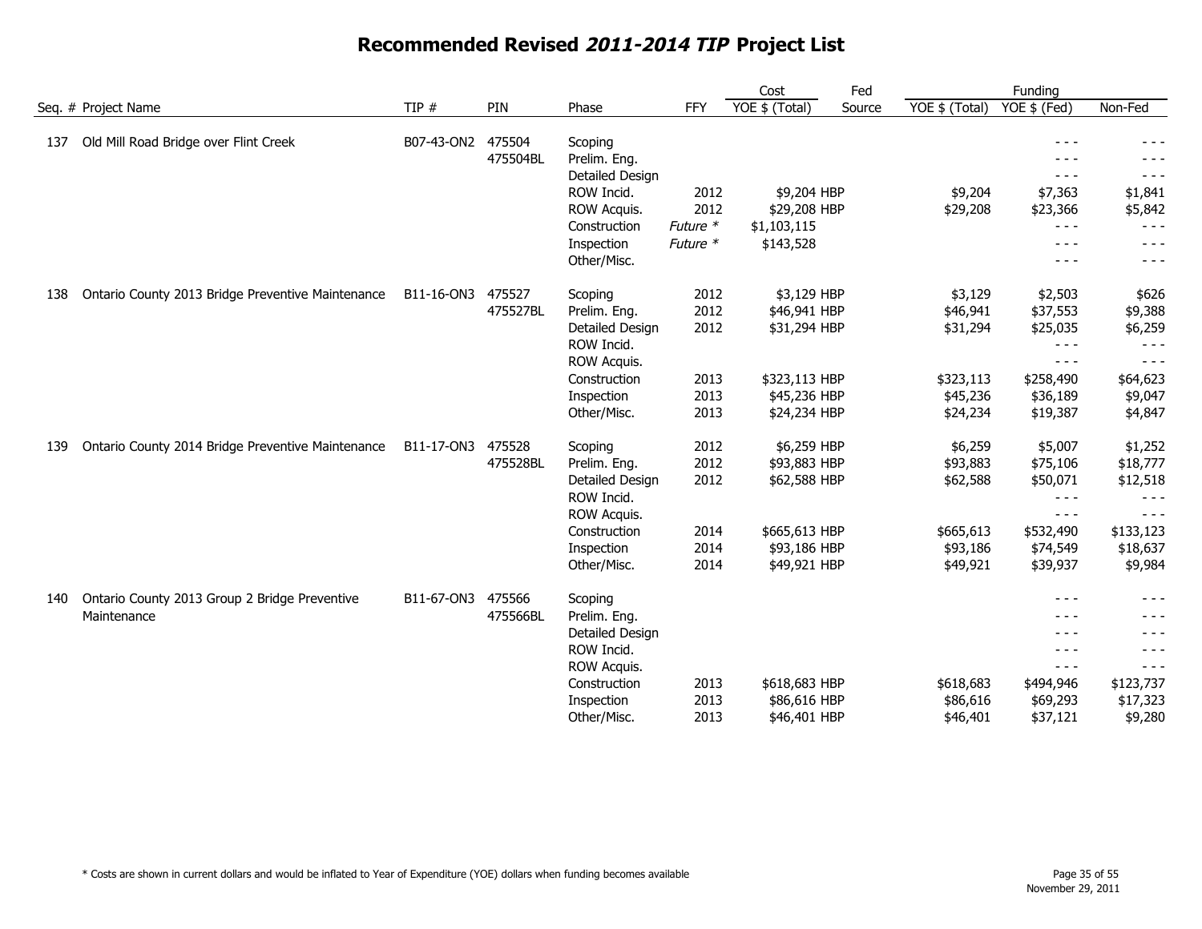# Recommended Revised *2011-2014 TIP* Project List

| Seq. # | Project Name | TIP # | PIN | Phase | FFY | Cost YOE $ (Total) | Fed Source | Funding YOE $ (Total) | Funding YOE $ (Fed) | Funding Non-Fed |
|---|---|---|---|---|---|---|---|---|---|---|
| 137 | Old Mill Road Bridge over Flint Creek | B07-43-ON2 | 475504 | Scoping | | | | | - - - | - - - |
| | | | 475504BL | Prelim. Eng. | | | | | - - - | - - - |
| | | | | Detailed Design | | | | | - - - | - - - |
| | | | | ROW Incid. | 2012 | $9,204 | HBP | $9,204 | $7,363 | $1,841 |
| | | | | ROW Acquis. | 2012 | $29,208 | HBP | $29,208 | $23,366 | $5,842 |
| | | | | Construction | *Future ** | $1,103,115 | | | - - - | - - - |
| | | | | Inspection | *Future ** | $143,528 | | | - - - | - - - |
| | | | | Other/Misc. | | | | | - - - | - - - |
| 138 | Ontario County 2013 Bridge Preventive Maintenance | B11-16-ON3 | 475527 | Scoping | 2012 | $3,129 | HBP | $3,129 | $2,503 | $626 |
| | | | 475527BL | Prelim. Eng. | 2012 | $46,941 | HBP | $46,941 | $37,553 | $9,388 |
| | | | | Detailed Design | 2012 | $31,294 | HBP | $31,294 | $25,035 | $6,259 |
| | | | | ROW Incid. | | | | | - - - | - - - |
| | | | | ROW Acquis. | | | | | - - - | - - - |
| | | | | Construction | 2013 | $323,113 | HBP | $323,113 | $258,490 | $64,623 |
| | | | | Inspection | 2013 | $45,236 | HBP | $45,236 | $36,189 | $9,047 |
| | | | | Other/Misc. | 2013 | $24,234 | HBP | $24,234 | $19,387 | $4,847 |
| 139 | Ontario County 2014 Bridge Preventive Maintenance | B11-17-ON3 | 475528 | Scoping | 2012 | $6,259 | HBP | $6,259 | $5,007 | $1,252 |
| | | | 475528BL | Prelim. Eng. | 2012 | $93,883 | HBP | $93,883 | $75,106 | $18,777 |
| | | | | Detailed Design | 2012 | $62,588 | HBP | $62,588 | $50,071 | $12,518 |
| | | | | ROW Incid. | | | | | - - - | - - - |
| | | | | ROW Acquis. | | | | | - - - | - - - |
| | | | | Construction | 2014 | $665,613 | HBP | $665,613 | $532,490 | $133,123 |
| | | | | Inspection | 2014 | $93,186 | HBP | $93,186 | $74,549 | $18,637 |
| | | | | Other/Misc. | 2014 | $49,921 | HBP | $49,921 | $39,937 | $9,984 |
| 140 | Ontario County 2013 Group 2 Bridge Preventive Maintenance | B11-67-ON3 | 475566 | Scoping | | | | | - - - | - - - |
| | | | 475566BL | Prelim. Eng. | | | | | - - - | - - - |
| | | | | Detailed Design | | | | | - - - | - - - |
| | | | | ROW Incid. | | | | | - - - | - - - |
| | | | | ROW Acquis. | | | | | - - - | - - - |
| | | | | Construction | 2013 | $618,683 | HBP | $618,683 | $494,946 | $123,737 |
| | | | | Inspection | 2013 | $86,616 | HBP | $86,616 | $69,293 | $17,323 |
| | | | | Other/Misc. | 2013 | $46,401 | HBP | $46,401 | $37,121 | $9,280 |

* Costs are shown in current dollars and would be inflated to Year of Expenditure (YOE) dollars when funding becomes available

November 29, 2011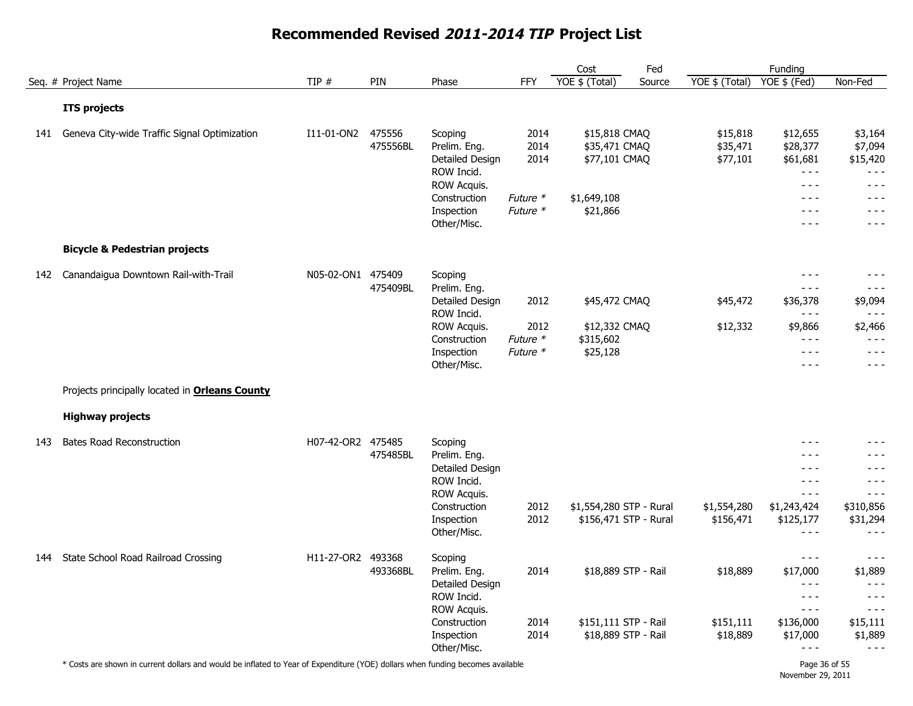# Recommended Revised *2011-2014 TIP* Project List

| Seq. # | Project Name | TIP # | PIN | Phase | FFY | Cost YOE $ (Total) | Fed Source | Funding YOE $ (Total) | Funding YOE $ (Fed) | Non-Fed |
|---|---|---|---|---|---|---|---|---|---|---|
| | **ITS projects** | | | | | | | | | |
| 141 | Geneva City-wide Traffic Signal Optimization | I11-01-ON2 | 475556 | Scoping | 2014 | $15,818 | CMAQ | $15,818 | $12,655 | $3,164 |
| | | | 475556BL | Prelim. Eng. | 2014 | $35,471 | CMAQ | $35,471 | $28,377 | $7,094 |
| | | | | Detailed Design | 2014 | $77,101 | CMAQ | $77,101 | $61,681 | $15,420 |
| | | | | ROW Incid. | | | | | - - - | - - - |
| | | | | ROW Acquis. | | | | | - - - | - - - |
| | | | | Construction | *Future \** | $1,649,108 | | | - - - | - - - |
| | | | | Inspection | *Future \** | $21,866 | | | - - - | - - - |
| | | | | Other/Misc. | | | | | - - - | - - - |
| | **Bicycle & Pedestrian projects** | | | | | | | | | |
| 142 | Canandaigua Downtown Rail-with-Trail | N05-02-ON1 | 475409 | Scoping | | | | | - - - | - - - |
| | | | 475409BL | Prelim. Eng. | | | | | - - - | - - - |
| | | | | Detailed Design | 2012 | $45,472 | CMAQ | $45,472 | $36,378 | $9,094 |
| | | | | ROW Incid. | | | | | - - - | - - - |
| | | | | ROW Acquis. | 2012 | $12,332 | CMAQ | $12,332 | $9,866 | $2,466 |
| | | | | Construction | *Future \** | $315,602 | | | - - - | - - - |
| | | | | Inspection | *Future \** | $25,128 | | | - - - | - - - |
| | | | | Other/Misc. | | | | | - - - | - - - |
| | Projects principally located in **Orleans County** | | | | | | | | | |
| | **Highway projects** | | | | | | | | | |
| 143 | Bates Road Reconstruction | H07-42-OR2 | 475485 | Scoping | | | | | - - - | - - - |
| | | | 475485BL | Prelim. Eng. | | | | | - - - | - - - |
| | | | | Detailed Design | | | | | - - - | - - - |
| | | | | ROW Incid. | | | | | - - - | - - - |
| | | | | ROW Acquis. | | | | | - - - | - - - |
| | | | | Construction | 2012 | $1,554,280 | STP - Rural | $1,554,280 | $1,243,424 | $310,856 |
| | | | | Inspection | 2012 | $156,471 | STP - Rural | $156,471 | $125,177 | $31,294 |
| | | | | Other/Misc. | | | | | - - - | - - - |
| 144 | State School Road Railroad Crossing | H11-27-OR2 | 493368 | Scoping | | | | | - - - | - - - |
| | | | 493368BL | Prelim. Eng. | 2014 | $18,889 | STP - Rail | $18,889 | $17,000 | $1,889 |
| | | | | Detailed Design | | | | | - - - | - - - |
| | | | | ROW Incid. | | | | | - - - | - - - |
| | | | | ROW Acquis. | | | | | - - - | - - - |
| | | | | Construction | 2014 | $151,111 | STP - Rail | $151,111 | $136,000 | $15,111 |
| | | | | Inspection | 2014 | $18,889 | STP - Rail | $18,889 | $17,000 | $1,889 |
| | | | | Other/Misc. | | | | | - - - | - - - |

\* Costs are shown in current dollars and would be inflated to Year of Expenditure (YOE) dollars when funding becomes available

November 29, 2011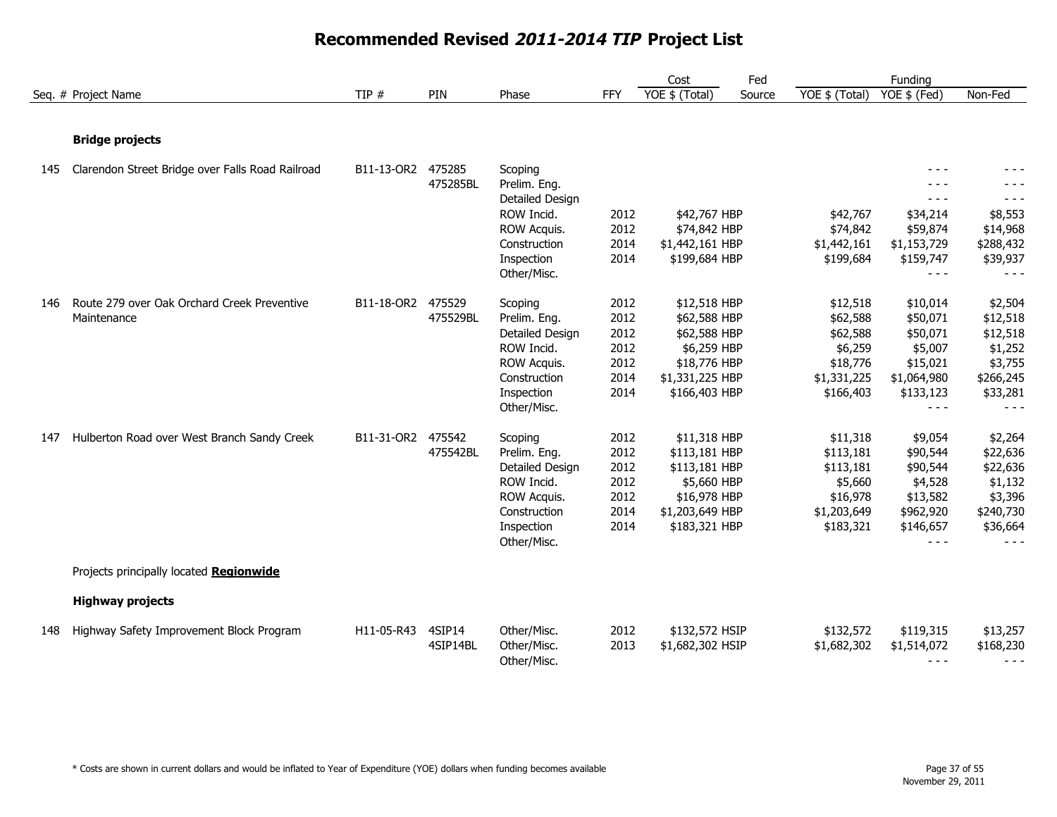# Recommended Revised *2011-2014 TIP* Project List

| Seq. # | Project Name | TIP # | PIN | Phase | FFY | Cost YOE $ (Total) | Fed Source | Funding YOE $ (Total) | Funding YOE $ (Fed) | Non-Fed |
|---|---|---|---|---|---|---|---|---|---|---|
| | **Bridge projects** | | | | | | | | | |
| 145 | Clarendon Street Bridge over Falls Road Railroad | B11-13-OR2 | 475285 | Scoping | | | | | - - - | - - - |
| | | | 475285BL | Prelim. Eng. | | | | | - - - | - - - |
| | | | | Detailed Design | | | | | - - - | - - - |
| | | | | ROW Incid. | 2012 | $42,767 | HBP | $42,767 | $34,214 | $8,553 |
| | | | | ROW Acquis. | 2012 | $74,842 | HBP | $74,842 | $59,874 | $14,968 |
| | | | | Construction | 2014 | $1,442,161 | HBP | $1,442,161 | $1,153,729 | $288,432 |
| | | | | Inspection | 2014 | $199,684 | HBP | $199,684 | $159,747 | $39,937 |
| | | | | Other/Misc. | | | | | - - - | - - - |
| 146 | Route 279 over Oak Orchard Creek Preventive Maintenance | B11-18-OR2 | 475529 | Scoping | 2012 | $12,518 | HBP | $12,518 | $10,014 | $2,504 |
| | | | 475529BL | Prelim. Eng. | 2012 | $62,588 | HBP | $62,588 | $50,071 | $12,518 |
| | | | | Detailed Design | 2012 | $62,588 | HBP | $62,588 | $50,071 | $12,518 |
| | | | | ROW Incid. | 2012 | $6,259 | HBP | $6,259 | $5,007 | $1,252 |
| | | | | ROW Acquis. | 2012 | $18,776 | HBP | $18,776 | $15,021 | $3,755 |
| | | | | Construction | 2014 | $1,331,225 | HBP | $1,331,225 | $1,064,980 | $266,245 |
| | | | | Inspection | 2014 | $166,403 | HBP | $166,403 | $133,123 | $33,281 |
| | | | | Other/Misc. | | | | | - - - | - - - |
| 147 | Hulberton Road over West Branch Sandy Creek | B11-31-OR2 | 475542 | Scoping | 2012 | $11,318 | HBP | $11,318 | $9,054 | $2,264 |
| | | | 475542BL | Prelim. Eng. | 2012 | $113,181 | HBP | $113,181 | $90,544 | $22,636 |
| | | | | Detailed Design | 2012 | $113,181 | HBP | $113,181 | $90,544 | $22,636 |
| | | | | ROW Incid. | 2012 | $5,660 | HBP | $5,660 | $4,528 | $1,132 |
| | | | | ROW Acquis. | 2012 | $16,978 | HBP | $16,978 | $13,582 | $3,396 |
| | | | | Construction | 2014 | $1,203,649 | HBP | $1,203,649 | $962,920 | $240,730 |
| | | | | Inspection | 2014 | $183,321 | HBP | $183,321 | $146,657 | $36,664 |
| | | | | Other/Misc. | | | | | - - - | - - - |
| | Projects principally located **Regionwide** | | | | | | | | | |
| | **Highway projects** | | | | | | | | | |
| 148 | Highway Safety Improvement Block Program | H11-05-R43 | 4SIP14 | Other/Misc. | 2012 | $132,572 | HSIP | $132,572 | $119,315 | $13,257 |
| | | | 4SIP14BL | Other/Misc. | 2013 | $1,682,302 | HSIP | $1,682,302 | $1,514,072 | $168,230 |
| | | | | Other/Misc. | | | | | - - - | - - - |

\* Costs are shown in current dollars and would be inflated to Year of Expenditure (YOE) dollars when funding becomes available

November 29, 2011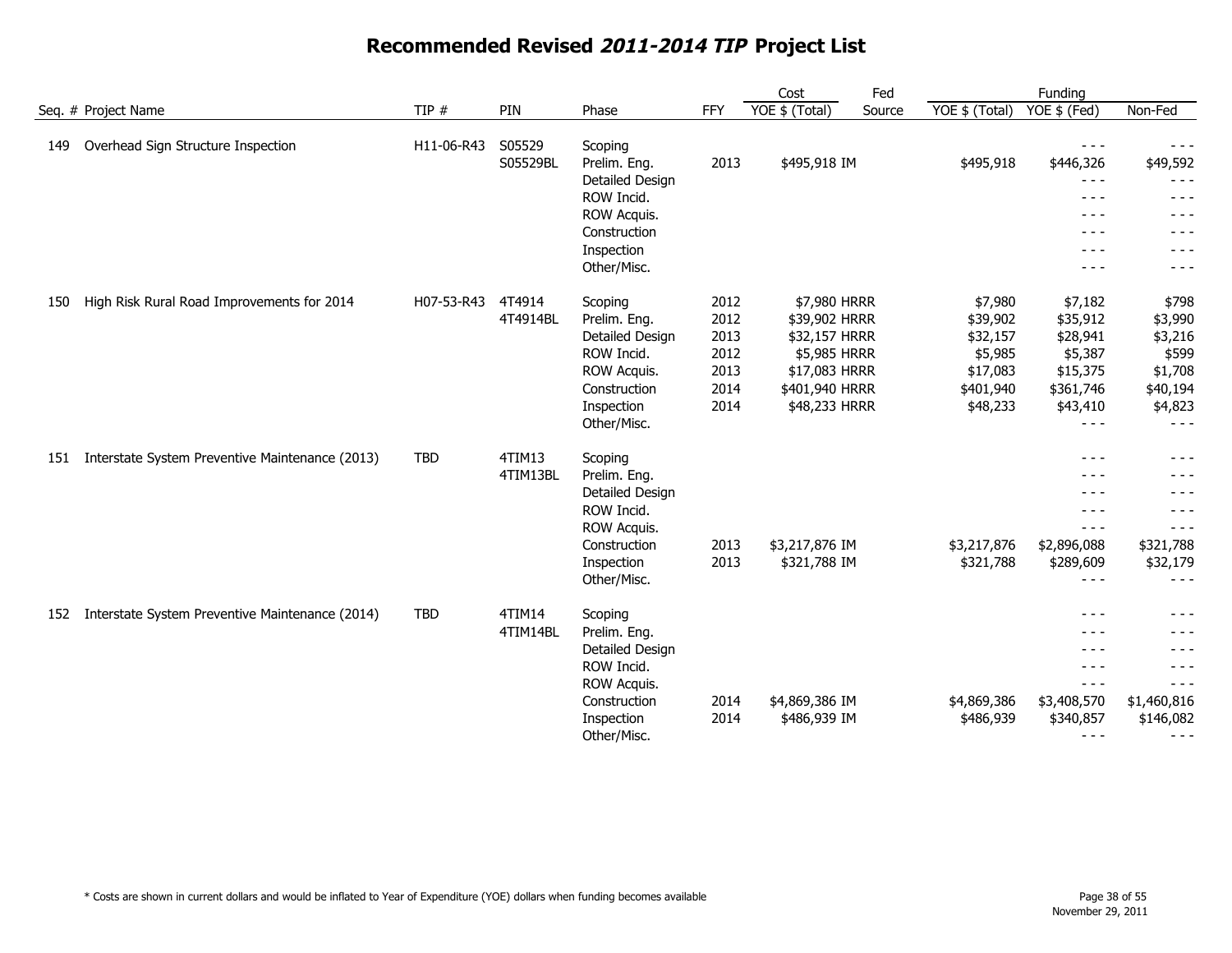# Recommended Revised *2011-2014 TIP* Project List

| Seq. # | Project Name | TIP # | PIN | Phase | FFY | Cost YOE $ (Total) | Fed Source | Funding YOE $ (Total) | Funding YOE $ (Fed) | Non-Fed |
|---|---|---|---|---|---|---|---|---|---|---|
| 149 | Overhead Sign Structure Inspection | H11-06-R43 | S05529 | Scoping | | | | | - - - | - - - |
| | | | S05529BL | Prelim. Eng. | 2013 | $495,918 | IM | $495,918 | $446,326 | $49,592 |
| | | | | Detailed Design | | | | | - - - | - - - |
| | | | | ROW Incid. | | | | | - - - | - - - |
| | | | | ROW Acquis. | | | | | - - - | - - - |
| | | | | Construction | | | | | - - - | - - - |
| | | | | Inspection | | | | | - - - | - - - |
| | | | | Other/Misc. | | | | | - - - | - - - |
| 150 | High Risk Rural Road Improvements for 2014 | H07-53-R43 | 4T4914 | Scoping | 2012 | $7,980 | HRRR | $7,980 | $7,182 | $798 |
| | | | 4T4914BL | Prelim. Eng. | 2012 | $39,902 | HRRR | $39,902 | $35,912 | $3,990 |
| | | | | Detailed Design | 2013 | $32,157 | HRRR | $32,157 | $28,941 | $3,216 |
| | | | | ROW Incid. | 2012 | $5,985 | HRRR | $5,985 | $5,387 | $599 |
| | | | | ROW Acquis. | 2013 | $17,083 | HRRR | $17,083 | $15,375 | $1,708 |
| | | | | Construction | 2014 | $401,940 | HRRR | $401,940 | $361,746 | $40,194 |
| | | | | Inspection | 2014 | $48,233 | HRRR | $48,233 | $43,410 | $4,823 |
| | | | | Other/Misc. | | | | | - - - | - - - |
| 151 | Interstate System Preventive Maintenance (2013) | TBD | 4TIM13 | Scoping | | | | | - - - | - - - |
| | | | 4TIM13BL | Prelim. Eng. | | | | | - - - | - - - |
| | | | | Detailed Design | | | | | - - - | - - - |
| | | | | ROW Incid. | | | | | - - - | - - - |
| | | | | ROW Acquis. | | | | | - - - | - - - |
| | | | | Construction | 2013 | $3,217,876 | IM | $3,217,876 | $2,896,088 | $321,788 |
| | | | | Inspection | 2013 | $321,788 | IM | $321,788 | $289,609 | $32,179 |
| | | | | Other/Misc. | | | | | - - - | - - - |
| 152 | Interstate System Preventive Maintenance (2014) | TBD | 4TIM14 | Scoping | | | | | - - - | - - - |
| | | | 4TIM14BL | Prelim. Eng. | | | | | - - - | - - - |
| | | | | Detailed Design | | | | | - - - | - - - |
| | | | | ROW Incid. | | | | | - - - | - - - |
| | | | | ROW Acquis. | | | | | - - - | - - - |
| | | | | Construction | 2014 | $4,869,386 | IM | $4,869,386 | $3,408,570 | $1,460,816 |
| | | | | Inspection | 2014 | $486,939 | IM | $486,939 | $340,857 | $146,082 |
| | | | | Other/Misc. | | | | | - - - | - - - |

\* Costs are shown in current dollars and would be inflated to Year of Expenditure (YOE) dollars when funding becomes available

November 29, 2011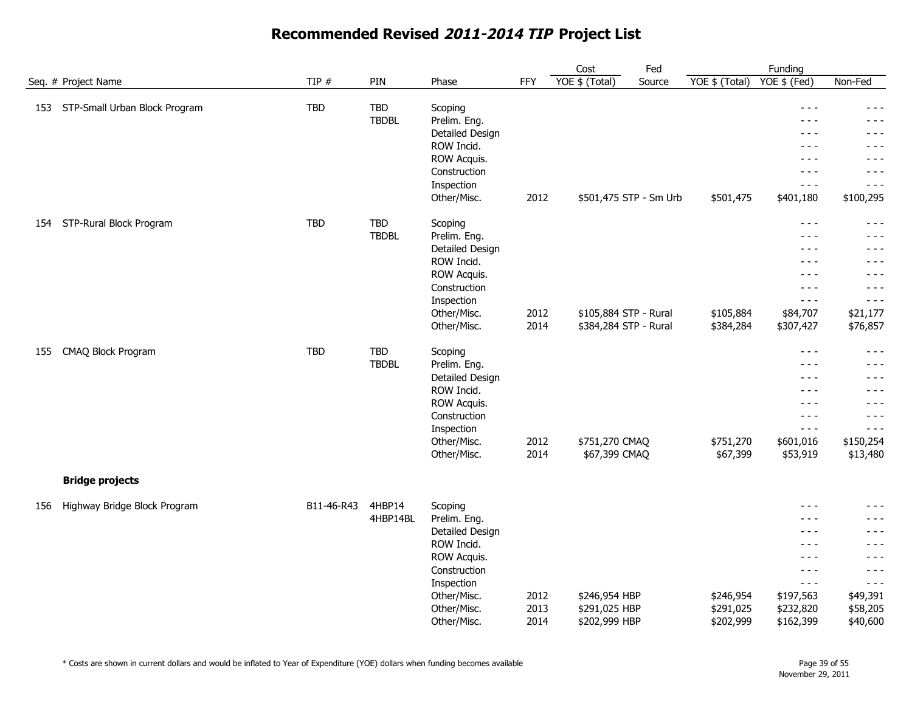# Recommended Revised *2011-2014 TIP* Project List

| Seq. # | Project Name | TIP # | PIN | Phase | FFY | Cost YOE $ (Total) | Fed Source | Funding YOE $ (Total) | Funding YOE $ (Fed) | Non-Fed |
|---|---|---|---|---|---|---|---|---|---|---|
| 153 | STP-Small Urban Block Program | TBD | TBD | Scoping | | | | | - - - | - - - |
| | | | TBDBL | Prelim. Eng. | | | | | - - - | - - - |
| | | | | Detailed Design | | | | | - - - | - - - |
| | | | | ROW Incid. | | | | | - - - | - - - |
| | | | | ROW Acquis. | | | | | - - - | - - - |
| | | | | Construction | | | | | - - - | - - - |
| | | | | Inspection | | | | | - - - | - - - |
| | | | | Other/Misc. | 2012 | $501,475 | STP - Sm Urb | $501,475 | $401,180 | $100,295 |
| 154 | STP-Rural Block Program | TBD | TBD | Scoping | | | | | - - - | - - - |
| | | | TBDBL | Prelim. Eng. | | | | | - - - | - - - |
| | | | | Detailed Design | | | | | - - - | - - - |
| | | | | ROW Incid. | | | | | - - - | - - - |
| | | | | ROW Acquis. | | | | | - - - | - - - |
| | | | | Construction | | | | | - - - | - - - |
| | | | | Inspection | | | | | - - - | - - - |
| | | | | Other/Misc. | 2012 | $105,884 | STP - Rural | $105,884 | $84,707 | $21,177 |
| | | | | Other/Misc. | 2014 | $384,284 | STP - Rural | $384,284 | $307,427 | $76,857 |
| 155 | CMAQ Block Program | TBD | TBD | Scoping | | | | | - - - | - - - |
| | | | TBDBL | Prelim. Eng. | | | | | - - - | - - - |
| | | | | Detailed Design | | | | | - - - | - - - |
| | | | | ROW Incid. | | | | | - - - | - - - |
| | | | | ROW Acquis. | | | | | - - - | - - - |
| | | | | Construction | | | | | - - - | - - - |
| | | | | Inspection | | | | | - - - | - - - |
| | | | | Other/Misc. | 2012 | $751,270 | CMAQ | $751,270 | $601,016 | $150,254 |
| | | | | Other/Misc. | 2014 | $67,399 | CMAQ | $67,399 | $53,919 | $13,480 |
| | **Bridge projects** | | | | | | | | | |
| 156 | Highway Bridge Block Program | B11-46-R43 | 4HBP14 | Scoping | | | | | - - - | - - - |
| | | | 4HBP14BL | Prelim. Eng. | | | | | - - - | - - - |
| | | | | Detailed Design | | | | | - - - | - - - |
| | | | | ROW Incid. | | | | | - - - | - - - |
| | | | | ROW Acquis. | | | | | - - - | - - - |
| | | | | Construction | | | | | - - - | - - - |
| | | | | Inspection | | | | | - - - | - - - |
| | | | | Other/Misc. | 2012 | $246,954 | HBP | $246,954 | $197,563 | $49,391 |
| | | | | Other/Misc. | 2013 | $291,025 | HBP | $291,025 | $232,820 | $58,205 |
| | | | | Other/Misc. | 2014 | $202,999 | HBP | $202,999 | $162,399 | $40,600 |

\* Costs are shown in current dollars and would be inflated to Year of Expenditure (YOE) dollars when funding becomes available

November 29, 2011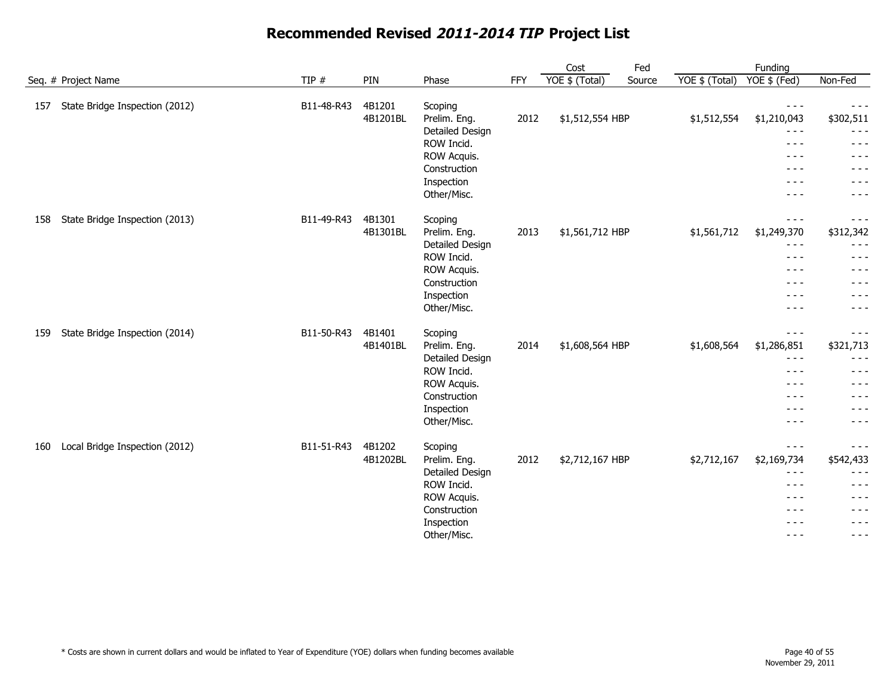# Recommended Revised *2011-2014 TIP* Project List

| Seq. # | Project Name | TIP # | PIN | Phase | FFY | Cost YOE $ (Total) | Fed Source | Funding YOE $ (Total) | Funding YOE $ (Fed) | Funding Non-Fed |
|---|---|---|---|---|---|---|---|---|---|---|
| 157 | State Bridge Inspection (2012) | B11-48-R43 | 4B1201 | Scoping | | | | | - - - | - - - |
| | | | 4B1201BL | Prelim. Eng. | 2012 | $1,512,554 | HBP | $1,512,554 | $1,210,043 | $302,511 |
| | | | | Detailed Design | | | | | - - - | - - - |
| | | | | ROW Incid. | | | | | - - - | - - - |
| | | | | ROW Acquis. | | | | | - - - | - - - |
| | | | | Construction | | | | | - - - | - - - |
| | | | | Inspection | | | | | - - - | - - - |
| | | | | Other/Misc. | | | | | - - - | - - - |
| 158 | State Bridge Inspection (2013) | B11-49-R43 | 4B1301 | Scoping | | | | | - - - | - - - |
| | | | 4B1301BL | Prelim. Eng. | 2013 | $1,561,712 | HBP | $1,561,712 | $1,249,370 | $312,342 |
| | | | | Detailed Design | | | | | - - - | - - - |
| | | | | ROW Incid. | | | | | - - - | - - - |
| | | | | ROW Acquis. | | | | | - - - | - - - |
| | | | | Construction | | | | | - - - | - - - |
| | | | | Inspection | | | | | - - - | - - - |
| | | | | Other/Misc. | | | | | - - - | - - - |
| 159 | State Bridge Inspection (2014) | B11-50-R43 | 4B1401 | Scoping | | | | | - - - | - - - |
| | | | 4B1401BL | Prelim. Eng. | 2014 | $1,608,564 | HBP | $1,608,564 | $1,286,851 | $321,713 |
| | | | | Detailed Design | | | | | - - - | - - - |
| | | | | ROW Incid. | | | | | - - - | - - - |
| | | | | ROW Acquis. | | | | | - - - | - - - |
| | | | | Construction | | | | | - - - | - - - |
| | | | | Inspection | | | | | - - - | - - - |
| | | | | Other/Misc. | | | | | - - - | - - - |
| 160 | Local Bridge Inspection (2012) | B11-51-R43 | 4B1202 | Scoping | | | | | - - - | - - - |
| | | | 4B1202BL | Prelim. Eng. | 2012 | $2,712,167 | HBP | $2,712,167 | $2,169,734 | $542,433 |
| | | | | Detailed Design | | | | | - - - | - - - |
| | | | | ROW Incid. | | | | | - - - | - - - |
| | | | | ROW Acquis. | | | | | - - - | - - - |
| | | | | Construction | | | | | - - - | - - - |
| | | | | Inspection | | | | | - - - | - - - |
| | | | | Other/Misc. | | | | | - - - | - - - |

* Costs are shown in current dollars and would be inflated to Year of Expenditure (YOE) dollars when funding becomes available

November 29, 2011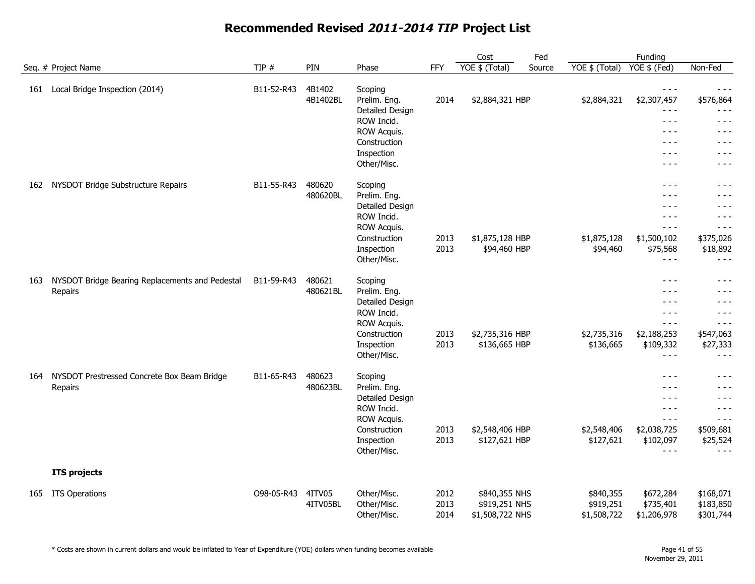# Recommended Revised *2011-2014 TIP* Project List

| Seq. # | Project Name | TIP # | PIN | Phase | FFY | Cost YOE $ (Total) | Fed Source | Funding YOE $ (Total) | Funding YOE $ (Fed) | Funding Non-Fed |
|---|---|---|---|---|---|---|---|---|---|---|
| 161 | Local Bridge Inspection (2014) | B11-52-R43 | 4B1402 | Scoping | | | | | - - - | - - - |
| | | | 4B1402BL | Prelim. Eng. | 2014 | $2,884,321 | HBP | $2,884,321 | $2,307,457 | $576,864 |
| | | | | Detailed Design | | | | | - - - | - - - |
| | | | | ROW Incid. | | | | | - - - | - - - |
| | | | | ROW Acquis. | | | | | - - - | - - - |
| | | | | Construction | | | | | - - - | - - - |
| | | | | Inspection | | | | | - - - | - - - |
| | | | | Other/Misc. | | | | | - - - | - - - |
| 162 | NYSDOT Bridge Substructure Repairs | B11-55-R43 | 480620 | Scoping | | | | | - - - | - - - |
| | | | 480620BL | Prelim. Eng. | | | | | - - - | - - - |
| | | | | Detailed Design | | | | | - - - | - - - |
| | | | | ROW Incid. | | | | | - - - | - - - |
| | | | | ROW Acquis. | | | | | - - - | - - - |
| | | | | Construction | 2013 | $1,875,128 | HBP | $1,875,128 | $1,500,102 | $375,026 |
| | | | | Inspection | 2013 | $94,460 | HBP | $94,460 | $75,568 | $18,892 |
| | | | | Other/Misc. | | | | | - - - | - - - |
| 163 | NYSDOT Bridge Bearing Replacements and Pedestal Repairs | B11-59-R43 | 480621 | Scoping | | | | | - - - | - - - |
| | | | 480621BL | Prelim. Eng. | | | | | - - - | - - - |
| | | | | Detailed Design | | | | | - - - | - - - |
| | | | | ROW Incid. | | | | | - - - | - - - |
| | | | | ROW Acquis. | | | | | - - - | - - - |
| | | | | Construction | 2013 | $2,735,316 | HBP | $2,735,316 | $2,188,253 | $547,063 |
| | | | | Inspection | 2013 | $136,665 | HBP | $136,665 | $109,332 | $27,333 |
| | | | | Other/Misc. | | | | | - - - | - - - |
| 164 | NYSDOT Prestressed Concrete Box Beam Bridge Repairs | B11-65-R43 | 480623 | Scoping | | | | | - - - | - - - |
| | | | 480623BL | Prelim. Eng. | | | | | - - - | - - - |
| | | | | Detailed Design | | | | | - - - | - - - |
| | | | | ROW Incid. | | | | | - - - | - - - |
| | | | | ROW Acquis. | | | | | - - - | - - - |
| | | | | Construction | 2013 | $2,548,406 | HBP | $2,548,406 | $2,038,725 | $509,681 |
| | | | | Inspection | 2013 | $127,621 | HBP | $127,621 | $102,097 | $25,524 |
| | | | | Other/Misc. | | | | | - - - | - - - |
| | **ITS projects** | | | | | | | | | |
| 165 | ITS Operations | O98-05-R43 | 4ITV05 | Other/Misc. | 2012 | $840,355 | NHS | $840,355 | $672,284 | $168,071 |
| | | | 4ITV05BL | Other/Misc. | 2013 | $919,251 | NHS | $919,251 | $735,401 | $183,850 |
| | | | | Other/Misc. | 2014 | $1,508,722 | NHS | $1,508,722 | $1,206,978 | $301,744 |

\* Costs are shown in current dollars and would be inflated to Year of Expenditure (YOE) dollars when funding becomes available

November 29, 2011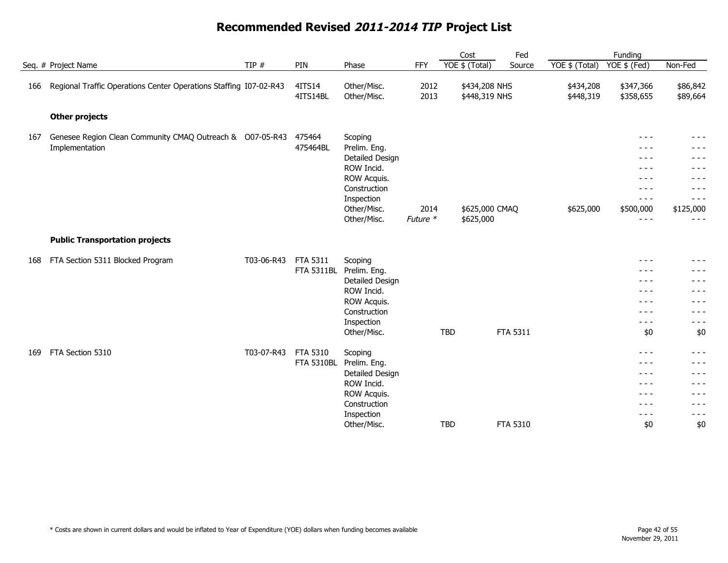# Recommended Revised *2011-2014 TIP* Project List

| Seq. # | Project Name | TIP # | PIN | Phase | FFY | Cost YOE $ (Total) | Fed Source | Funding YOE $ (Total) | Funding YOE $ (Fed) | Non-Fed |
|---|---|---|---|---|---|---|---|---|---|---|
| 166 | Regional Traffic Operations Center Operations Staffing | I07-02-R43 | 4ITS14 | Other/Misc. | 2012 | $434,208 | NHS | $434,208 | $347,366 | $86,842 |
| | | | 4ITS14BL | Other/Misc. | 2013 | $448,319 | NHS | $448,319 | $358,655 | $89,664 |
| | **Other projects** | | | | | | | | | |
| 167 | Genesee Region Clean Community CMAQ Outreach & Implementation | O07-05-R43 | 475464 | Scoping | | | | | - - - | - - - |
| | | | 475464BL | Prelim. Eng. | | | | | - - - | - - - |
| | | | | Detailed Design | | | | | - - - | - - - |
| | | | | ROW Incid. | | | | | - - - | - - - |
| | | | | ROW Acquis. | | | | | - - - | - - - |
| | | | | Construction | | | | | - - - | - - - |
| | | | | Inspection | | | | | - - - | - - - |
| | | | | Other/Misc. | 2014 | $625,000 | CMAQ | $625,000 | $500,000 | $125,000 |
| | | | | Other/Misc. | *Future* * | $625,000 | | | - - - | - - - |
| | **Public Transportation projects** | | | | | | | | | |
| 168 | FTA Section 5311 Blocked Program | T03-06-R43 | FTA 5311 | Scoping | | | | | - - - | - - - |
| | | | FTA 5311BL | Prelim. Eng. | | | | | - - - | - - - |
| | | | | Detailed Design | | | | | - - - | - - - |
| | | | | ROW Incid. | | | | | - - - | - - - |
| | | | | ROW Acquis. | | | | | - - - | - - - |
| | | | | Construction | | | | | - - - | - - - |
| | | | | Inspection | | | | | - - - | - - - |
| | | | | Other/Misc. | | TBD | FTA 5311 | | $0 | $0 |
| 169 | FTA Section 5310 | T03-07-R43 | FTA 5310 | Scoping | | | | | - - - | - - - |
| | | | FTA 5310BL | Prelim. Eng. | | | | | - - - | - - - |
| | | | | Detailed Design | | | | | - - - | - - - |
| | | | | ROW Incid. | | | | | - - - | - - - |
| | | | | ROW Acquis. | | | | | - - - | - - - |
| | | | | Construction | | | | | - - - | - - - |
| | | | | Inspection | | | | | - - - | - - - |
| | | | | Other/Misc. | | TBD | FTA 5310 | | $0 | $0 |

* Costs are shown in current dollars and would be inflated to Year of Expenditure (YOE) dollars when funding becomes available

November 29, 2011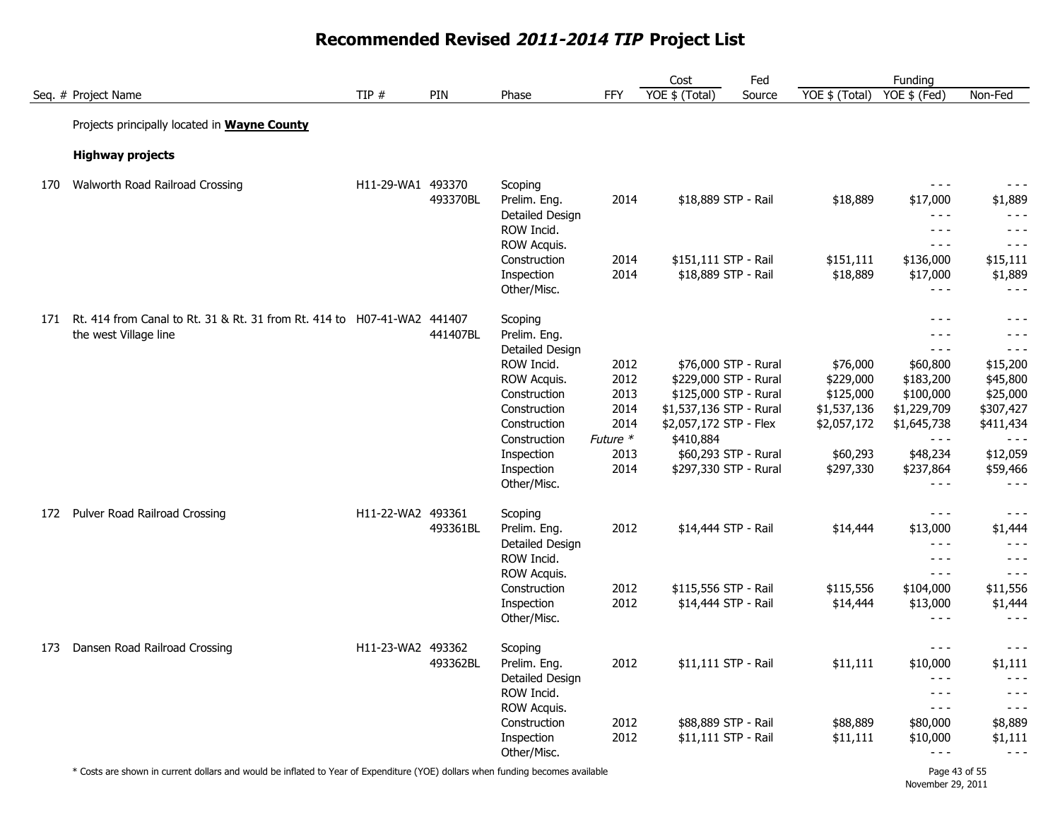# Recommended Revised *2011-2014 TIP* Project List

| Seq. # | Project Name | TIP # | PIN | Phase | FFY | Cost YOE $ (Total) | Fed Source | Funding YOE $ (Total) | Funding YOE $ (Fed) | Funding Non-Fed |
|---|---|---|---|---|---|---|---|---|---|---|
| | Projects principally located in **Wayne County** | | | | | | | | | |
| | **Highway projects** | | | | | | | | | |
| 170 | Walworth Road Railroad Crossing | H11-29-WA1 | 493370 | Scoping | | | | | - - - | - - - |
| | | | 493370BL | Prelim. Eng. | 2014 | $18,889 | STP - Rail | $18,889 | $17,000 | $1,889 |
| | | | | Detailed Design | | | | | - - - | - - - |
| | | | | ROW Incid. | | | | | - - - | - - - |
| | | | | ROW Acquis. | | | | | - - - | - - - |
| | | | | Construction | 2014 | $151,111 | STP - Rail | $151,111 | $136,000 | $15,111 |
| | | | | Inspection | 2014 | $18,889 | STP - Rail | $18,889 | $17,000 | $1,889 |
| | | | | Other/Misc. | | | | | - - - | - - - |
| 171 | Rt. 414 from Canal to Rt. 31 & Rt. 31 from Rt. 414 to the west Village line | H07-41-WA2 | 441407 | Scoping | | | | | - - - | - - - |
| | | | 441407BL | Prelim. Eng. | | | | | - - - | - - - |
| | | | | Detailed Design | | | | | - - - | - - - |
| | | | | ROW Incid. | 2012 | $76,000 | STP - Rural | $76,000 | $60,800 | $15,200 |
| | | | | ROW Acquis. | 2012 | $229,000 | STP - Rural | $229,000 | $183,200 | $45,800 |
| | | | | Construction | 2013 | $125,000 | STP - Rural | $125,000 | $100,000 | $25,000 |
| | | | | Construction | 2014 | $1,537,136 | STP - Rural | $1,537,136 | $1,229,709 | $307,427 |
| | | | | Construction | 2014 | $2,057,172 | STP - Flex | $2,057,172 | $1,645,738 | $411,434 |
| | | | | Construction | *Future ** | $410,884 | | | - - - | - - - |
| | | | | Inspection | 2013 | $60,293 | STP - Rural | $60,293 | $48,234 | $12,059 |
| | | | | Inspection | 2014 | $297,330 | STP - Rural | $297,330 | $237,864 | $59,466 |
| | | | | Other/Misc. | | | | | - - - | - - - |
| 172 | Pulver Road Railroad Crossing | H11-22-WA2 | 493361 | Scoping | | | | | - - - | - - - |
| | | | 493361BL | Prelim. Eng. | 2012 | $14,444 | STP - Rail | $14,444 | $13,000 | $1,444 |
| | | | | Detailed Design | | | | | - - - | - - - |
| | | | | ROW Incid. | | | | | - - - | - - - |
| | | | | ROW Acquis. | | | | | - - - | - - - |
| | | | | Construction | 2012 | $115,556 | STP - Rail | $115,556 | $104,000 | $11,556 |
| | | | | Inspection | 2012 | $14,444 | STP - Rail | $14,444 | $13,000 | $1,444 |
| | | | | Other/Misc. | | | | | - - - | - - - |
| 173 | Dansen Road Railroad Crossing | H11-23-WA2 | 493362 | Scoping | | | | | - - - | - - - |
| | | | 493362BL | Prelim. Eng. | 2012 | $11,111 | STP - Rail | $11,111 | $10,000 | $1,111 |
| | | | | Detailed Design | | | | | - - - | - - - |
| | | | | ROW Incid. | | | | | - - - | - - - |
| | | | | ROW Acquis. | | | | | - - - | - - - |
| | | | | Construction | 2012 | $88,889 | STP - Rail | $88,889 | $80,000 | $8,889 |
| | | | | Inspection | 2012 | $11,111 | STP - Rail | $11,111 | $10,000 | $1,111 |
| | | | | Other/Misc. | | | | | - - - | - - - |

* Costs are shown in current dollars and would be inflated to Year of Expenditure (YOE) dollars when funding becomes available

November 29, 2011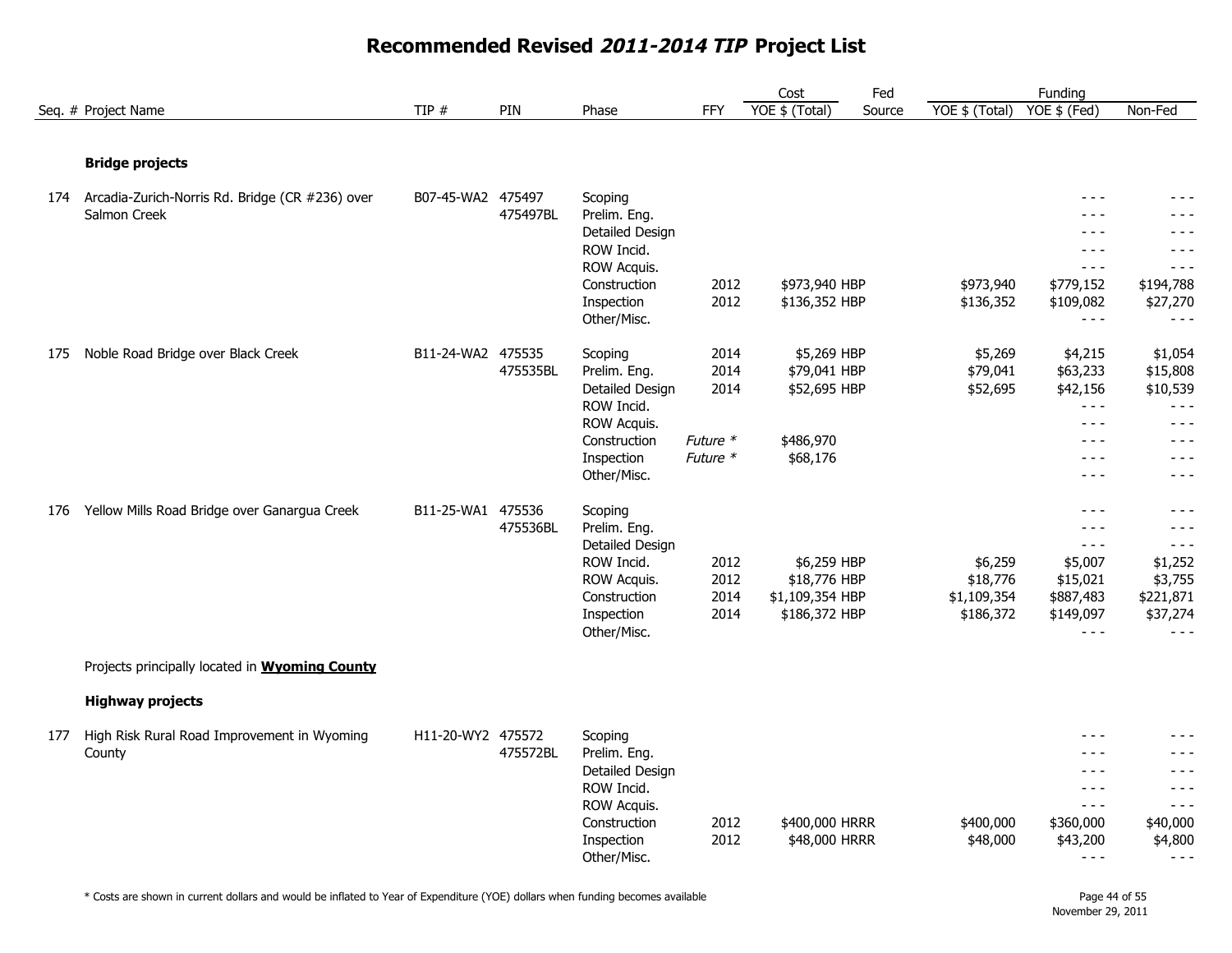# Recommended Revised *2011-2014 TIP* Project List

| Seq. # | Project Name | TIP # | PIN | Phase | FFY | Cost YOE $ (Total) | Fed Source | Funding YOE $ (Total) | Funding YOE $ (Fed) | Non-Fed |
|---|---|---|---|---|---|---|---|---|---|---|
| | **Bridge projects** | | | | | | | | | |
| 174 | Arcadia-Zurich-Norris Rd. Bridge (CR #236) over Salmon Creek | B07-45-WA2 | 475497 475497BL | Scoping | | | | | - - - | - - - |
| | | | | Prelim. Eng. | | | | | - - - | - - - |
| | | | | Detailed Design | | | | | - - - | - - - |
| | | | | ROW Incid. | | | | | - - - | - - - |
| | | | | ROW Acquis. | | | | | - - - | - - - |
| | | | | Construction | 2012 | $973,940 | HBP | $973,940 | $779,152 | $194,788 |
| | | | | Inspection | 2012 | $136,352 | HBP | $136,352 | $109,082 | $27,270 |
| | | | | Other/Misc. | | | | | - - - | - - - |
| 175 | Noble Road Bridge over Black Creek | B11-24-WA2 | 475535 475535BL | Scoping | 2014 | $5,269 | HBP | $5,269 | $4,215 | $1,054 |
| | | | | Prelim. Eng. | 2014 | $79,041 | HBP | $79,041 | $63,233 | $15,808 |
| | | | | Detailed Design | 2014 | $52,695 | HBP | $52,695 | $42,156 | $10,539 |
| | | | | ROW Incid. | | | | | - - - | - - - |
| | | | | ROW Acquis. | | | | | - - - | - - - |
| | | | | Construction | *Future* * | $486,970 | | | - - - | - - - |
| | | | | Inspection | *Future* * | $68,176 | | | - - - | - - - |
| | | | | Other/Misc. | | | | | - - - | - - - |
| 176 | Yellow Mills Road Bridge over Ganargua Creek | B11-25-WA1 | 475536 475536BL | Scoping | | | | | - - - | - - - |
| | | | | Prelim. Eng. | | | | | - - - | - - - |
| | | | | Detailed Design | | | | | - - - | - - - |
| | | | | ROW Incid. | 2012 | $6,259 | HBP | $6,259 | $5,007 | $1,252 |
| | | | | ROW Acquis. | 2012 | $18,776 | HBP | $18,776 | $15,021 | $3,755 |
| | | | | Construction | 2014 | $1,109,354 | HBP | $1,109,354 | $887,483 | $221,871 |
| | | | | Inspection | 2014 | $186,372 | HBP | $186,372 | $149,097 | $37,274 |
| | | | | Other/Misc. | | | | | - - - | - - - |
| | Projects principally located in **Wyoming County** | | | | | | | | | |
| | **Highway projects** | | | | | | | | | |
| 177 | High Risk Rural Road Improvement in Wyoming County | H11-20-WY2 | 475572 475572BL | Scoping | | | | | - - - | - - - |
| | | | | Prelim. Eng. | | | | | - - - | - - - |
| | | | | Detailed Design | | | | | - - - | - - - |
| | | | | ROW Incid. | | | | | - - - | - - - |
| | | | | ROW Acquis. | | | | | - - - | - - - |
| | | | | Construction | 2012 | $400,000 | HRRR | $400,000 | $360,000 | $40,000 |
| | | | | Inspection | 2012 | $48,000 | HRRR | $48,000 | $43,200 | $4,800 |
| | | | | Other/Misc. | | | | | - - - | - - - |

* Costs are shown in current dollars and would be inflated to Year of Expenditure (YOE) dollars when funding becomes available

November 29, 2011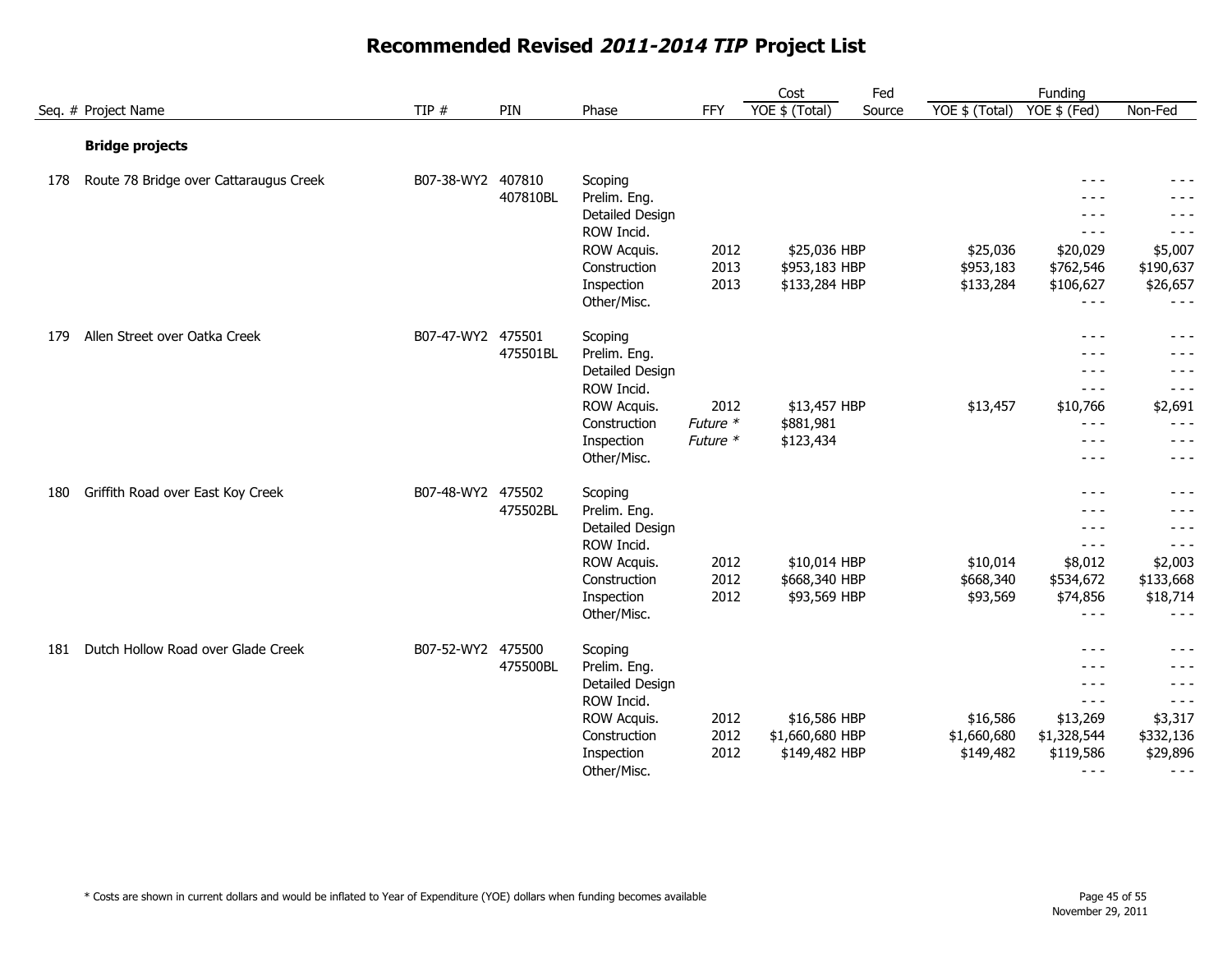# Recommended Revised *2011-2014 TIP* Project List

| Seq. # | Project Name | TIP # | PIN | Phase | FFY | Cost YOE $ (Total) | Fed Source | Funding YOE $ (Total) | Funding YOE $ (Fed) | Funding Non-Fed |
|---|---|---|---|---|---|---|---|---|---|---|
| | **Bridge projects** | | | | | | | | | |
| 178 | Route 78 Bridge over Cattaraugus Creek | B07-38-WY2 | 407810 | Scoping | | | | | - - - | - - - |
| | | | 407810BL | Prelim. Eng. | | | | | - - - | - - - |
| | | | | Detailed Design | | | | | - - - | - - - |
| | | | | ROW Incid. | | | | | - - - | - - - |
| | | | | ROW Acquis. | 2012 | $25,036 | HBP | $25,036 | $20,029 | $5,007 |
| | | | | Construction | 2013 | $953,183 | HBP | $953,183 | $762,546 | $190,637 |
| | | | | Inspection | 2013 | $133,284 | HBP | $133,284 | $106,627 | $26,657 |
| | | | | Other/Misc. | | | | | - - - | - - - |
| 179 | Allen Street over Oatka Creek | B07-47-WY2 | 475501 | Scoping | | | | | - - - | - - - |
| | | | 475501BL | Prelim. Eng. | | | | | - - - | - - - |
| | | | | Detailed Design | | | | | - - - | - - - |
| | | | | ROW Incid. | | | | | - - - | - - - |
| | | | | ROW Acquis. | 2012 | $13,457 | HBP | $13,457 | $10,766 | $2,691 |
| | | | | Construction | *Future ** | $881,981 | | | - - - | - - - |
| | | | | Inspection | *Future ** | $123,434 | | | - - - | - - - |
| | | | | Other/Misc. | | | | | - - - | - - - |
| 180 | Griffith Road over East Koy Creek | B07-48-WY2 | 475502 | Scoping | | | | | - - - | - - - |
| | | | 475502BL | Prelim. Eng. | | | | | - - - | - - - |
| | | | | Detailed Design | | | | | - - - | - - - |
| | | | | ROW Incid. | | | | | - - - | - - - |
| | | | | ROW Acquis. | 2012 | $10,014 | HBP | $10,014 | $8,012 | $2,003 |
| | | | | Construction | 2012 | $668,340 | HBP | $668,340 | $534,672 | $133,668 |
| | | | | Inspection | 2012 | $93,569 | HBP | $93,569 | $74,856 | $18,714 |
| | | | | Other/Misc. | | | | | - - - | - - - |
| 181 | Dutch Hollow Road over Glade Creek | B07-52-WY2 | 475500 | Scoping | | | | | - - - | - - - |
| | | | 475500BL | Prelim. Eng. | | | | | - - - | - - - |
| | | | | Detailed Design | | | | | - - - | - - - |
| | | | | ROW Incid. | | | | | - - - | - - - |
| | | | | ROW Acquis. | 2012 | $16,586 | HBP | $16,586 | $13,269 | $3,317 |
| | | | | Construction | 2012 | $1,660,680 | HBP | $1,660,680 | $1,328,544 | $332,136 |
| | | | | Inspection | 2012 | $149,482 | HBP | $149,482 | $119,586 | $29,896 |
| | | | | Other/Misc. | | | | | - - - | - - - |

* Costs are shown in current dollars and would be inflated to Year of Expenditure (YOE) dollars when funding becomes available

November 29, 2011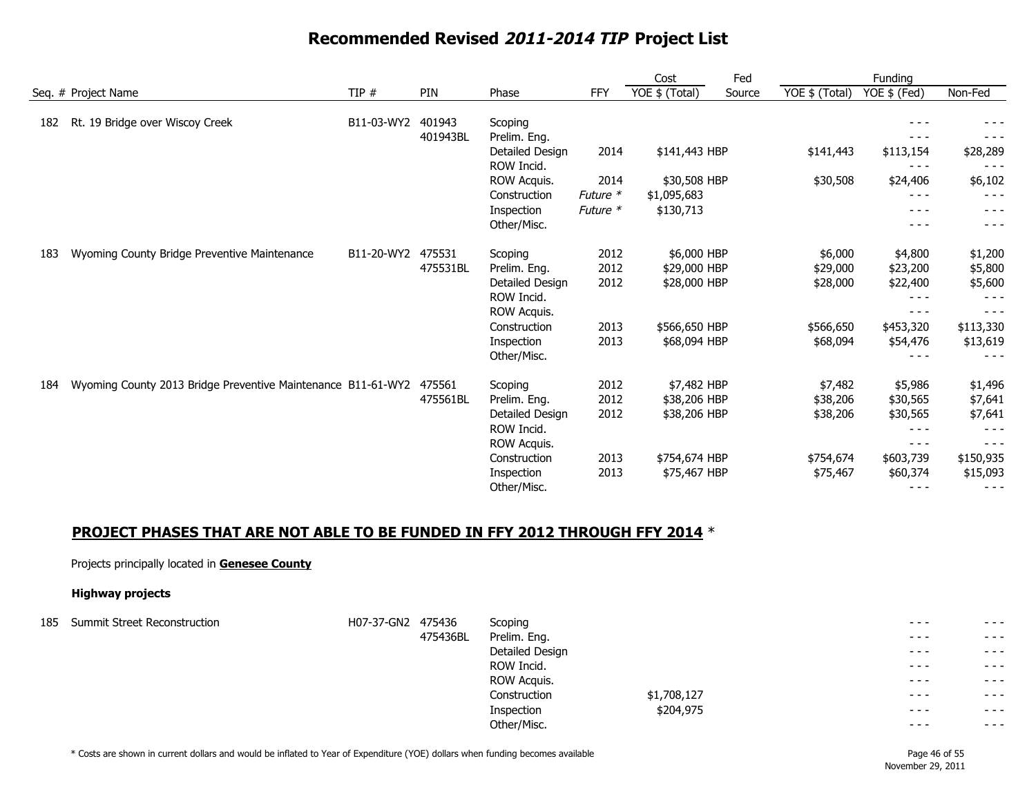# Recommended Revised *2011-2014 TIP* Project List

| Seq. # | Project Name | TIP # | PIN | Phase | FFY | Cost YOE $ (Total) | Fed Source | Funding YOE $ (Total) | Funding YOE $ (Fed) | Non-Fed |
|---|---|---|---|---|---|---|---|---|---|---|
| 182 | Rt. 19 Bridge over Wiscoy Creek | B11-03-WY2 | 401943 | Scoping | | | | | - - - | - - - |
| | | | 401943BL | Prelim. Eng. | | | | | - - - | - - - |
| | | | | Detailed Design | 2014 | $141,443 | HBP | $141,443 | $113,154 | $28,289 |
| | | | | ROW Incid. | | | | | - - - | - - - |
| | | | | ROW Acquis. | 2014 | $30,508 | HBP | $30,508 | $24,406 | $6,102 |
| | | | | Construction | *Future* * | $1,095,683 | | | - - - | - - - |
| | | | | Inspection | *Future* * | $130,713 | | | - - - | - - - |
| | | | | Other/Misc. | | | | | - - - | - - - |
| 183 | Wyoming County Bridge Preventive Maintenance | B11-20-WY2 | 475531 | Scoping | 2012 | $6,000 | HBP | $6,000 | $4,800 | $1,200 |
| | | | 475531BL | Prelim. Eng. | 2012 | $29,000 | HBP | $29,000 | $23,200 | $5,800 |
| | | | | Detailed Design | 2012 | $28,000 | HBP | $28,000 | $22,400 | $5,600 |
| | | | | ROW Incid. | | | | | - - - | - - - |
| | | | | ROW Acquis. | | | | | - - - | - - - |
| | | | | Construction | 2013 | $566,650 | HBP | $566,650 | $453,320 | $113,330 |
| | | | | Inspection | 2013 | $68,094 | HBP | $68,094 | $54,476 | $13,619 |
| | | | | Other/Misc. | | | | | - - - | - - - |
| 184 | Wyoming County 2013 Bridge Preventive Maintenance | B11-61-WY2 | 475561 | Scoping | 2012 | $7,482 | HBP | $7,482 | $5,986 | $1,496 |
| | | | 475561BL | Prelim. Eng. | 2012 | $38,206 | HBP | $38,206 | $30,565 | $7,641 |
| | | | | Detailed Design | 2012 | $38,206 | HBP | $38,206 | $30,565 | $7,641 |
| | | | | ROW Incid. | | | | | - - - | - - - |
| | | | | ROW Acquis. | | | | | - - - | - - - |
| | | | | Construction | 2013 | $754,674 | HBP | $754,674 | $603,739 | $150,935 |
| | | | | Inspection | 2013 | $75,467 | HBP | $75,467 | $60,374 | $15,093 |
| | | | | Other/Misc. | | | | | - - - | - - - |

## **PROJECT PHASES THAT ARE NOT ABLE TO BE FUNDED IN FFY 2012 THROUGH FFY 2014** *

Projects principally located in **Genesee County**

**Highway projects**

| Seq. # | Project Name | TIP # | PIN | Phase | FFY | Cost YOE $ (Total) | Fed Source | Funding YOE $ (Total) | Funding YOE $ (Fed) | Non-Fed |
|---|---|---|---|---|---|---|---|---|---|---|
| 185 | Summit Street Reconstruction | H07-37-GN2 | 475436 | Scoping | | | | | - - - | - - - |
| | | | 475436BL | Prelim. Eng. | | | | | - - - | - - - |
| | | | | Detailed Design | | | | | - - - | - - - |
| | | | | ROW Incid. | | | | | - - - | - - - |
| | | | | ROW Acquis. | | | | | - - - | - - - |
| | | | | Construction | | $1,708,127 | | | - - - | - - - |
| | | | | Inspection | | $204,975 | | | - - - | - - - |
| | | | | Other/Misc. | | | | | - - - | - - - |

\* Costs are shown in current dollars and would be inflated to Year of Expenditure (YOE) dollars when funding becomes available

November 29, 2011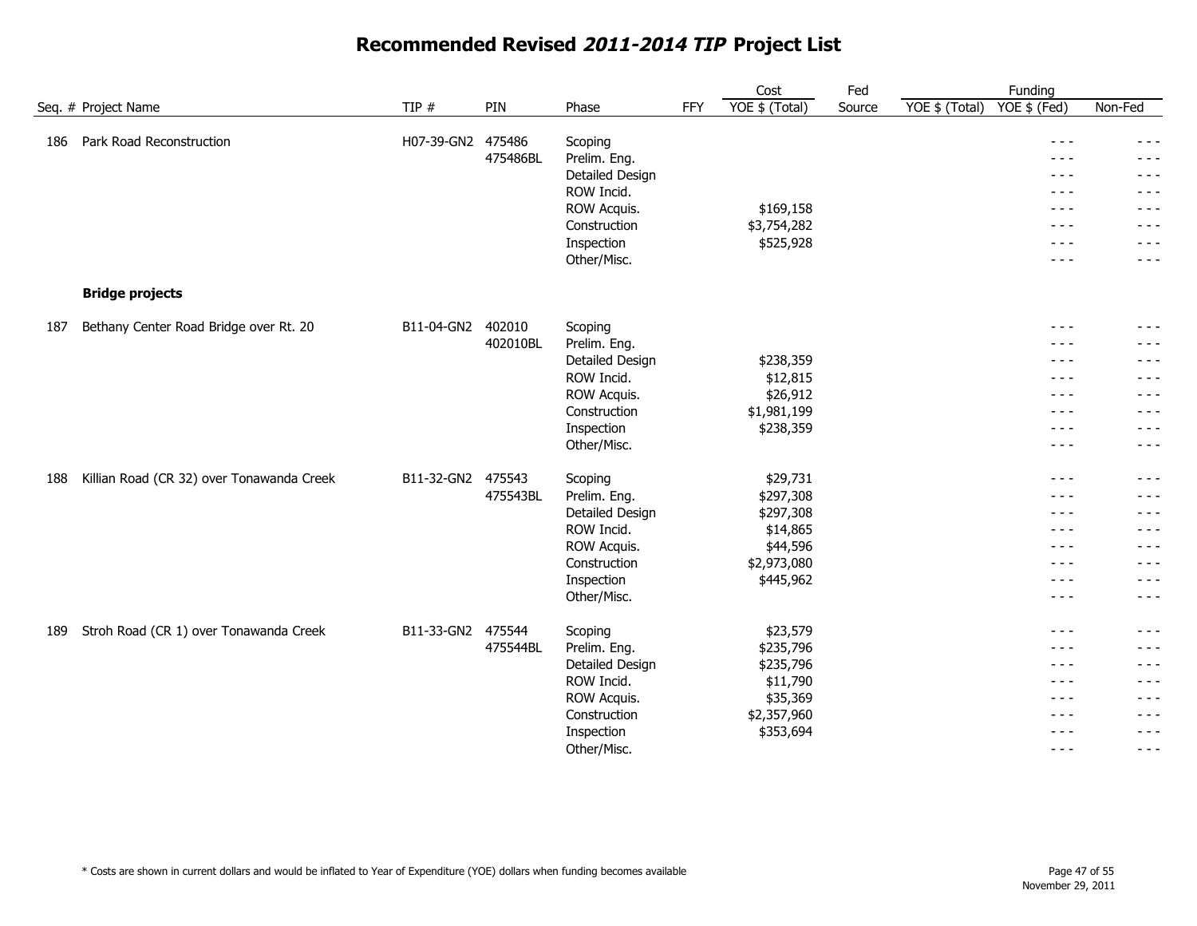# Recommended Revised *2011-2014 TIP* Project List

| Seq. # | Project Name | TIP # | PIN | Phase | FFY | Cost YOE $ (Total) | Fed Source | Funding YOE $ (Total) | Funding YOE $ (Fed) | Funding Non-Fed |
|---|---|---|---|---|---|---|---|---|---|---|
| 186 | Park Road Reconstruction | H07-39-GN2 | 475486 | Scoping | | | | | - - - | - - - |
| | | | 475486BL | Prelim. Eng. | | | | | - - - | - - - |
| | | | | Detailed Design | | | | | - - - | - - - |
| | | | | ROW Incid. | | | | | - - - | - - - |
| | | | | ROW Acquis. | | $169,158 | | | - - - | - - - |
| | | | | Construction | | $3,754,282 | | | - - - | - - - |
| | | | | Inspection | | $525,928 | | | - - - | - - - |
| | | | | Other/Misc. | | | | | - - - | - - - |
| | **Bridge projects** | | | | | | | | | |
| 187 | Bethany Center Road Bridge over Rt. 20 | B11-04-GN2 | 402010 | Scoping | | | | | - - - | - - - |
| | | | 402010BL | Prelim. Eng. | | | | | - - - | - - - |
| | | | | Detailed Design | | $238,359 | | | - - - | - - - |
| | | | | ROW Incid. | | $12,815 | | | - - - | - - - |
| | | | | ROW Acquis. | | $26,912 | | | - - - | - - - |
| | | | | Construction | | $1,981,199 | | | - - - | - - - |
| | | | | Inspection | | $238,359 | | | - - - | - - - |
| | | | | Other/Misc. | | | | | - - - | - - - |
| 188 | Killian Road (CR 32) over Tonawanda Creek | B11-32-GN2 | 475543 | Scoping | | $29,731 | | | - - - | - - - |
| | | | 475543BL | Prelim. Eng. | | $297,308 | | | - - - | - - - |
| | | | | Detailed Design | | $297,308 | | | - - - | - - - |
| | | | | ROW Incid. | | $14,865 | | | - - - | - - - |
| | | | | ROW Acquis. | | $44,596 | | | - - - | - - - |
| | | | | Construction | | $2,973,080 | | | - - - | - - - |
| | | | | Inspection | | $445,962 | | | - - - | - - - |
| | | | | Other/Misc. | | | | | - - - | - - - |
| 189 | Stroh Road (CR 1) over Tonawanda Creek | B11-33-GN2 | 475544 | Scoping | | $23,579 | | | - - - | - - - |
| | | | 475544BL | Prelim. Eng. | | $235,796 | | | - - - | - - - |
| | | | | Detailed Design | | $235,796 | | | - - - | - - - |
| | | | | ROW Incid. | | $11,790 | | | - - - | - - - |
| | | | | ROW Acquis. | | $35,369 | | | - - - | - - - |
| | | | | Construction | | $2,357,960 | | | - - - | - - - |
| | | | | Inspection | | $353,694 | | | - - - | - - - |
| | | | | Other/Misc. | | | | | - - - | - - - |

\* Costs are shown in current dollars and would be inflated to Year of Expenditure (YOE) dollars when funding becomes available

November 29, 2011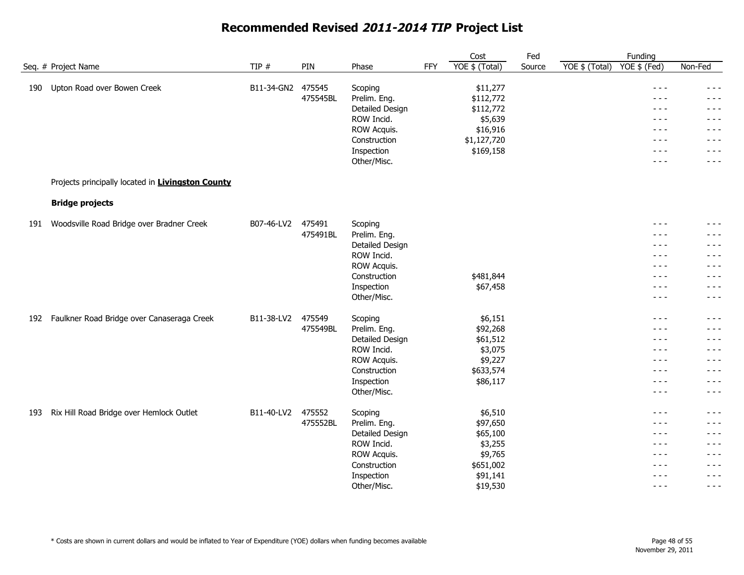# Recommended Revised *2011-2014 TIP* Project List

| Seq. # | Project Name | TIP # | PIN | Phase | FFY | Cost YOE $ (Total) | Fed Source | Funding YOE $ (Total) | YOE $ (Fed) | Non-Fed |
|---|---|---|---|---|---|---|---|---|---|---|
| 190 | Upton Road over Bowen Creek | B11-34-GN2 | 475545 | Scoping | | $11,277 | | | - - - | - - - |
| | | | 475545BL | Prelim. Eng. | | $112,772 | | | - - - | - - - |
| | | | | Detailed Design | | $112,772 | | | - - - | - - - |
| | | | | ROW Incid. | | $5,639 | | | - - - | - - - |
| | | | | ROW Acquis. | | $16,916 | | | - - - | - - - |
| | | | | Construction | | $1,127,720 | | | - - - | - - - |
| | | | | Inspection | | $169,158 | | | - - - | - - - |
| | | | | Other/Misc. | | | | | - - - | - - - |

Projects principally located in **Livingston County**

**Bridge projects**

| Seq. # | Project Name | TIP # | PIN | Phase | FFY | Cost YOE $ (Total) | Fed Source | Funding YOE $ (Total) | YOE $ (Fed) | Non-Fed |
|---|---|---|---|---|---|---|---|---|---|---|
| 191 | Woodsville Road Bridge over Bradner Creek | B07-46-LV2 | 475491 | Scoping | | | | | - - - | - - - |
| | | | 475491BL | Prelim. Eng. | | | | | - - - | - - - |
| | | | | Detailed Design | | | | | - - - | - - - |
| | | | | ROW Incid. | | | | | - - - | - - - |
| | | | | ROW Acquis. | | | | | - - - | - - - |
| | | | | Construction | | $481,844 | | | - - - | - - - |
| | | | | Inspection | | $67,458 | | | - - - | - - - |
| | | | | Other/Misc. | | | | | - - - | - - - |
| 192 | Faulkner Road Bridge over Canaseraga Creek | B11-38-LV2 | 475549 | Scoping | | $6,151 | | | - - - | - - - |
| | | | 475549BL | Prelim. Eng. | | $92,268 | | | - - - | - - - |
| | | | | Detailed Design | | $61,512 | | | - - - | - - - |
| | | | | ROW Incid. | | $3,075 | | | - - - | - - - |
| | | | | ROW Acquis. | | $9,227 | | | - - - | - - - |
| | | | | Construction | | $633,574 | | | - - - | - - - |
| | | | | Inspection | | $86,117 | | | - - - | - - - |
| | | | | Other/Misc. | | | | | - - - | - - - |
| 193 | Rix Hill Road Bridge over Hemlock Outlet | B11-40-LV2 | 475552 | Scoping | | $6,510 | | | - - - | - - - |
| | | | 475552BL | Prelim. Eng. | | $97,650 | | | - - - | - - - |
| | | | | Detailed Design | | $65,100 | | | - - - | - - - |
| | | | | ROW Incid. | | $3,255 | | | - - - | - - - |
| | | | | ROW Acquis. | | $9,765 | | | - - - | - - - |
| | | | | Construction | | $651,002 | | | - - - | - - - |
| | | | | Inspection | | $91,141 | | | - - - | - - - |
| | | | | Other/Misc. | | $19,530 | | | - - - | - - - |

* Costs are shown in current dollars and would be inflated to Year of Expenditure (YOE) dollars when funding becomes available

November 29, 2011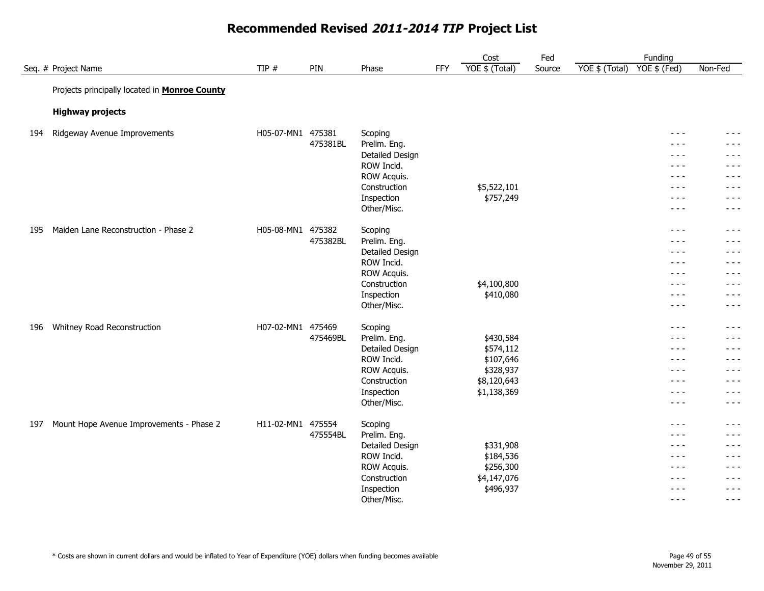# Recommended Revised *2011-2014 TIP* Project List

Projects principally located in **Monroe County**

**Highway projects**

| Seq. # | Project Name | TIP # | PIN | Phase | FFY | Cost YOE $ (Total) | Fed Source | Funding YOE $ (Total) | Funding YOE $ (Fed) | Funding Non-Fed |
|---|---|---|---|---|---|---|---|---|---|---|
| 194 | Ridgeway Avenue Improvements | H05-07-MN1 | 475381 | Scoping | | | | | - - - | - - - |
| | | | 475381BL | Prelim. Eng. | | | | | - - - | - - - |
| | | | | Detailed Design | | | | | - - - | - - - |
| | | | | ROW Incid. | | | | | - - - | - - - |
| | | | | ROW Acquis. | | | | | - - - | - - - |
| | | | | Construction | | $5,522,101 | | | - - - | - - - |
| | | | | Inspection | | $757,249 | | | - - - | - - - |
| | | | | Other/Misc. | | | | | - - - | - - - |
| 195 | Maiden Lane Reconstruction - Phase 2 | H05-08-MN1 | 475382 | Scoping | | | | | - - - | - - - |
| | | | 475382BL | Prelim. Eng. | | | | | - - - | - - - |
| | | | | Detailed Design | | | | | - - - | - - - |
| | | | | ROW Incid. | | | | | - - - | - - - |
| | | | | ROW Acquis. | | | | | - - - | - - - |
| | | | | Construction | | $4,100,800 | | | - - - | - - - |
| | | | | Inspection | | $410,080 | | | - - - | - - - |
| | | | | Other/Misc. | | | | | - - - | - - - |
| 196 | Whitney Road Reconstruction | H07-02-MN1 | 475469 | Scoping | | | | | - - - | - - - |
| | | | 475469BL | Prelim. Eng. | | $430,584 | | | - - - | - - - |
| | | | | Detailed Design | | $574,112 | | | - - - | - - - |
| | | | | ROW Incid. | | $107,646 | | | - - - | - - - |
| | | | | ROW Acquis. | | $328,937 | | | - - - | - - - |
| | | | | Construction | | $8,120,643 | | | - - - | - - - |
| | | | | Inspection | | $1,138,369 | | | - - - | - - - |
| | | | | Other/Misc. | | | | | - - - | - - - |
| 197 | Mount Hope Avenue Improvements - Phase 2 | H11-02-MN1 | 475554 | Scoping | | | | | - - - | - - - |
| | | | 475554BL | Prelim. Eng. | | | | | - - - | - - - |
| | | | | Detailed Design | | $331,908 | | | - - - | - - - |
| | | | | ROW Incid. | | $184,536 | | | - - - | - - - |
| | | | | ROW Acquis. | | $256,300 | | | - - - | - - - |
| | | | | Construction | | $4,147,076 | | | - - - | - - - |
| | | | | Inspection | | $496,937 | | | - - - | - - - |
| | | | | Other/Misc. | | | | | - - - | - - - |

* Costs are shown in current dollars and would be inflated to Year of Expenditure (YOE) dollars when funding becomes available

November 29, 2011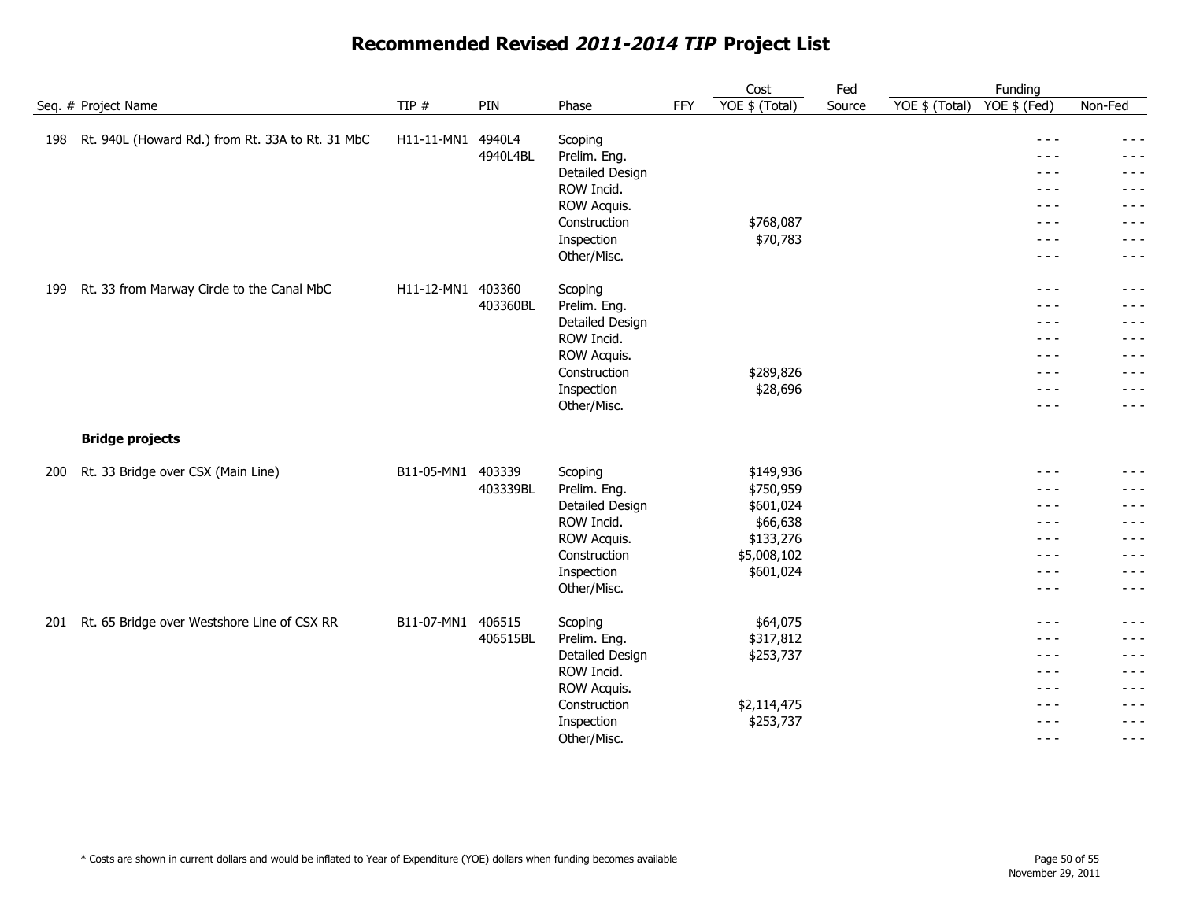# Recommended Revised *2011-2014 TIP* Project List

| Seq. # | Project Name | TIP # | PIN | Phase | FFY | Cost YOE $ (Total) | Fed Source | Funding YOE $ (Total) | Funding YOE $ (Fed) | Funding Non-Fed |
|---|---|---|---|---|---|---|---|---|---|---|
| 198 | Rt. 940L (Howard Rd.) from Rt. 33A to Rt. 31 MbC | H11-11-MN1 | 4940L4 | Scoping | | | | | - - - | - - - |
| | | | 4940L4BL | Prelim. Eng. | | | | | - - - | - - - |
| | | | | Detailed Design | | | | | - - - | - - - |
| | | | | ROW Incid. | | | | | - - - | - - - |
| | | | | ROW Acquis. | | | | | - - - | - - - |
| | | | | Construction | | $768,087 | | | - - - | - - - |
| | | | | Inspection | | $70,783 | | | - - - | - - - |
| | | | | Other/Misc. | | | | | - - - | - - - |
| 199 | Rt. 33 from Marway Circle to the Canal MbC | H11-12-MN1 | 403360 | Scoping | | | | | - - - | - - - |
| | | | 403360BL | Prelim. Eng. | | | | | - - - | - - - |
| | | | | Detailed Design | | | | | - - - | - - - |
| | | | | ROW Incid. | | | | | - - - | - - - |
| | | | | ROW Acquis. | | | | | - - - | - - - |
| | | | | Construction | | $289,826 | | | - - - | - - - |
| | | | | Inspection | | $28,696 | | | - - - | - - - |
| | | | | Other/Misc. | | | | | - - - | - - - |
| | **Bridge projects** | | | | | | | | | |
| 200 | Rt. 33 Bridge over CSX (Main Line) | B11-05-MN1 | 403339 | Scoping | | $149,936 | | | - - - | - - - |
| | | | 403339BL | Prelim. Eng. | | $750,959 | | | - - - | - - - |
| | | | | Detailed Design | | $601,024 | | | - - - | - - - |
| | | | | ROW Incid. | | $66,638 | | | - - - | - - - |
| | | | | ROW Acquis. | | $133,276 | | | - - - | - - - |
| | | | | Construction | | $5,008,102 | | | - - - | - - - |
| | | | | Inspection | | $601,024 | | | - - - | - - - |
| | | | | Other/Misc. | | | | | - - - | - - - |
| 201 | Rt. 65 Bridge over Westshore Line of CSX RR | B11-07-MN1 | 406515 | Scoping | | $64,075 | | | - - - | - - - |
| | | | 406515BL | Prelim. Eng. | | $317,812 | | | - - - | - - - |
| | | | | Detailed Design | | $253,737 | | | - - - | - - - |
| | | | | ROW Incid. | | | | | - - - | - - - |
| | | | | ROW Acquis. | | | | | - - - | - - - |
| | | | | Construction | | $2,114,475 | | | - - - | - - - |
| | | | | Inspection | | $253,737 | | | - - - | - - - |
| | | | | Other/Misc. | | | | | - - - | - - - |

\* Costs are shown in current dollars and would be inflated to Year of Expenditure (YOE) dollars when funding becomes available

November 29, 2011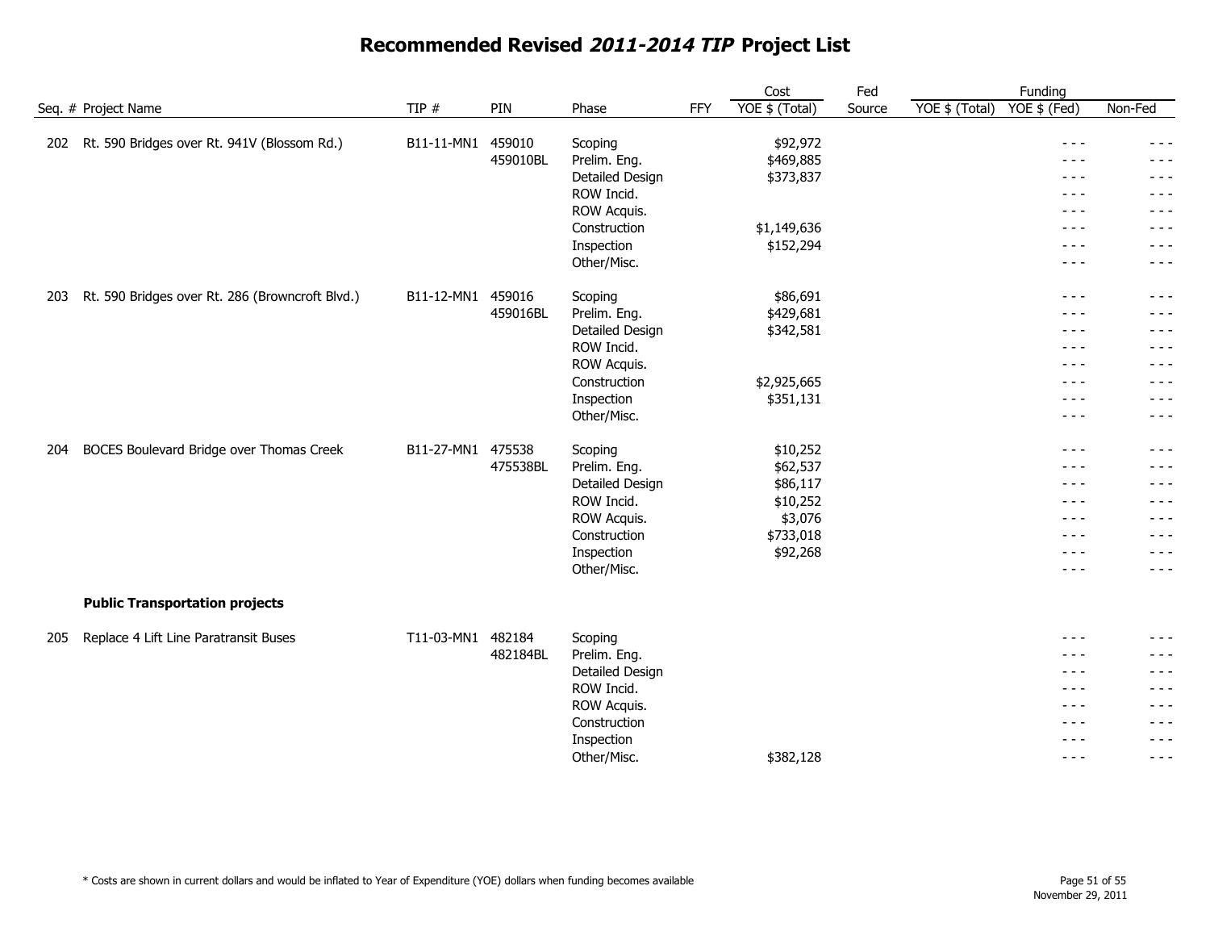# Recommended Revised *2011-2014 TIP* Project List

| Seq. # | Project Name | TIP # | PIN | Phase | FFY | Cost YOE $ (Total) | Fed Source | Funding YOE $ (Total) | Funding YOE $ (Fed) | Non-Fed |
|---|---|---|---|---|---|---|---|---|---|---|
| 202 | Rt. 590 Bridges over Rt. 941V (Blossom Rd.) | B11-11-MN1 | 459010 | Scoping | | $92,972 | | | - - - | - - - |
| | | | 459010BL | Prelim. Eng. | | $469,885 | | | - - - | - - - |
| | | | | Detailed Design | | $373,837 | | | - - - | - - - |
| | | | | ROW Incid. | | | | | - - - | - - - |
| | | | | ROW Acquis. | | | | | - - - | - - - |
| | | | | Construction | | $1,149,636 | | | - - - | - - - |
| | | | | Inspection | | $152,294 | | | - - - | - - - |
| | | | | Other/Misc. | | | | | - - - | - - - |
| 203 | Rt. 590 Bridges over Rt. 286 (Browncroft Blvd.) | B11-12-MN1 | 459016 | Scoping | | $86,691 | | | - - - | - - - |
| | | | 459016BL | Prelim. Eng. | | $429,681 | | | - - - | - - - |
| | | | | Detailed Design | | $342,581 | | | - - - | - - - |
| | | | | ROW Incid. | | | | | - - - | - - - |
| | | | | ROW Acquis. | | | | | - - - | - - - |
| | | | | Construction | | $2,925,665 | | | - - - | - - - |
| | | | | Inspection | | $351,131 | | | - - - | - - - |
| | | | | Other/Misc. | | | | | - - - | - - - |
| 204 | BOCES Boulevard Bridge over Thomas Creek | B11-27-MN1 | 475538 | Scoping | | $10,252 | | | - - - | - - - |
| | | | 475538BL | Prelim. Eng. | | $62,537 | | | - - - | - - - |
| | | | | Detailed Design | | $86,117 | | | - - - | - - - |
| | | | | ROW Incid. | | $10,252 | | | - - - | - - - |
| | | | | ROW Acquis. | | $3,076 | | | - - - | - - - |
| | | | | Construction | | $733,018 | | | - - - | - - - |
| | | | | Inspection | | $92,268 | | | - - - | - - - |
| | | | | Other/Misc. | | | | | - - - | - - - |
| | **Public Transportation projects** | | | | | | | | | |
| 205 | Replace 4 Lift Line Paratransit Buses | T11-03-MN1 | 482184 | Scoping | | | | | - - - | - - - |
| | | | 482184BL | Prelim. Eng. | | | | | - - - | - - - |
| | | | | Detailed Design | | | | | - - - | - - - |
| | | | | ROW Incid. | | | | | - - - | - - - |
| | | | | ROW Acquis. | | | | | - - - | - - - |
| | | | | Construction | | | | | - - - | - - - |
| | | | | Inspection | | | | | - - - | - - - |
| | | | | Other/Misc. | | $382,128 | | | - - - | - - - |

\* Costs are shown in current dollars and would be inflated to Year of Expenditure (YOE) dollars when funding becomes available

November 29, 2011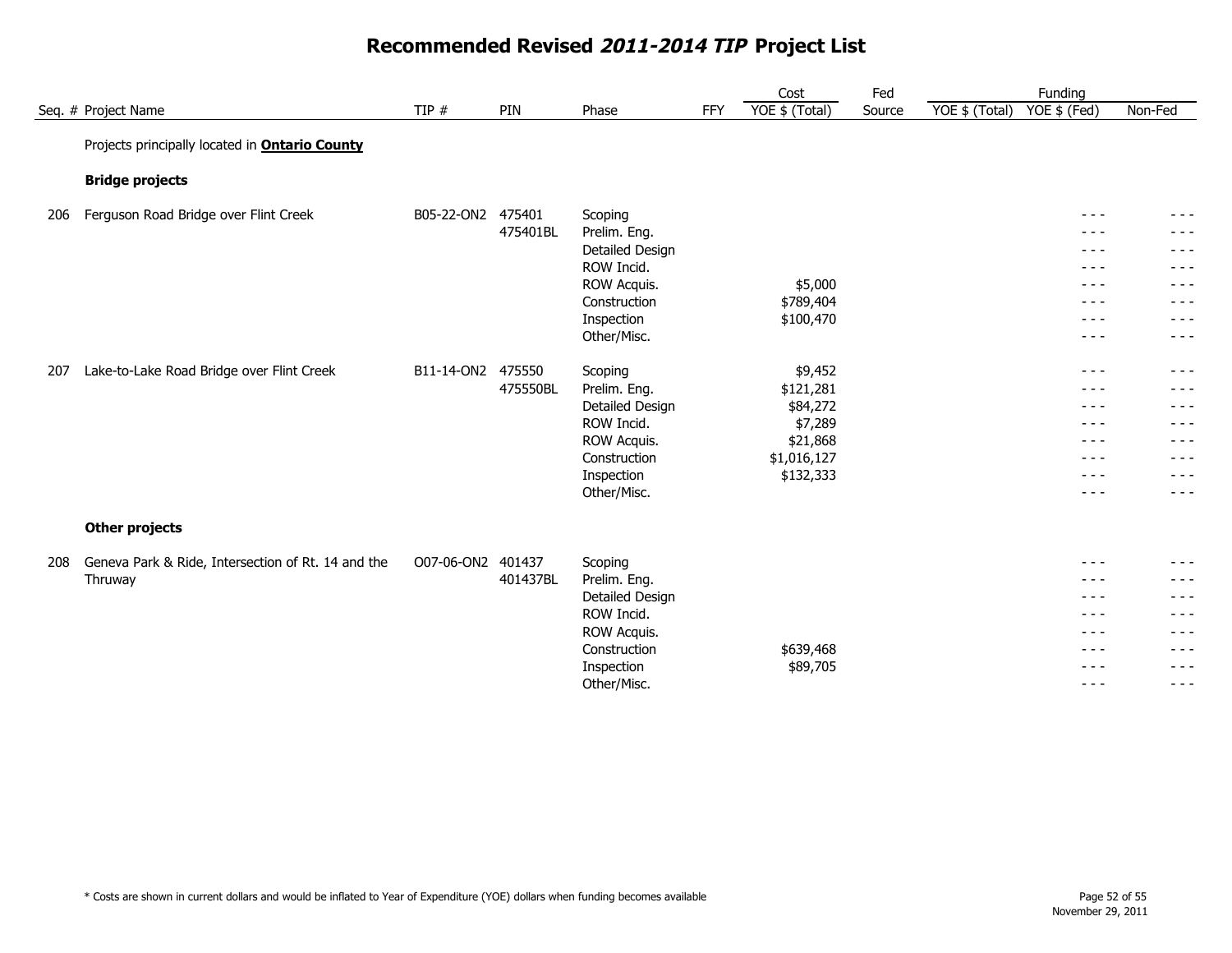# Recommended Revised *2011-2014 TIP* Project List

| Seq. # | Project Name | TIP # | PIN | Phase | FFY | Cost YOE $ (Total) | Fed Source | Funding YOE $ (Total) | Funding YOE $ (Fed) | Non-Fed |
|---|---|---|---|---|---|---|---|---|---|---|
| | Projects principally located in **Ontario County** | | | | | | | | | |
| | **Bridge projects** | | | | | | | | | |
| 206 | Ferguson Road Bridge over Flint Creek | B05-22-ON2 | 475401 | Scoping | | | | | - - - | - - - |
| | | | 475401BL | Prelim. Eng. | | | | | - - - | - - - |
| | | | | Detailed Design | | | | | - - - | - - - |
| | | | | ROW Incid. | | | | | - - - | - - - |
| | | | | ROW Acquis. | | $5,000 | | | - - - | - - - |
| | | | | Construction | | $789,404 | | | - - - | - - - |
| | | | | Inspection | | $100,470 | | | - - - | - - - |
| | | | | Other/Misc. | | | | | - - - | - - - |
| 207 | Lake-to-Lake Road Bridge over Flint Creek | B11-14-ON2 | 475550 | Scoping | | $9,452 | | | - - - | - - - |
| | | | 475550BL | Prelim. Eng. | | $121,281 | | | - - - | - - - |
| | | | | Detailed Design | | $84,272 | | | - - - | - - - |
| | | | | ROW Incid. | | $7,289 | | | - - - | - - - |
| | | | | ROW Acquis. | | $21,868 | | | - - - | - - - |
| | | | | Construction | | $1,016,127 | | | - - - | - - - |
| | | | | Inspection | | $132,333 | | | - - - | - - - |
| | | | | Other/Misc. | | | | | - - - | - - - |
| | **Other projects** | | | | | | | | | |
| 208 | Geneva Park & Ride, Intersection of Rt. 14 and the Thruway | O07-06-ON2 | 401437 | Scoping | | | | | - - - | - - - |
| | | | 401437BL | Prelim. Eng. | | | | | - - - | - - - |
| | | | | Detailed Design | | | | | - - - | - - - |
| | | | | ROW Incid. | | | | | - - - | - - - |
| | | | | ROW Acquis. | | | | | - - - | - - - |
| | | | | Construction | | $639,468 | | | - - - | - - - |
| | | | | Inspection | | $89,705 | | | - - - | - - - |
| | | | | Other/Misc. | | | | | - - - | - - - |

* Costs are shown in current dollars and would be inflated to Year of Expenditure (YOE) dollars when funding becomes available

November 29, 2011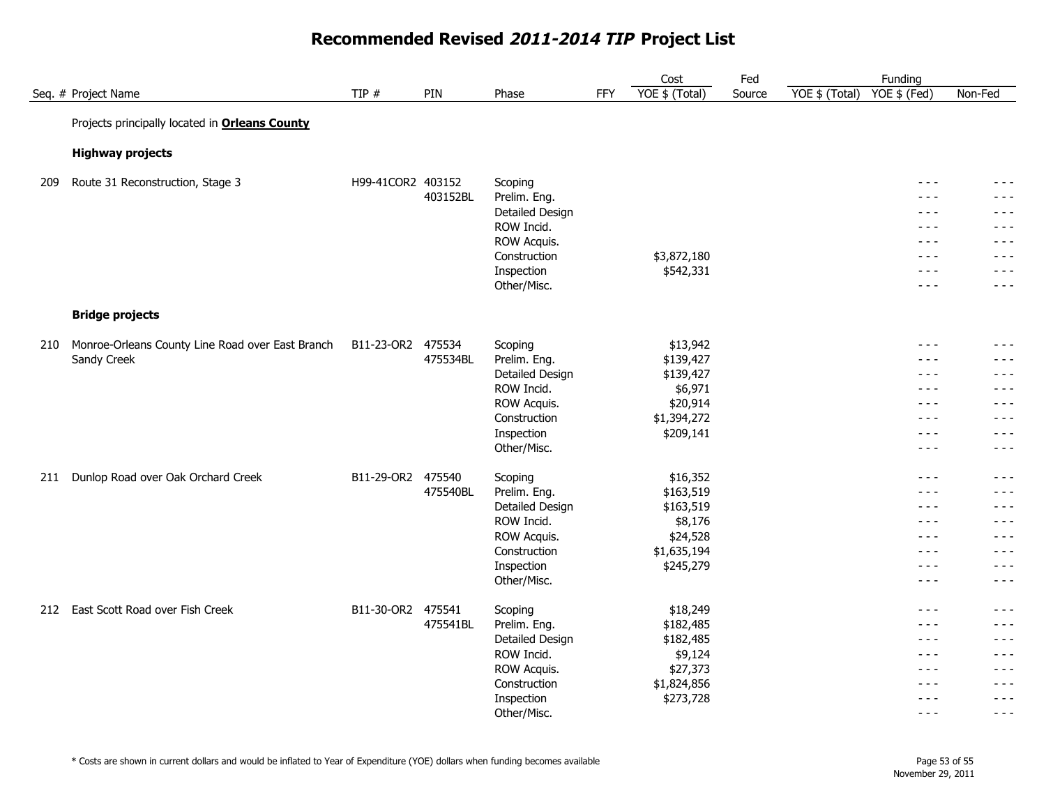# Recommended Revised *2011-2014 TIP* Project List

| Seq. # | Project Name | TIP # | PIN | Phase | FFY | Cost YOE $ (Total) | Fed Source | Funding YOE $ (Total) | Funding YOE $ (Fed) | Non-Fed |
|---|---|---|---|---|---|---|---|---|---|---|
| | Projects principally located in **Orleans County** | | | | | | | | | |
| | **Highway projects** | | | | | | | | | |
| 209 | Route 31 Reconstruction, Stage 3 | H99-41COR2 | 403152 | Scoping | | | | | - - - | - - - |
| | | | 403152BL | Prelim. Eng. | | | | | - - - | - - - |
| | | | | Detailed Design | | | | | - - - | - - - |
| | | | | ROW Incid. | | | | | - - - | - - - |
| | | | | ROW Acquis. | | | | | - - - | - - - |
| | | | | Construction | | $3,872,180 | | | - - - | - - - |
| | | | | Inspection | | $542,331 | | | - - - | - - - |
| | | | | Other/Misc. | | | | | - - - | - - - |
| | **Bridge projects** | | | | | | | | | |
| 210 | Monroe-Orleans County Line Road over East Branch Sandy Creek | B11-23-OR2 | 475534 | Scoping | | $13,942 | | | - - - | - - - |
| | | | 475534BL | Prelim. Eng. | | $139,427 | | | - - - | - - - |
| | | | | Detailed Design | | $139,427 | | | - - - | - - - |
| | | | | ROW Incid. | | $6,971 | | | - - - | - - - |
| | | | | ROW Acquis. | | $20,914 | | | - - - | - - - |
| | | | | Construction | | $1,394,272 | | | - - - | - - - |
| | | | | Inspection | | $209,141 | | | - - - | - - - |
| | | | | Other/Misc. | | | | | - - - | - - - |
| 211 | Dunlop Road over Oak Orchard Creek | B11-29-OR2 | 475540 | Scoping | | $16,352 | | | - - - | - - - |
| | | | 475540BL | Prelim. Eng. | | $163,519 | | | - - - | - - - |
| | | | | Detailed Design | | $163,519 | | | - - - | - - - |
| | | | | ROW Incid. | | $8,176 | | | - - - | - - - |
| | | | | ROW Acquis. | | $24,528 | | | - - - | - - - |
| | | | | Construction | | $1,635,194 | | | - - - | - - - |
| | | | | Inspection | | $245,279 | | | - - - | - - - |
| | | | | Other/Misc. | | | | | - - - | - - - |
| 212 | East Scott Road over Fish Creek | B11-30-OR2 | 475541 | Scoping | | $18,249 | | | - - - | - - - |
| | | | 475541BL | Prelim. Eng. | | $182,485 | | | - - - | - - - |
| | | | | Detailed Design | | $182,485 | | | - - - | - - - |
| | | | | ROW Incid. | | $9,124 | | | - - - | - - - |
| | | | | ROW Acquis. | | $27,373 | | | - - - | - - - |
| | | | | Construction | | $1,824,856 | | | - - - | - - - |
| | | | | Inspection | | $273,728 | | | - - - | - - - |
| | | | | Other/Misc. | | | | | - - - | - - - |

\* Costs are shown in current dollars and would be inflated to Year of Expenditure (YOE) dollars when funding becomes available

November 29, 2011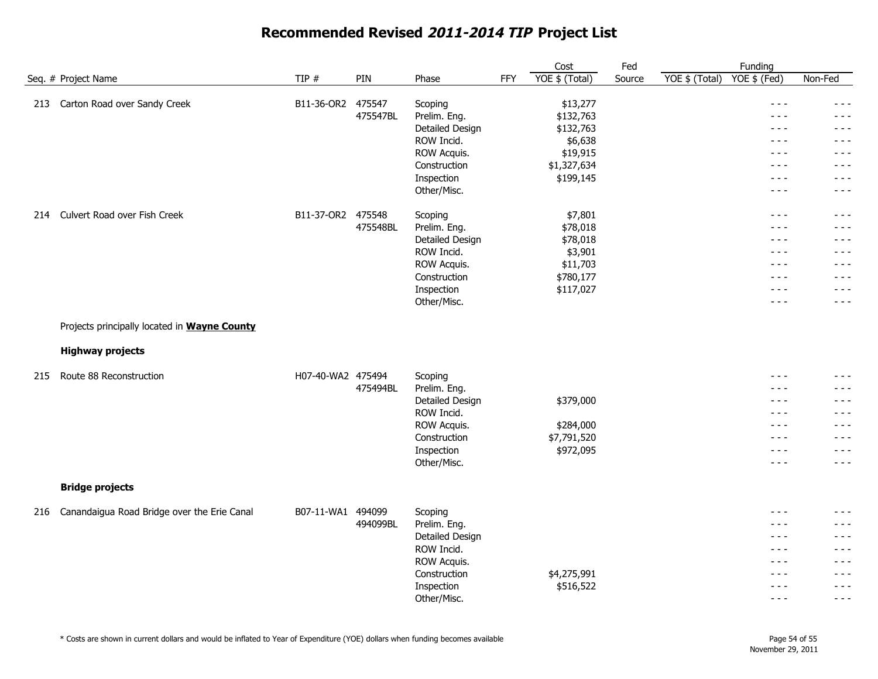# Recommended Revised *2011-2014 TIP* Project List

| Seq. # | Project Name | TIP # | PIN | Phase | FFY | Cost YOE $ (Total) | Fed Source | Funding YOE $ (Total) | Funding YOE $ (Fed) | Non-Fed |
|---|---|---|---|---|---|---|---|---|---|---|
| 213 | Carton Road over Sandy Creek | B11-36-OR2 | 475547 | Scoping | | $13,277 | | | - - - | - - - |
| | | | 475547BL | Prelim. Eng. | | $132,763 | | | - - - | - - - |
| | | | | Detailed Design | | $132,763 | | | - - - | - - - |
| | | | | ROW Incid. | | $6,638 | | | - - - | - - - |
| | | | | ROW Acquis. | | $19,915 | | | - - - | - - - |
| | | | | Construction | | $1,327,634 | | | - - - | - - - |
| | | | | Inspection | | $199,145 | | | - - - | - - - |
| | | | | Other/Misc. | | | | | - - - | - - - |
| 214 | Culvert Road over Fish Creek | B11-37-OR2 | 475548 | Scoping | | $7,801 | | | - - - | - - - |
| | | | 475548BL | Prelim. Eng. | | $78,018 | | | - - - | - - - |
| | | | | Detailed Design | | $78,018 | | | - - - | - - - |
| | | | | ROW Incid. | | $3,901 | | | - - - | - - - |
| | | | | ROW Acquis. | | $11,703 | | | - - - | - - - |
| | | | | Construction | | $780,177 | | | - - - | - - - |
| | | | | Inspection | | $117,027 | | | - - - | - - - |
| | | | | Other/Misc. | | | | | - - - | - - - |

Projects principally located in **Wayne County**

**Highway projects**

| Seq. # | Project Name | TIP # | PIN | Phase | FFY | Cost YOE $ (Total) | Fed Source | Funding YOE $ (Total) | Funding YOE $ (Fed) | Non-Fed |
|---|---|---|---|---|---|---|---|---|---|---|
| 215 | Route 88 Reconstruction | H07-40-WA2 | 475494 | Scoping | | | | | - - - | - - - |
| | | | 475494BL | Prelim. Eng. | | | | | - - - | - - - |
| | | | | Detailed Design | | $379,000 | | | - - - | - - - |
| | | | | ROW Incid. | | | | | - - - | - - - |
| | | | | ROW Acquis. | | $284,000 | | | - - - | - - - |
| | | | | Construction | | $7,791,520 | | | - - - | - - - |
| | | | | Inspection | | $972,095 | | | - - - | - - - |
| | | | | Other/Misc. | | | | | - - - | - - - |

**Bridge projects**

| Seq. # | Project Name | TIP # | PIN | Phase | FFY | Cost YOE $ (Total) | Fed Source | Funding YOE $ (Total) | Funding YOE $ (Fed) | Non-Fed |
|---|---|---|---|---|---|---|---|---|---|---|
| 216 | Canandaigua Road Bridge over the Erie Canal | B07-11-WA1 | 494099 | Scoping | | | | | - - - | - - - |
| | | | 494099BL | Prelim. Eng. | | | | | - - - | - - - |
| | | | | Detailed Design | | | | | - - - | - - - |
| | | | | ROW Incid. | | | | | - - - | - - - |
| | | | | ROW Acquis. | | | | | - - - | - - - |
| | | | | Construction | | $4,275,991 | | | - - - | - - - |
| | | | | Inspection | | $516,522 | | | - - - | - - - |
| | | | | Other/Misc. | | | | | - - - | - - - |

\* Costs are shown in current dollars and would be inflated to Year of Expenditure (YOE) dollars when funding becomes available

November 29, 2011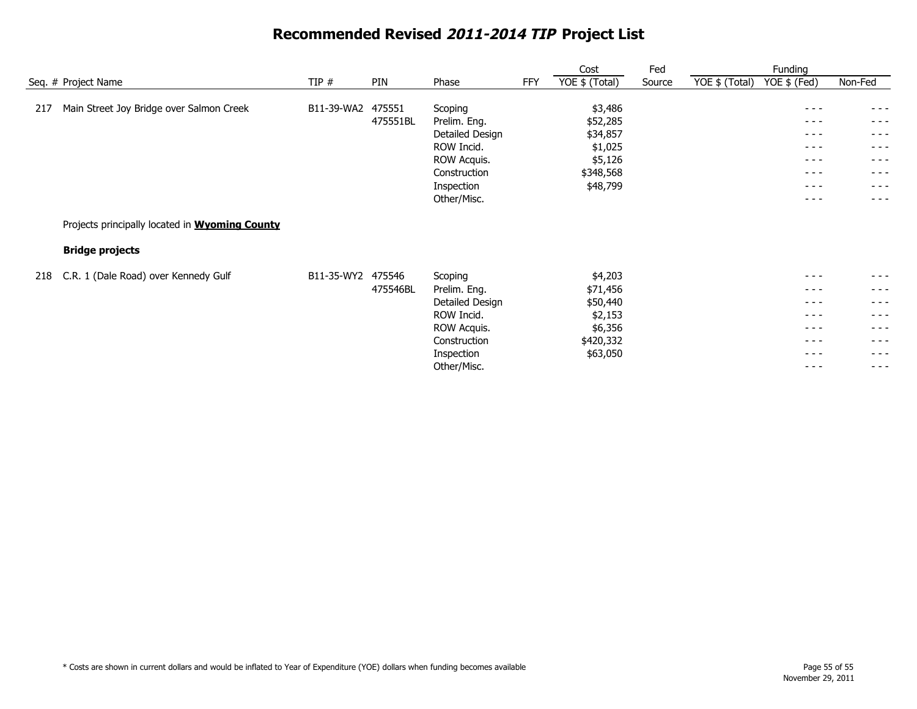# Recommended Revised *2011-2014 TIP* Project List

| Seq. # | Project Name | TIP # | PIN | Phase | FFY | Cost YOE $ (Total) | Fed Source | Funding YOE $ (Total) | Funding YOE $ (Fed) | Funding Non-Fed |
|---|---|---|---|---|---|---|---|---|---|---|
| 217 | Main Street Joy Bridge over Salmon Creek | B11-39-WA2 | 475551 | Scoping | | $3,486 | | | - - - | - - - |
| | | | 475551BL | Prelim. Eng. | | $52,285 | | | - - - | - - - |
| | | | | Detailed Design | | $34,857 | | | - - - | - - - |
| | | | | ROW Incid. | | $1,025 | | | - - - | - - - |
| | | | | ROW Acquis. | | $5,126 | | | - - - | - - - |
| | | | | Construction | | $348,568 | | | - - - | - - - |
| | | | | Inspection | | $48,799 | | | - - - | - - - |
| | | | | Other/Misc. | | | | | - - - | - - - |

Projects principally located in **Wyoming County**

**Bridge projects**

| Seq. # | Project Name | TIP # | PIN | Phase | FFY | Cost YOE $ (Total) | Fed Source | Funding YOE $ (Total) | Funding YOE $ (Fed) | Funding Non-Fed |
|---|---|---|---|---|---|---|---|---|---|---|
| 218 | C.R. 1 (Dale Road) over Kennedy Gulf | B11-35-WY2 | 475546 | Scoping | | $4,203 | | | - - - | - - - |
| | | | 475546BL | Prelim. Eng. | | $71,456 | | | - - - | - - - |
| | | | | Detailed Design | | $50,440 | | | - - - | - - - |
| | | | | ROW Incid. | | $2,153 | | | - - - | - - - |
| | | | | ROW Acquis. | | $6,356 | | | - - - | - - - |
| | | | | Construction | | $420,332 | | | - - - | - - - |
| | | | | Inspection | | $63,050 | | | - - - | - - - |
| | | | | Other/Misc. | | | | | - - - | - - - |

* Costs are shown in current dollars and would be inflated to Year of Expenditure (YOE) dollars when funding becomes available

November 29, 2011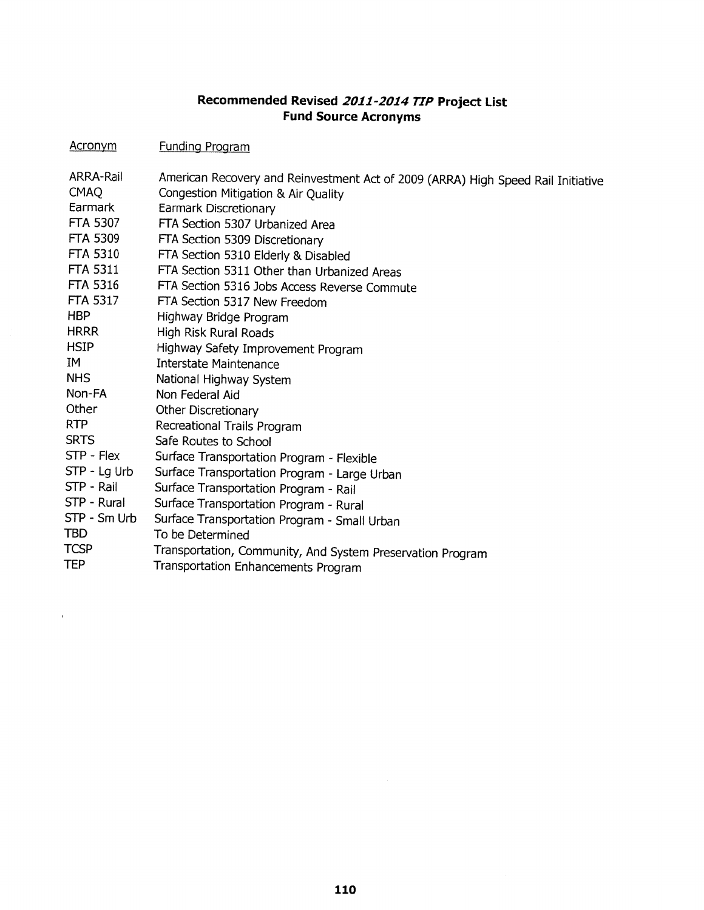## Recommended Revised *2011-2014 TIP* Project List
## Fund Source Acronyms

| Acronym | Funding Program |
|---|---|
| ARRA-Rail | American Recovery and Reinvestment Act of 2009 (ARRA) High Speed Rail Initiative |
| CMAQ | Congestion Mitigation & Air Quality |
| Earmark | Earmark Discretionary |
| FTA 5307 | FTA Section 5307 Urbanized Area |
| FTA 5309 | FTA Section 5309 Discretionary |
| FTA 5310 | FTA Section 5310 Elderly & Disabled |
| FTA 5311 | FTA Section 5311 Other than Urbanized Areas |
| FTA 5316 | FTA Section 5316 Jobs Access Reverse Commute |
| FTA 5317 | FTA Section 5317 New Freedom |
| HBP | Highway Bridge Program |
| HRRR | High Risk Rural Roads |
| HSIP | Highway Safety Improvement Program |
| IM | Interstate Maintenance |
| NHS | National Highway System |
| Non-FA | Non Federal Aid |
| Other | Other Discretionary |
| RTP | Recreational Trails Program |
| SRTS | Safe Routes to School |
| STP - Flex | Surface Transportation Program - Flexible |
| STP - Lg Urb | Surface Transportation Program - Large Urban |
| STP - Rail | Surface Transportation Program - Rail |
| STP - Rural | Surface Transportation Program - Rural |
| STP - Sm Urb | Surface Transportation Program - Small Urban |
| TBD | To be Determined |
| TCSP | Transportation, Community, And System Preservation Program |
| TEP | Transportation Enhancements Program |